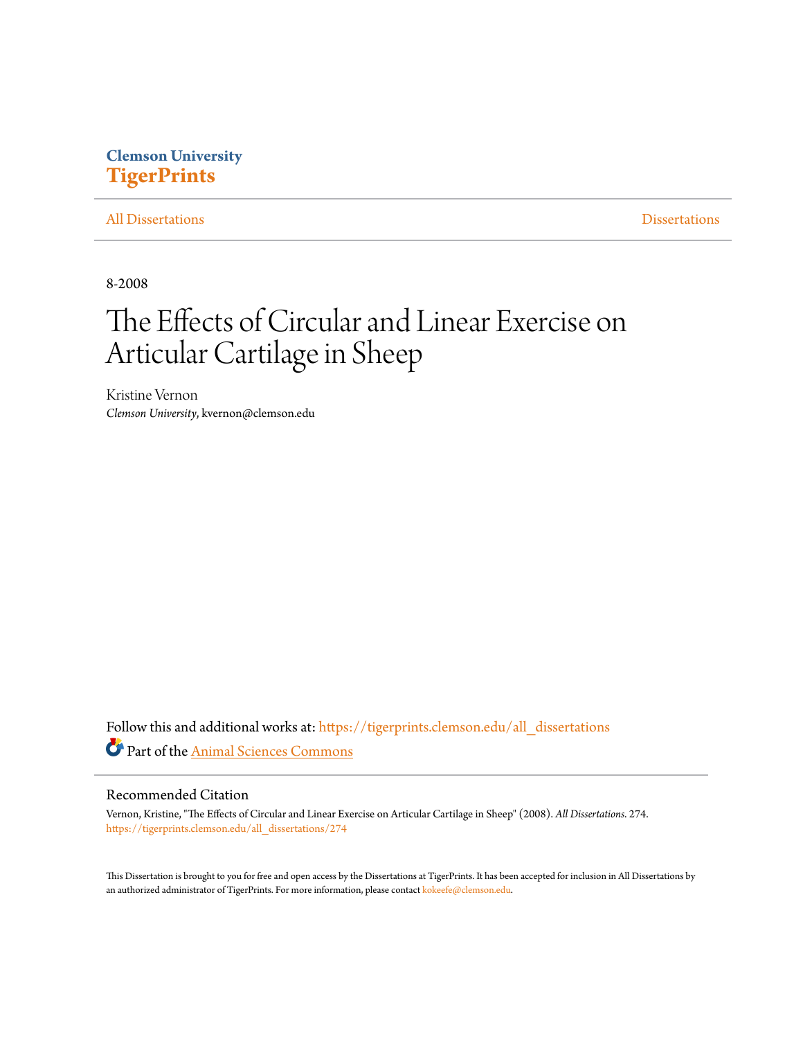Clemson University
**TigerPrints**

All Dissertations | Dissertations

8-2008

# The Effects of Circular and Linear Exercise on Articular Cartilage in Sheep

Kristine Vernon
*Clemson University*, kvernon@clemson.edu

Follow this and additional works at: https://tigerprints.clemson.edu/all_dissertations

Part of the Animal Sciences Commons

## Recommended Citation

Vernon, Kristine, "The Effects of Circular and Linear Exercise on Articular Cartilage in Sheep" (2008). *All Dissertations*. 274.
https://tigerprints.clemson.edu/all_dissertations/274

This Dissertation is brought to you for free and open access by the Dissertations at TigerPrints. It has been accepted for inclusion in All Dissertations by an authorized administrator of TigerPrints. For more information, please contact kokeefe@clemson.edu.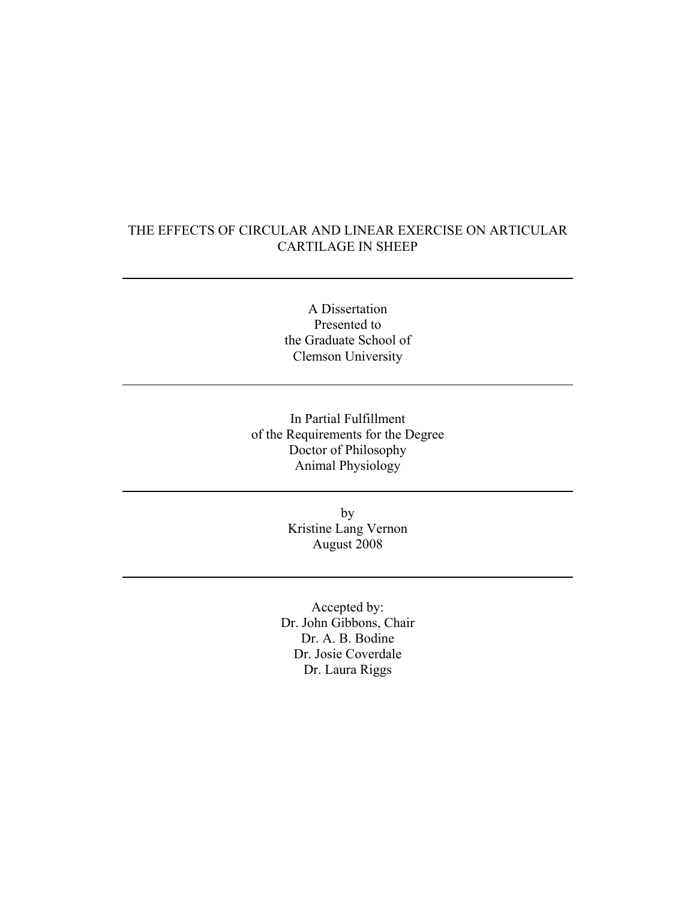# THE EFFECTS OF CIRCULAR AND LINEAR EXERCISE ON ARTICULAR CARTILAGE IN SHEEP

---

A Dissertation
Presented to
the Graduate School of
Clemson University

---

In Partial Fulfillment
of the Requirements for the Degree
Doctor of Philosophy
Animal Physiology

---

by
Kristine Lang Vernon
August 2008

---

Accepted by:
Dr. John Gibbons, Chair
Dr. A. B. Bodine
Dr. Josie Coverdale
Dr. Laura Riggs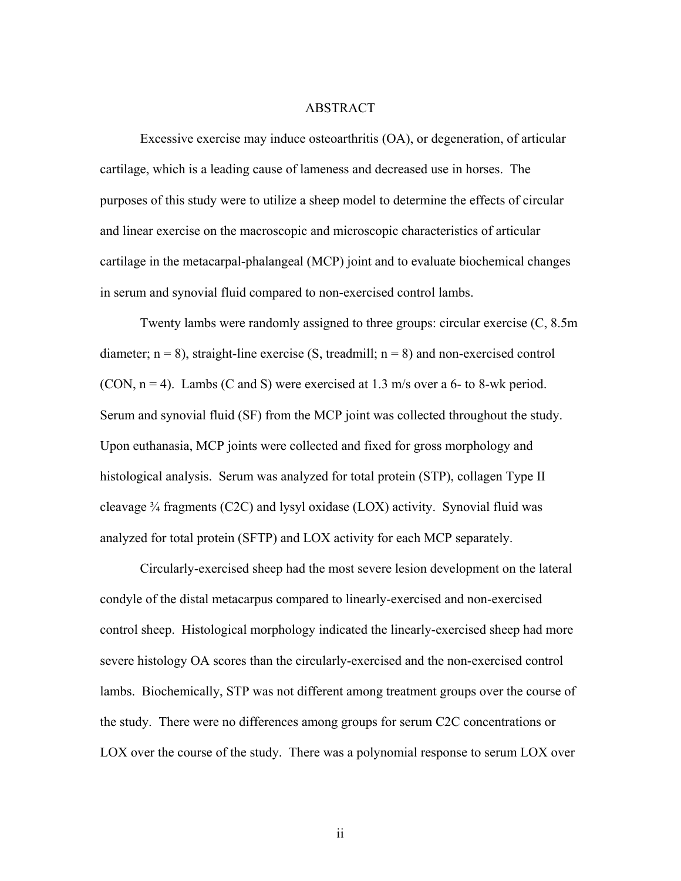# ABSTRACT

Excessive exercise may induce osteoarthritis (OA), or degeneration, of articular cartilage, which is a leading cause of lameness and decreased use in horses. The purposes of this study were to utilize a sheep model to determine the effects of circular and linear exercise on the macroscopic and microscopic characteristics of articular cartilage in the metacarpal-phalangeal (MCP) joint and to evaluate biochemical changes in serum and synovial fluid compared to non-exercised control lambs.

Twenty lambs were randomly assigned to three groups: circular exercise (C, 8.5m diameter; n = 8), straight-line exercise (S, treadmill; n = 8) and non-exercised control (CON, n = 4). Lambs (C and S) were exercised at 1.3 m/s over a 6- to 8-wk period. Serum and synovial fluid (SF) from the MCP joint was collected throughout the study. Upon euthanasia, MCP joints were collected and fixed for gross morphology and histological analysis. Serum was analyzed for total protein (STP), collagen Type II cleavage ¾ fragments (C2C) and lysyl oxidase (LOX) activity. Synovial fluid was analyzed for total protein (SFTP) and LOX activity for each MCP separately.

Circularly-exercised sheep had the most severe lesion development on the lateral condyle of the distal metacarpus compared to linearly-exercised and non-exercised control sheep. Histological morphology indicated the linearly-exercised sheep had more severe histology OA scores than the circularly-exercised and the non-exercised control lambs. Biochemically, STP was not different among treatment groups over the course of the study. There were no differences among groups for serum C2C concentrations or LOX over the course of the study. There was a polynomial response to serum LOX over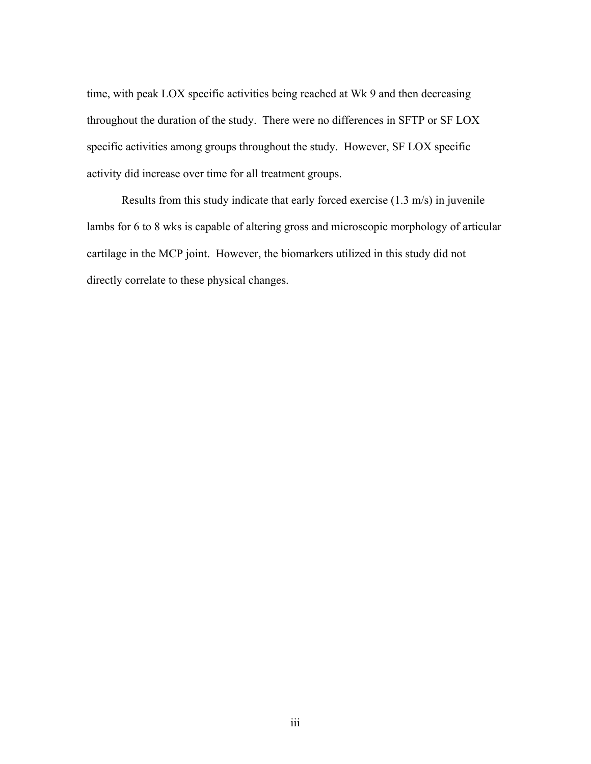time, with peak LOX specific activities being reached at Wk 9 and then decreasing throughout the duration of the study. There were no differences in SFTP or SF LOX specific activities among groups throughout the study. However, SF LOX specific activity did increase over time for all treatment groups.

Results from this study indicate that early forced exercise (1.3 m/s) in juvenile lambs for 6 to 8 wks is capable of altering gross and microscopic morphology of articular cartilage in the MCP joint. However, the biomarkers utilized in this study did not directly correlate to these physical changes.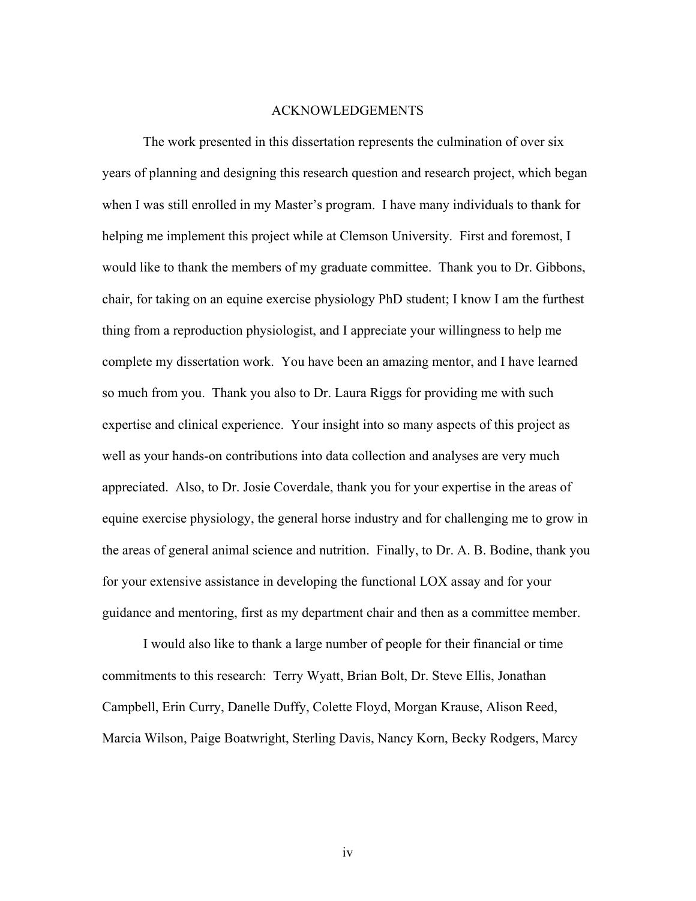# ACKNOWLEDGEMENTS

The work presented in this dissertation represents the culmination of over six years of planning and designing this research question and research project, which began when I was still enrolled in my Master's program. I have many individuals to thank for helping me implement this project while at Clemson University. First and foremost, I would like to thank the members of my graduate committee. Thank you to Dr. Gibbons, chair, for taking on an equine exercise physiology PhD student; I know I am the furthest thing from a reproduction physiologist, and I appreciate your willingness to help me complete my dissertation work. You have been an amazing mentor, and I have learned so much from you. Thank you also to Dr. Laura Riggs for providing me with such expertise and clinical experience. Your insight into so many aspects of this project as well as your hands-on contributions into data collection and analyses are very much appreciated. Also, to Dr. Josie Coverdale, thank you for your expertise in the areas of equine exercise physiology, the general horse industry and for challenging me to grow in the areas of general animal science and nutrition. Finally, to Dr. A. B. Bodine, thank you for your extensive assistance in developing the functional LOX assay and for your guidance and mentoring, first as my department chair and then as a committee member.

I would also like to thank a large number of people for their financial or time commitments to this research: Terry Wyatt, Brian Bolt, Dr. Steve Ellis, Jonathan Campbell, Erin Curry, Danelle Duffy, Colette Floyd, Morgan Krause, Alison Reed, Marcia Wilson, Paige Boatwright, Sterling Davis, Nancy Korn, Becky Rodgers, Marcy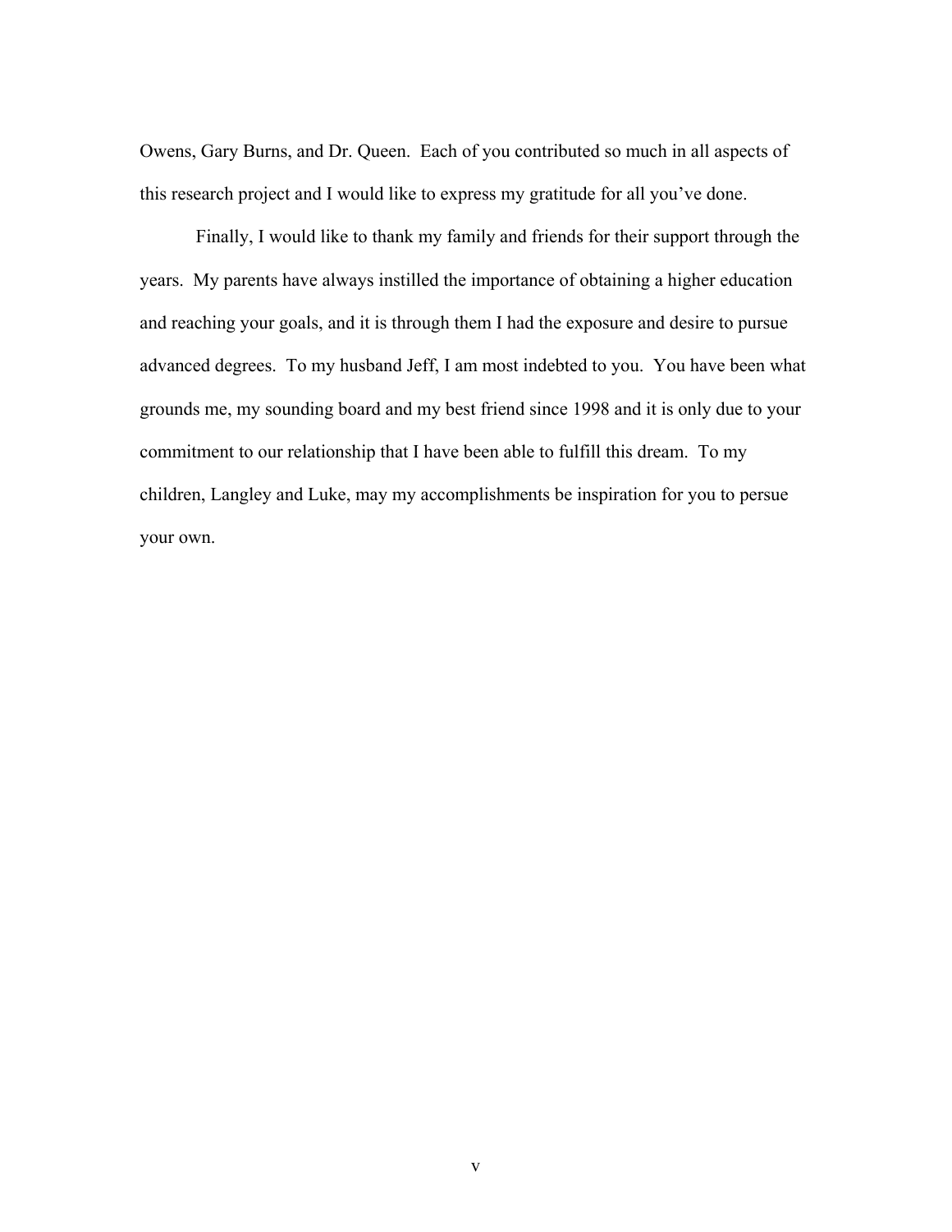Owens, Gary Burns, and Dr. Queen. Each of you contributed so much in all aspects of this research project and I would like to express my gratitude for all you've done.

Finally, I would like to thank my family and friends for their support through the years. My parents have always instilled the importance of obtaining a higher education and reaching your goals, and it is through them I had the exposure and desire to pursue advanced degrees. To my husband Jeff, I am most indebted to you. You have been what grounds me, my sounding board and my best friend since 1998 and it is only due to your commitment to our relationship that I have been able to fulfill this dream. To my children, Langley and Luke, may my accomplishments be inspiration for you to persue your own.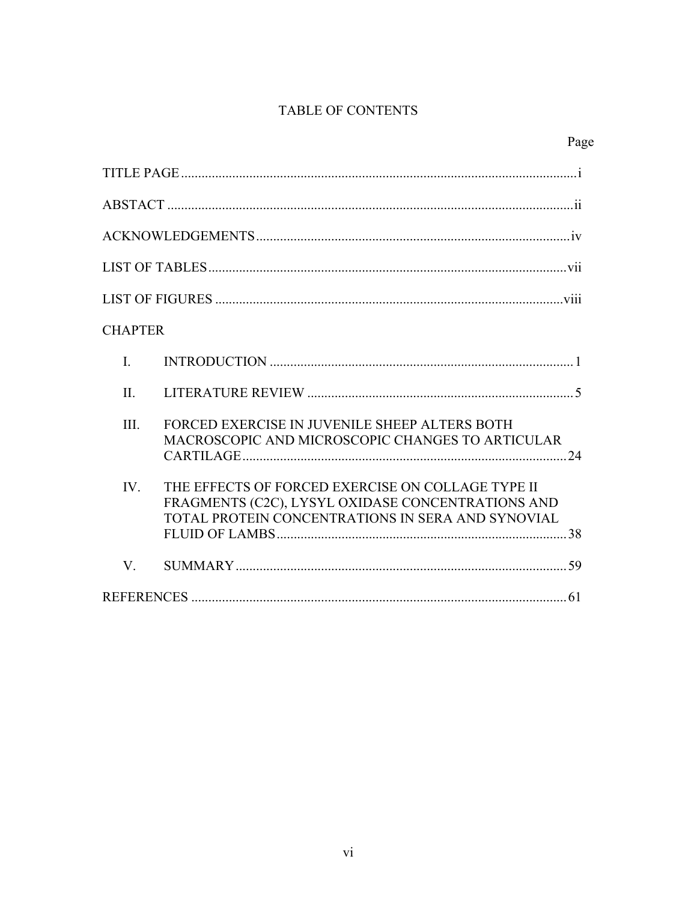# TABLE OF CONTENTS

| | Page |
|---|---|
| TITLE PAGE | i |
| ABSTACT | ii |
| ACKNOWLEDGEMENTS | iv |
| LIST OF TABLES | vii |
| LIST OF FIGURES | viii |
| CHAPTER | |
| I. INTRODUCTION | 1 |
| II. LITERATURE REVIEW | 5 |
| III. FORCED EXERCISE IN JUVENILE SHEEP ALTERS BOTH MACROSCOPIC AND MICROSCOPIC CHANGES TO ARTICULAR CARTILAGE | 24 |
| IV. THE EFFECTS OF FORCED EXERCISE ON COLLAGE TYPE II FRAGMENTS (C2C), LYSYL OXIDASE CONCENTRATIONS AND TOTAL PROTEIN CONCENTRATIONS IN SERA AND SYNOVIAL FLUID OF LAMBS | 38 |
| V. SUMMARY | 59 |
| REFERENCES | 61 |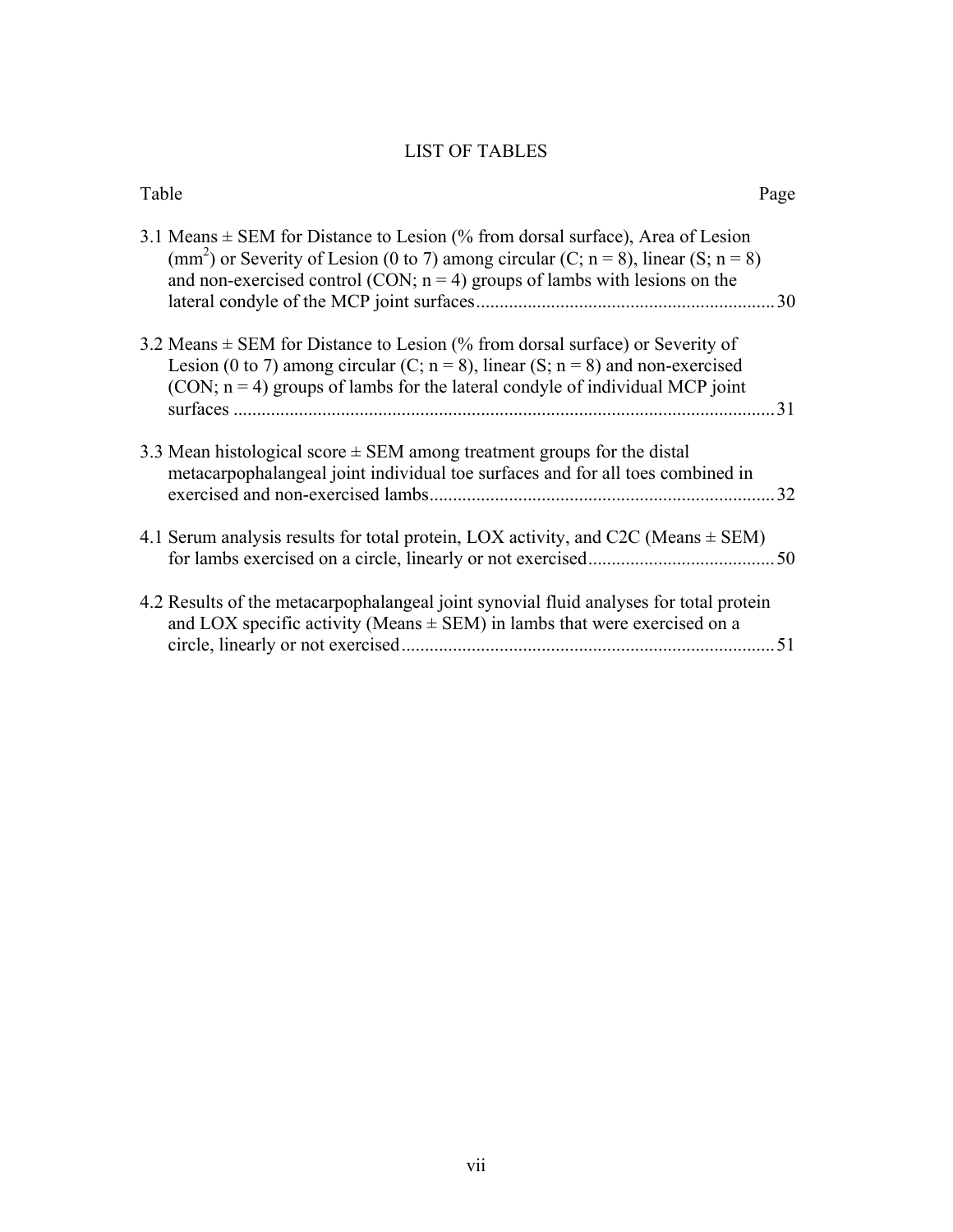# LIST OF TABLES

| Table | Page |
|---|---|
| 3.1 Means ± SEM for Distance to Lesion (% from dorsal surface), Area of Lesion ($mm^2$) or Severity of Lesion (0 to 7) among circular (C; n = 8), linear (S; n = 8) and non-exercised control (CON; n = 4) groups of lambs with lesions on the lateral condyle of the MCP joint surfaces | 30 |
| 3.2 Means ± SEM for Distance to Lesion (% from dorsal surface) or Severity of Lesion (0 to 7) among circular (C; n = 8), linear (S; n = 8) and non-exercised (CON; n = 4) groups of lambs for the lateral condyle of individual MCP joint surfaces | 31 |
| 3.3 Mean histological score ± SEM among treatment groups for the distal metacarpophalangeal joint individual toe surfaces and for all toes combined in exercised and non-exercised lambs | 32 |
| 4.1 Serum analysis results for total protein, LOX activity, and C2C (Means ± SEM) for lambs exercised on a circle, linearly or not exercised | 50 |
| 4.2 Results of the metacarpophalangeal joint synovial fluid analyses for total protein and LOX specific activity (Means ± SEM) in lambs that were exercised on a circle, linearly or not exercised | 51 |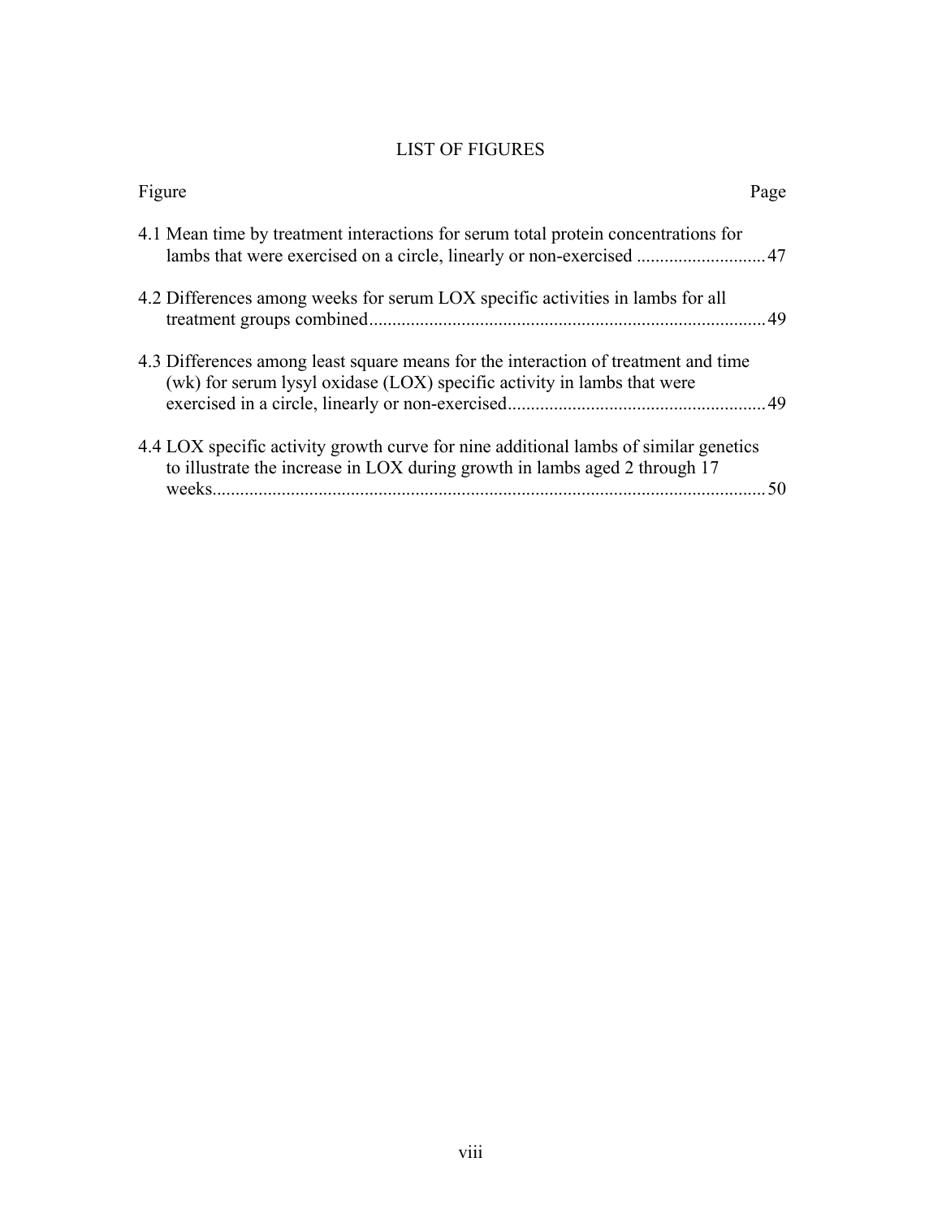# LIST OF FIGURES

| Figure | Page |
|---|---|
| 4.1 Mean time by treatment interactions for serum total protein concentrations for lambs that were exercised on a circle, linearly or non-exercised | 47 |
| 4.2 Differences among weeks for serum LOX specific activities in lambs for all treatment groups combined | 49 |
| 4.3 Differences among least square means for the interaction of treatment and time (wk) for serum lysyl oxidase (LOX) specific activity in lambs that were exercised in a circle, linearly or non-exercised | 49 |
| 4.4 LOX specific activity growth curve for nine additional lambs of similar genetics to illustrate the increase in LOX during growth in lambs aged 2 through 17 weeks | 50 |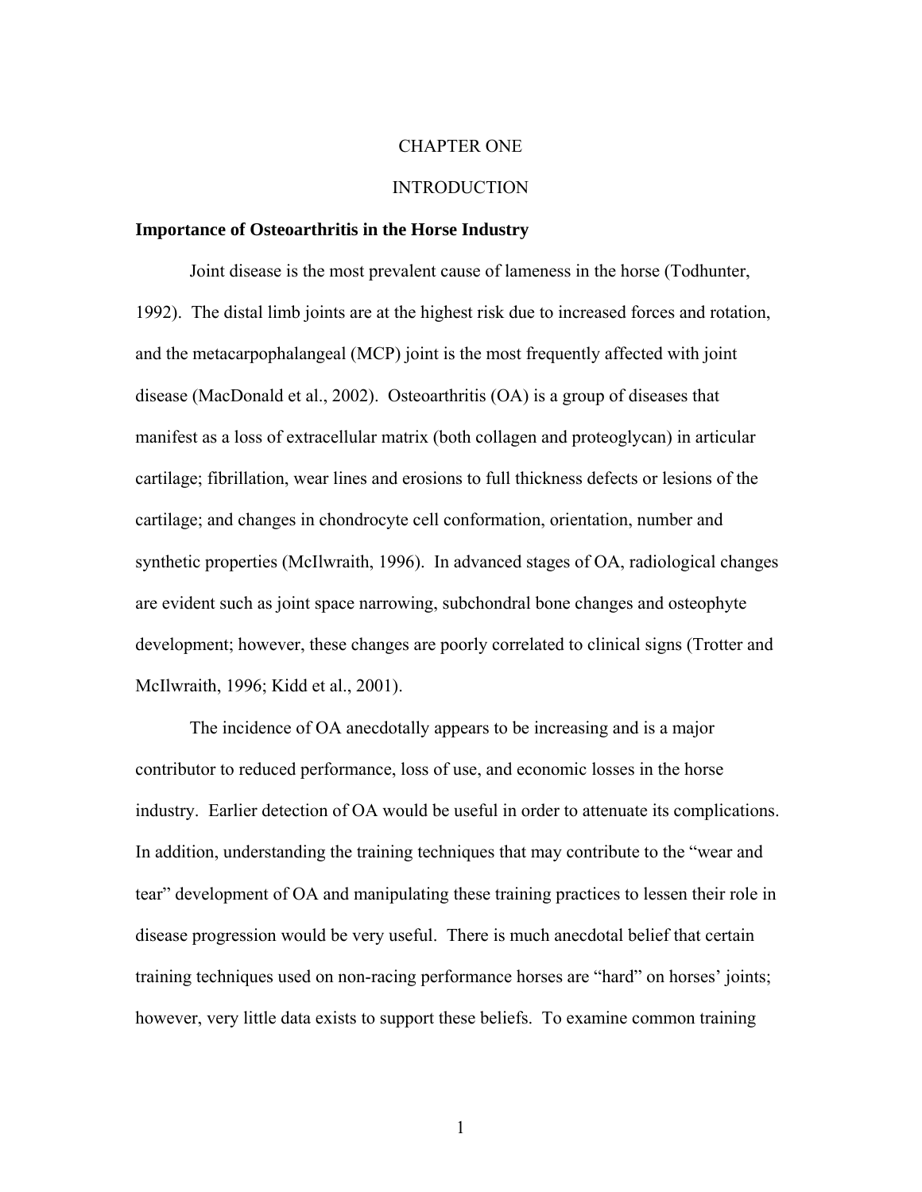# CHAPTER ONE

# INTRODUCTION

## Importance of Osteoarthritis in the Horse Industry

Joint disease is the most prevalent cause of lameness in the horse (Todhunter, 1992). The distal limb joints are at the highest risk due to increased forces and rotation, and the metacarpophalangeal (MCP) joint is the most frequently affected with joint disease (MacDonald et al., 2002). Osteoarthritis (OA) is a group of diseases that manifest as a loss of extracellular matrix (both collagen and proteoglycan) in articular cartilage; fibrillation, wear lines and erosions to full thickness defects or lesions of the cartilage; and changes in chondrocyte cell conformation, orientation, number and synthetic properties (McIlwraith, 1996). In advanced stages of OA, radiological changes are evident such as joint space narrowing, subchondral bone changes and osteophyte development; however, these changes are poorly correlated to clinical signs (Trotter and McIlwraith, 1996; Kidd et al., 2001).

The incidence of OA anecdotally appears to be increasing and is a major contributor to reduced performance, loss of use, and economic losses in the horse industry. Earlier detection of OA would be useful in order to attenuate its complications. In addition, understanding the training techniques that may contribute to the "wear and tear" development of OA and manipulating these training practices to lessen their role in disease progression would be very useful. There is much anecdotal belief that certain training techniques used on non-racing performance horses are "hard" on horses' joints; however, very little data exists to support these beliefs. To examine common training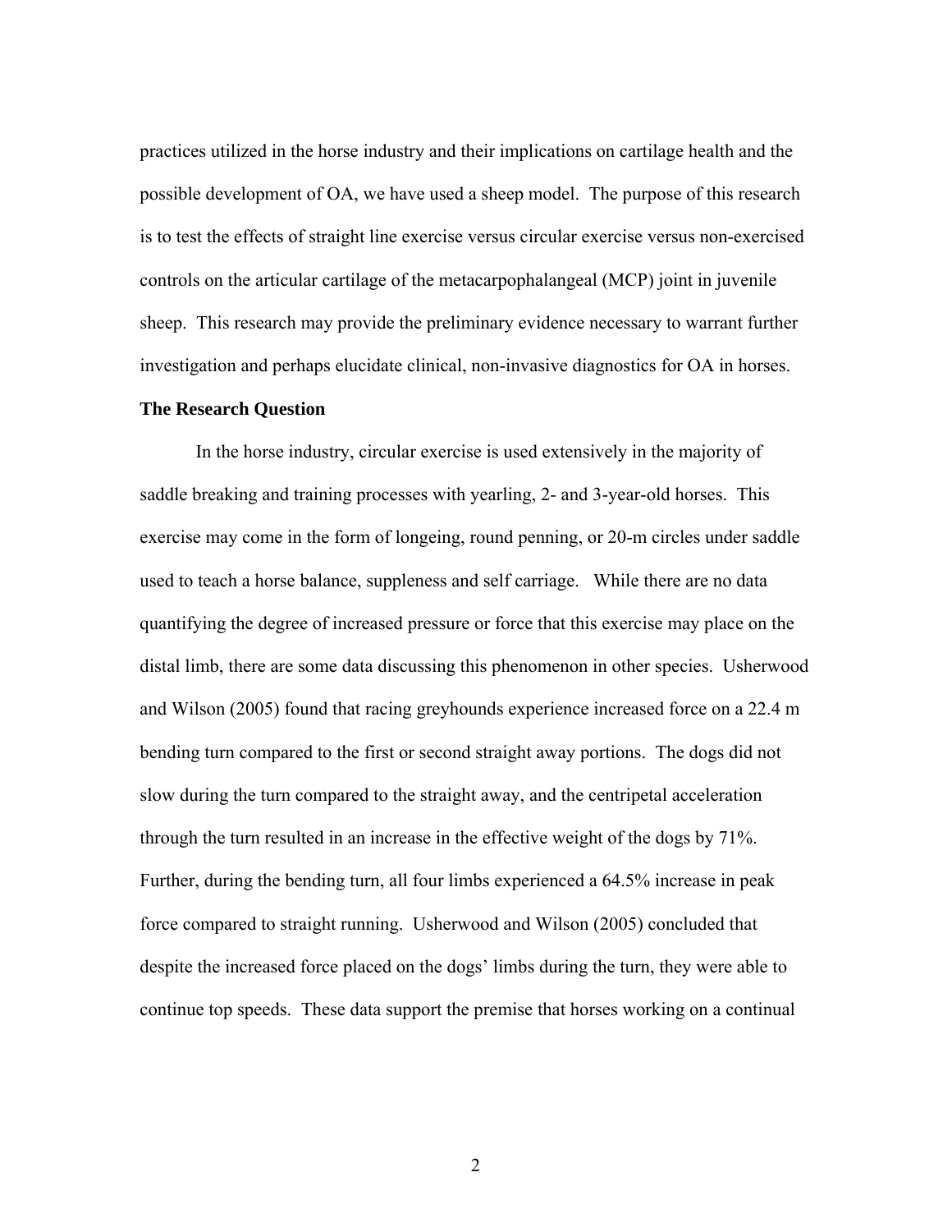practices utilized in the horse industry and their implications on cartilage health and the possible development of OA, we have used a sheep model. The purpose of this research is to test the effects of straight line exercise versus circular exercise versus non-exercised controls on the articular cartilage of the metacarpophalangeal (MCP) joint in juvenile sheep. This research may provide the preliminary evidence necessary to warrant further investigation and perhaps elucidate clinical, non-invasive diagnostics for OA in horses.

**The Research Question**

In the horse industry, circular exercise is used extensively in the majority of saddle breaking and training processes with yearling, 2- and 3-year-old horses. This exercise may come in the form of longeing, round penning, or 20-m circles under saddle used to teach a horse balance, suppleness and self carriage. While there are no data quantifying the degree of increased pressure or force that this exercise may place on the distal limb, there are some data discussing this phenomenon in other species. Usherwood and Wilson (2005) found that racing greyhounds experience increased force on a 22.4 m bending turn compared to the first or second straight away portions. The dogs did not slow during the turn compared to the straight away, and the centripetal acceleration through the turn resulted in an increase in the effective weight of the dogs by 71%. Further, during the bending turn, all four limbs experienced a 64.5% increase in peak force compared to straight running. Usherwood and Wilson (2005) concluded that despite the increased force placed on the dogs' limbs during the turn, they were able to continue top speeds. These data support the premise that horses working on a continual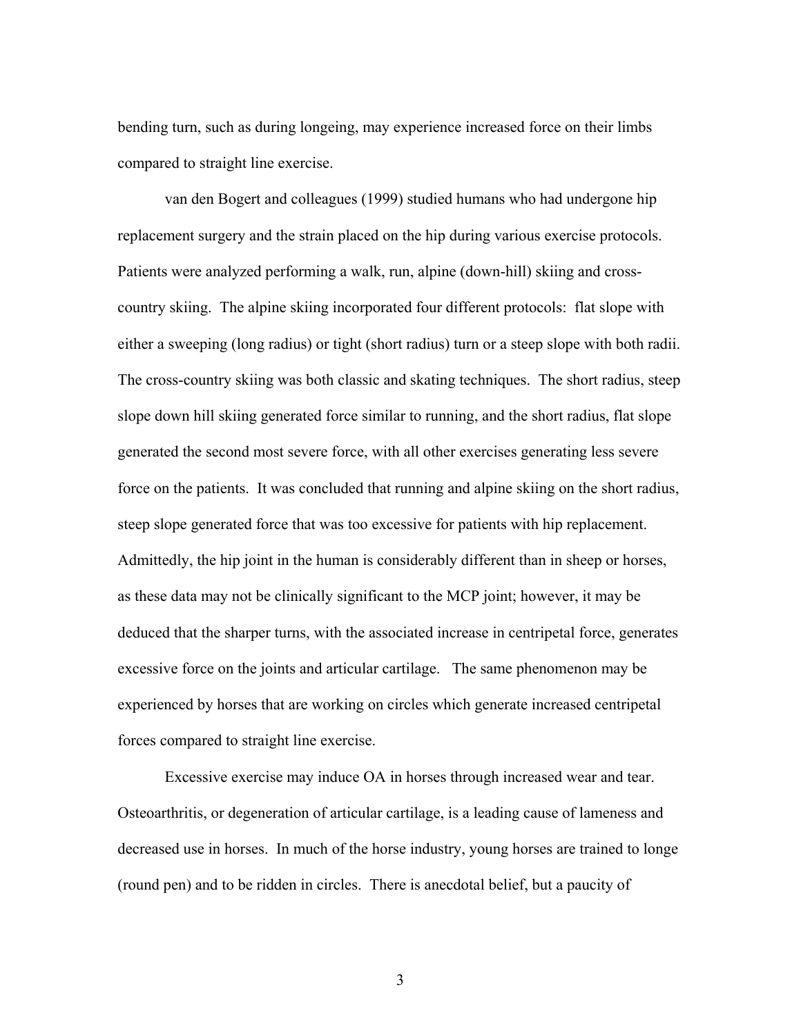bending turn, such as during longeing, may experience increased force on their limbs compared to straight line exercise.

van den Bogert and colleagues (1999) studied humans who had undergone hip replacement surgery and the strain placed on the hip during various exercise protocols. Patients were analyzed performing a walk, run, alpine (down-hill) skiing and cross-country skiing. The alpine skiing incorporated four different protocols: flat slope with either a sweeping (long radius) or tight (short radius) turn or a steep slope with both radii. The cross-country skiing was both classic and skating techniques. The short radius, steep slope down hill skiing generated force similar to running, and the short radius, flat slope generated the second most severe force, with all other exercises generating less severe force on the patients. It was concluded that running and alpine skiing on the short radius, steep slope generated force that was too excessive for patients with hip replacement. Admittedly, the hip joint in the human is considerably different than in sheep or horses, as these data may not be clinically significant to the MCP joint; however, it may be deduced that the sharper turns, with the associated increase in centripetal force, generates excessive force on the joints and articular cartilage. The same phenomenon may be experienced by horses that are working on circles which generate increased centripetal forces compared to straight line exercise.

Excessive exercise may induce OA in horses through increased wear and tear. Osteoarthritis, or degeneration of articular cartilage, is a leading cause of lameness and decreased use in horses. In much of the horse industry, young horses are trained to longe (round pen) and to be ridden in circles. There is anecdotal belief, but a paucity of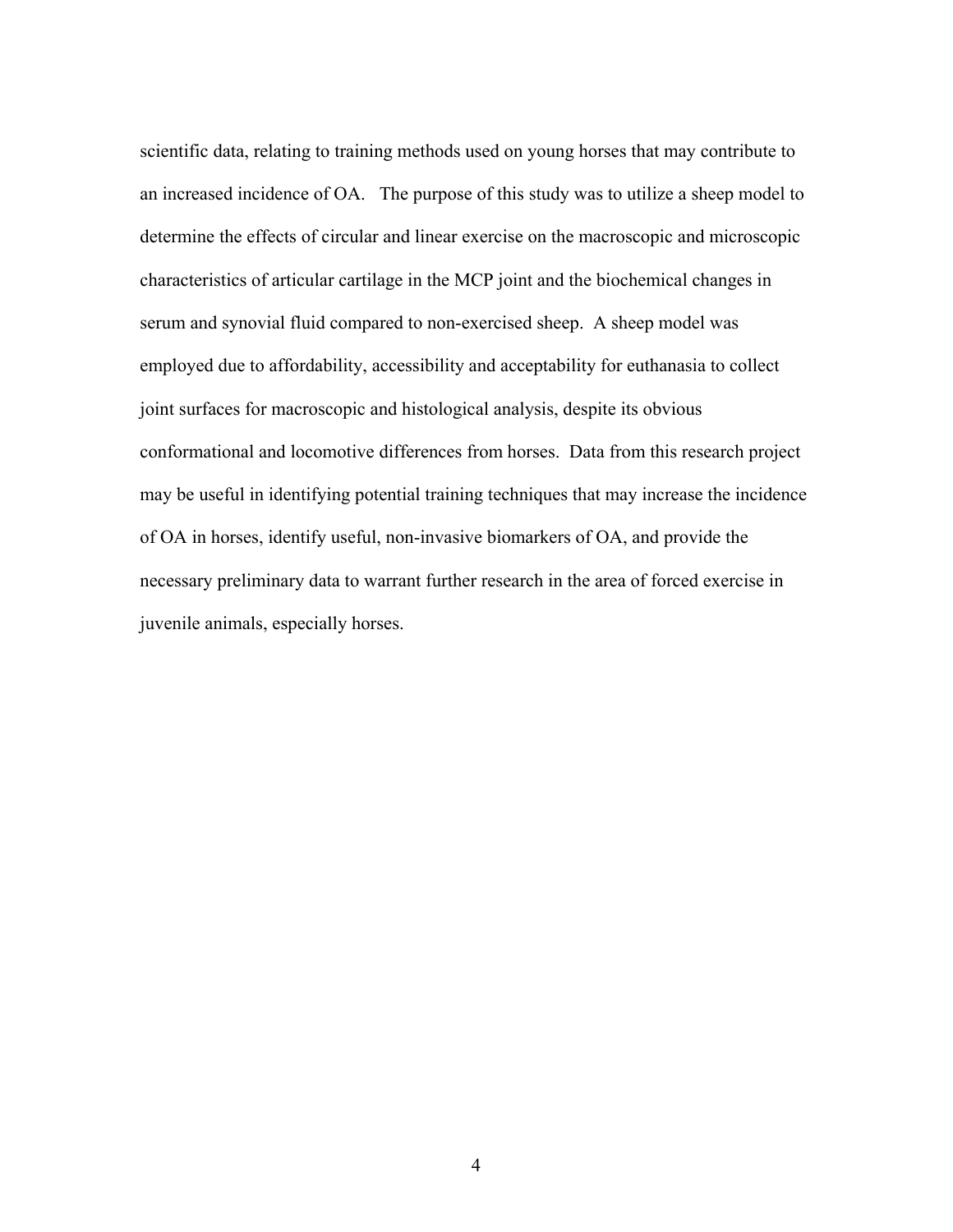scientific data, relating to training methods used on young horses that may contribute to an increased incidence of OA. The purpose of this study was to utilize a sheep model to determine the effects of circular and linear exercise on the macroscopic and microscopic characteristics of articular cartilage in the MCP joint and the biochemical changes in serum and synovial fluid compared to non-exercised sheep. A sheep model was employed due to affordability, accessibility and acceptability for euthanasia to collect joint surfaces for macroscopic and histological analysis, despite its obvious conformational and locomotive differences from horses. Data from this research project may be useful in identifying potential training techniques that may increase the incidence of OA in horses, identify useful, non-invasive biomarkers of OA, and provide the necessary preliminary data to warrant further research in the area of forced exercise in juvenile animals, especially horses.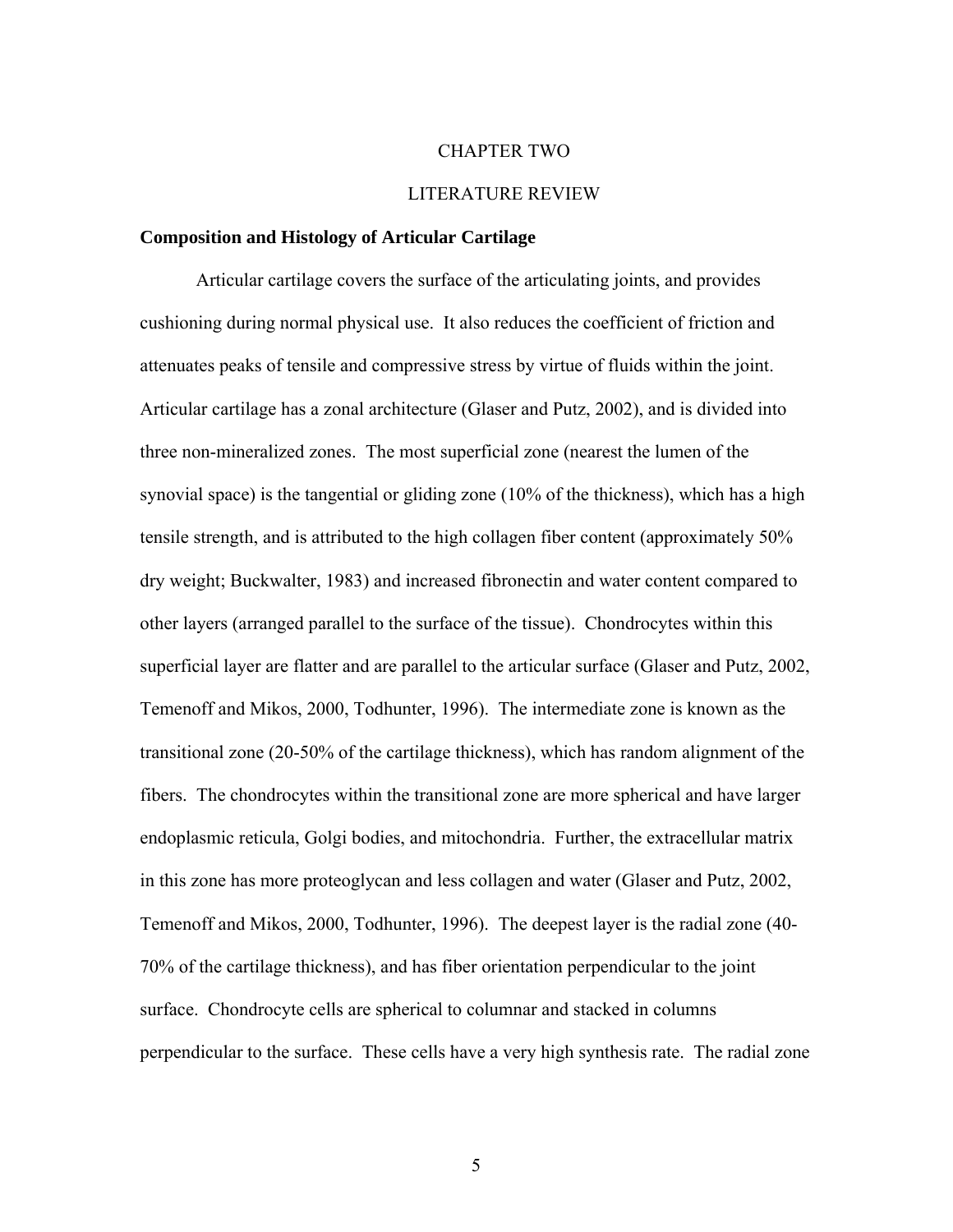# CHAPTER TWO

# LITERATURE REVIEW

## Composition and Histology of Articular Cartilage

Articular cartilage covers the surface of the articulating joints, and provides cushioning during normal physical use. It also reduces the coefficient of friction and attenuates peaks of tensile and compressive stress by virtue of fluids within the joint. Articular cartilage has a zonal architecture (Glaser and Putz, 2002), and is divided into three non-mineralized zones. The most superficial zone (nearest the lumen of the synovial space) is the tangential or gliding zone (10% of the thickness), which has a high tensile strength, and is attributed to the high collagen fiber content (approximately 50% dry weight; Buckwalter, 1983) and increased fibronectin and water content compared to other layers (arranged parallel to the surface of the tissue). Chondrocytes within this superficial layer are flatter and are parallel to the articular surface (Glaser and Putz, 2002, Temenoff and Mikos, 2000, Todhunter, 1996). The intermediate zone is known as the transitional zone (20-50% of the cartilage thickness), which has random alignment of the fibers. The chondrocytes within the transitional zone are more spherical and have larger endoplasmic reticula, Golgi bodies, and mitochondria. Further, the extracellular matrix in this zone has more proteoglycan and less collagen and water (Glaser and Putz, 2002, Temenoff and Mikos, 2000, Todhunter, 1996). The deepest layer is the radial zone (40-70% of the cartilage thickness), and has fiber orientation perpendicular to the joint surface. Chondrocyte cells are spherical to columnar and stacked in columns perpendicular to the surface. These cells have a very high synthesis rate. The radial zone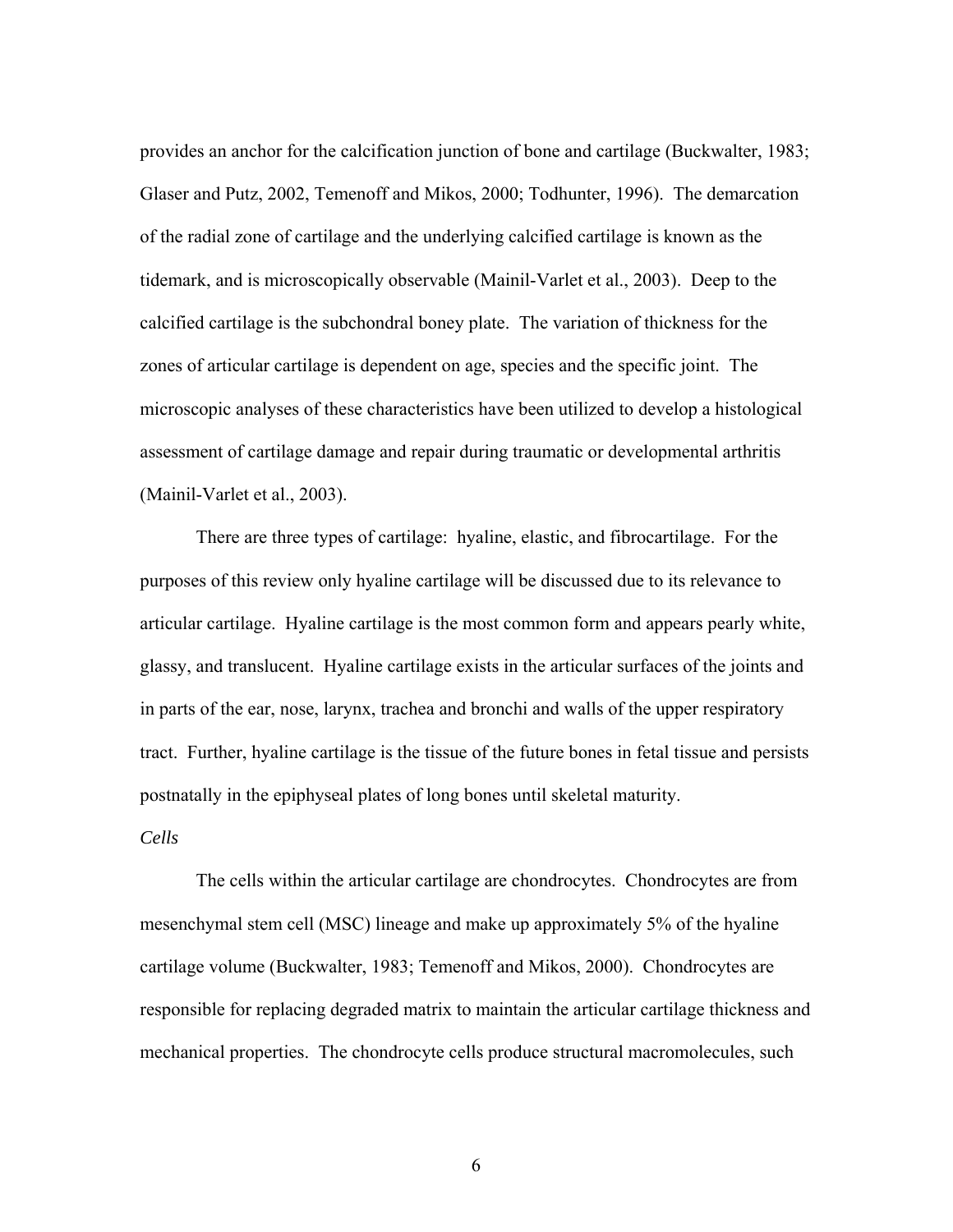provides an anchor for the calcification junction of bone and cartilage (Buckwalter, 1983; Glaser and Putz, 2002, Temenoff and Mikos, 2000; Todhunter, 1996). The demarcation of the radial zone of cartilage and the underlying calcified cartilage is known as the tidemark, and is microscopically observable (Mainil-Varlet et al., 2003). Deep to the calcified cartilage is the subchondral boney plate. The variation of thickness for the zones of articular cartilage is dependent on age, species and the specific joint. The microscopic analyses of these characteristics have been utilized to develop a histological assessment of cartilage damage and repair during traumatic or developmental arthritis (Mainil-Varlet et al., 2003).

There are three types of cartilage: hyaline, elastic, and fibrocartilage. For the purposes of this review only hyaline cartilage will be discussed due to its relevance to articular cartilage. Hyaline cartilage is the most common form and appears pearly white, glassy, and translucent. Hyaline cartilage exists in the articular surfaces of the joints and in parts of the ear, nose, larynx, trachea and bronchi and walls of the upper respiratory tract. Further, hyaline cartilage is the tissue of the future bones in fetal tissue and persists postnatally in the epiphyseal plates of long bones until skeletal maturity.

*Cells*

The cells within the articular cartilage are chondrocytes. Chondrocytes are from mesenchymal stem cell (MSC) lineage and make up approximately 5% of the hyaline cartilage volume (Buckwalter, 1983; Temenoff and Mikos, 2000). Chondrocytes are responsible for replacing degraded matrix to maintain the articular cartilage thickness and mechanical properties. The chondrocyte cells produce structural macromolecules, such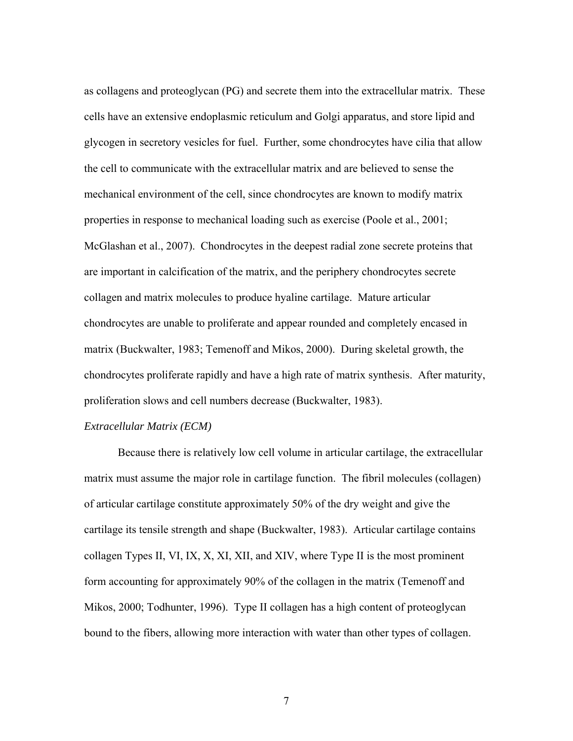as collagens and proteoglycan (PG) and secrete them into the extracellular matrix. These cells have an extensive endoplasmic reticulum and Golgi apparatus, and store lipid and glycogen in secretory vesicles for fuel. Further, some chondrocytes have cilia that allow the cell to communicate with the extracellular matrix and are believed to sense the mechanical environment of the cell, since chondrocytes are known to modify matrix properties in response to mechanical loading such as exercise (Poole et al., 2001; McGlashan et al., 2007). Chondrocytes in the deepest radial zone secrete proteins that are important in calcification of the matrix, and the periphery chondrocytes secrete collagen and matrix molecules to produce hyaline cartilage. Mature articular chondrocytes are unable to proliferate and appear rounded and completely encased in matrix (Buckwalter, 1983; Temenoff and Mikos, 2000). During skeletal growth, the chondrocytes proliferate rapidly and have a high rate of matrix synthesis. After maturity, proliferation slows and cell numbers decrease (Buckwalter, 1983).

*Extracellular Matrix (ECM)*

Because there is relatively low cell volume in articular cartilage, the extracellular matrix must assume the major role in cartilage function. The fibril molecules (collagen) of articular cartilage constitute approximately 50% of the dry weight and give the cartilage its tensile strength and shape (Buckwalter, 1983). Articular cartilage contains collagen Types II, VI, IX, X, XI, XII, and XIV, where Type II is the most prominent form accounting for approximately 90% of the collagen in the matrix (Temenoff and Mikos, 2000; Todhunter, 1996). Type II collagen has a high content of proteoglycan bound to the fibers, allowing more interaction with water than other types of collagen.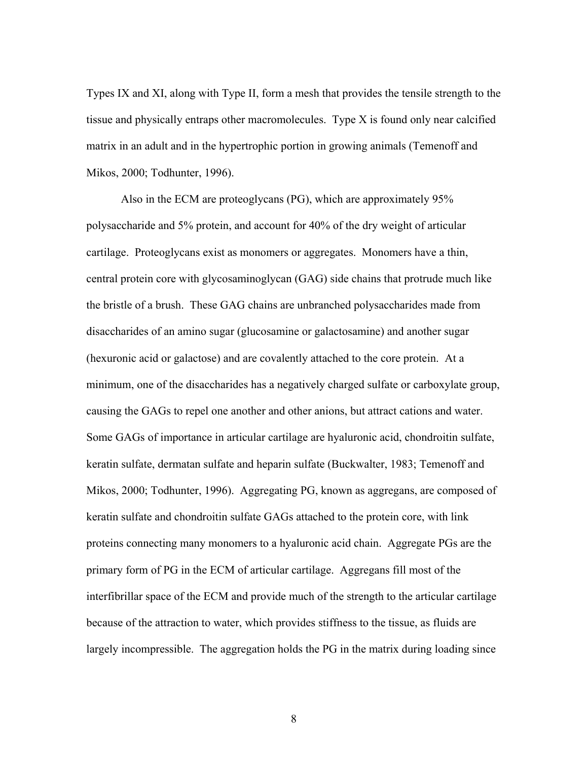Types IX and XI, along with Type II, form a mesh that provides the tensile strength to the tissue and physically entraps other macromolecules. Type X is found only near calcified matrix in an adult and in the hypertrophic portion in growing animals (Temenoff and Mikos, 2000; Todhunter, 1996).

Also in the ECM are proteoglycans (PG), which are approximately 95% polysaccharide and 5% protein, and account for 40% of the dry weight of articular cartilage. Proteoglycans exist as monomers or aggregates. Monomers have a thin, central protein core with glycosaminoglycan (GAG) side chains that protrude much like the bristle of a brush. These GAG chains are unbranched polysaccharides made from disaccharides of an amino sugar (glucosamine or galactosamine) and another sugar (hexuronic acid or galactose) and are covalently attached to the core protein. At a minimum, one of the disaccharides has a negatively charged sulfate or carboxylate group, causing the GAGs to repel one another and other anions, but attract cations and water. Some GAGs of importance in articular cartilage are hyaluronic acid, chondroitin sulfate, keratin sulfate, dermatan sulfate and heparin sulfate (Buckwalter, 1983; Temenoff and Mikos, 2000; Todhunter, 1996). Aggregating PG, known as aggregans, are composed of keratin sulfate and chondroitin sulfate GAGs attached to the protein core, with link proteins connecting many monomers to a hyaluronic acid chain. Aggregate PGs are the primary form of PG in the ECM of articular cartilage. Aggregans fill most of the interfibrillar space of the ECM and provide much of the strength to the articular cartilage because of the attraction to water, which provides stiffness to the tissue, as fluids are largely incompressible. The aggregation holds the PG in the matrix during loading since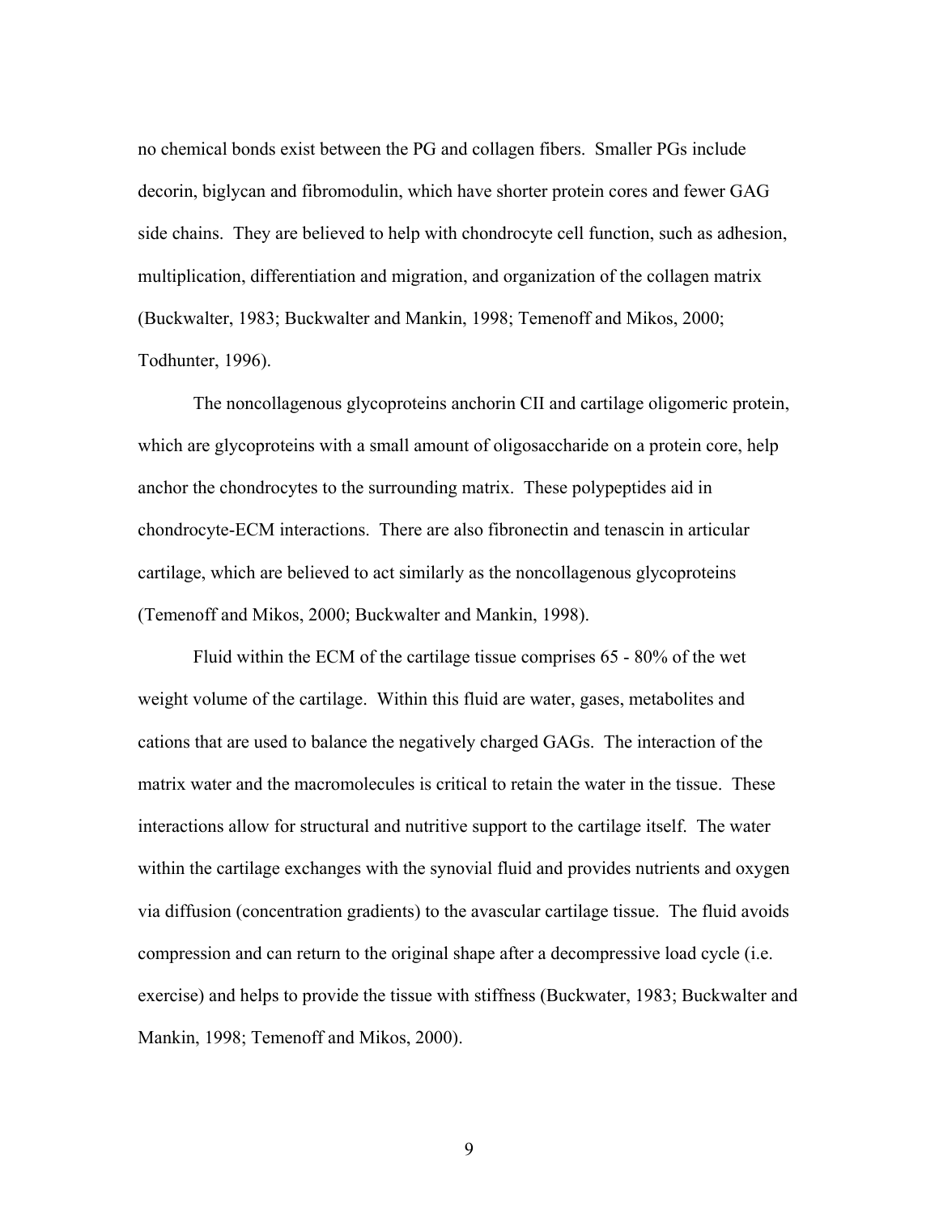no chemical bonds exist between the PG and collagen fibers. Smaller PGs include decorin, biglycan and fibromodulin, which have shorter protein cores and fewer GAG side chains. They are believed to help with chondrocyte cell function, such as adhesion, multiplication, differentiation and migration, and organization of the collagen matrix (Buckwalter, 1983; Buckwalter and Mankin, 1998; Temenoff and Mikos, 2000; Todhunter, 1996).

The noncollagenous glycoproteins anchorin CII and cartilage oligomeric protein, which are glycoproteins with a small amount of oligosaccharide on a protein core, help anchor the chondrocytes to the surrounding matrix. These polypeptides aid in chondrocyte-ECM interactions. There are also fibronectin and tenascin in articular cartilage, which are believed to act similarly as the noncollagenous glycoproteins (Temenoff and Mikos, 2000; Buckwalter and Mankin, 1998).

Fluid within the ECM of the cartilage tissue comprises 65 - 80% of the wet weight volume of the cartilage. Within this fluid are water, gases, metabolites and cations that are used to balance the negatively charged GAGs. The interaction of the matrix water and the macromolecules is critical to retain the water in the tissue. These interactions allow for structural and nutritive support to the cartilage itself. The water within the cartilage exchanges with the synovial fluid and provides nutrients and oxygen via diffusion (concentration gradients) to the avascular cartilage tissue. The fluid avoids compression and can return to the original shape after a decompressive load cycle (i.e. exercise) and helps to provide the tissue with stiffness (Buckwater, 1983; Buckwalter and Mankin, 1998; Temenoff and Mikos, 2000).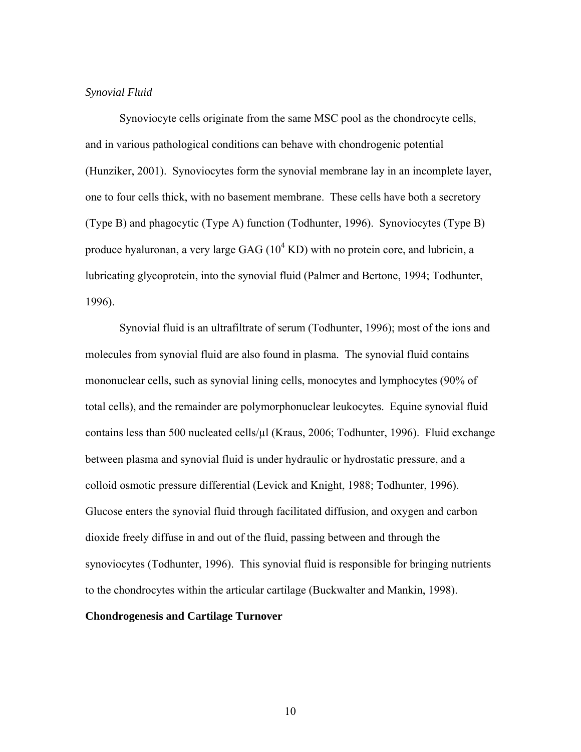*Synovial Fluid*

Synoviocyte cells originate from the same MSC pool as the chondrocyte cells, and in various pathological conditions can behave with chondrogenic potential (Hunziker, 2001). Synoviocytes form the synovial membrane lay in an incomplete layer, one to four cells thick, with no basement membrane. These cells have both a secretory (Type B) and phagocytic (Type A) function (Todhunter, 1996). Synoviocytes (Type B) produce hyaluronan, a very large GAG ($10^4$ KD) with no protein core, and lubricin, a lubricating glycoprotein, into the synovial fluid (Palmer and Bertone, 1994; Todhunter, 1996).

Synovial fluid is an ultrafiltrate of serum (Todhunter, 1996); most of the ions and molecules from synovial fluid are also found in plasma. The synovial fluid contains mononuclear cells, such as synovial lining cells, monocytes and lymphocytes (90% of total cells), and the remainder are polymorphonuclear leukocytes. Equine synovial fluid contains less than 500 nucleated cells/μl (Kraus, 2006; Todhunter, 1996). Fluid exchange between plasma and synovial fluid is under hydraulic or hydrostatic pressure, and a colloid osmotic pressure differential (Levick and Knight, 1988; Todhunter, 1996). Glucose enters the synovial fluid through facilitated diffusion, and oxygen and carbon dioxide freely diffuse in and out of the fluid, passing between and through the synoviocytes (Todhunter, 1996). This synovial fluid is responsible for bringing nutrients to the chondrocytes within the articular cartilage (Buckwalter and Mankin, 1998).

**Chondrogenesis and Cartilage Turnover**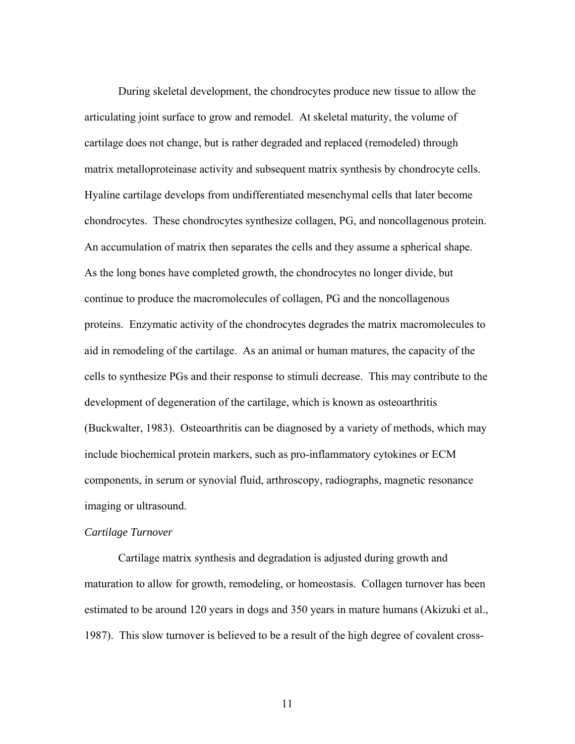During skeletal development, the chondrocytes produce new tissue to allow the articulating joint surface to grow and remodel. At skeletal maturity, the volume of cartilage does not change, but is rather degraded and replaced (remodeled) through matrix metalloproteinase activity and subsequent matrix synthesis by chondrocyte cells. Hyaline cartilage develops from undifferentiated mesenchymal cells that later become chondrocytes. These chondrocytes synthesize collagen, PG, and noncollagenous protein. An accumulation of matrix then separates the cells and they assume a spherical shape. As the long bones have completed growth, the chondrocytes no longer divide, but continue to produce the macromolecules of collagen, PG and the noncollagenous proteins. Enzymatic activity of the chondrocytes degrades the matrix macromolecules to aid in remodeling of the cartilage. As an animal or human matures, the capacity of the cells to synthesize PGs and their response to stimuli decrease. This may contribute to the development of degeneration of the cartilage, which is known as osteoarthritis (Buckwalter, 1983). Osteoarthritis can be diagnosed by a variety of methods, which may include biochemical protein markers, such as pro-inflammatory cytokines or ECM components, in serum or synovial fluid, arthroscopy, radiographs, magnetic resonance imaging or ultrasound.

*Cartilage Turnover*

Cartilage matrix synthesis and degradation is adjusted during growth and maturation to allow for growth, remodeling, or homeostasis. Collagen turnover has been estimated to be around 120 years in dogs and 350 years in mature humans (Akizuki et al., 1987). This slow turnover is believed to be a result of the high degree of covalent cross-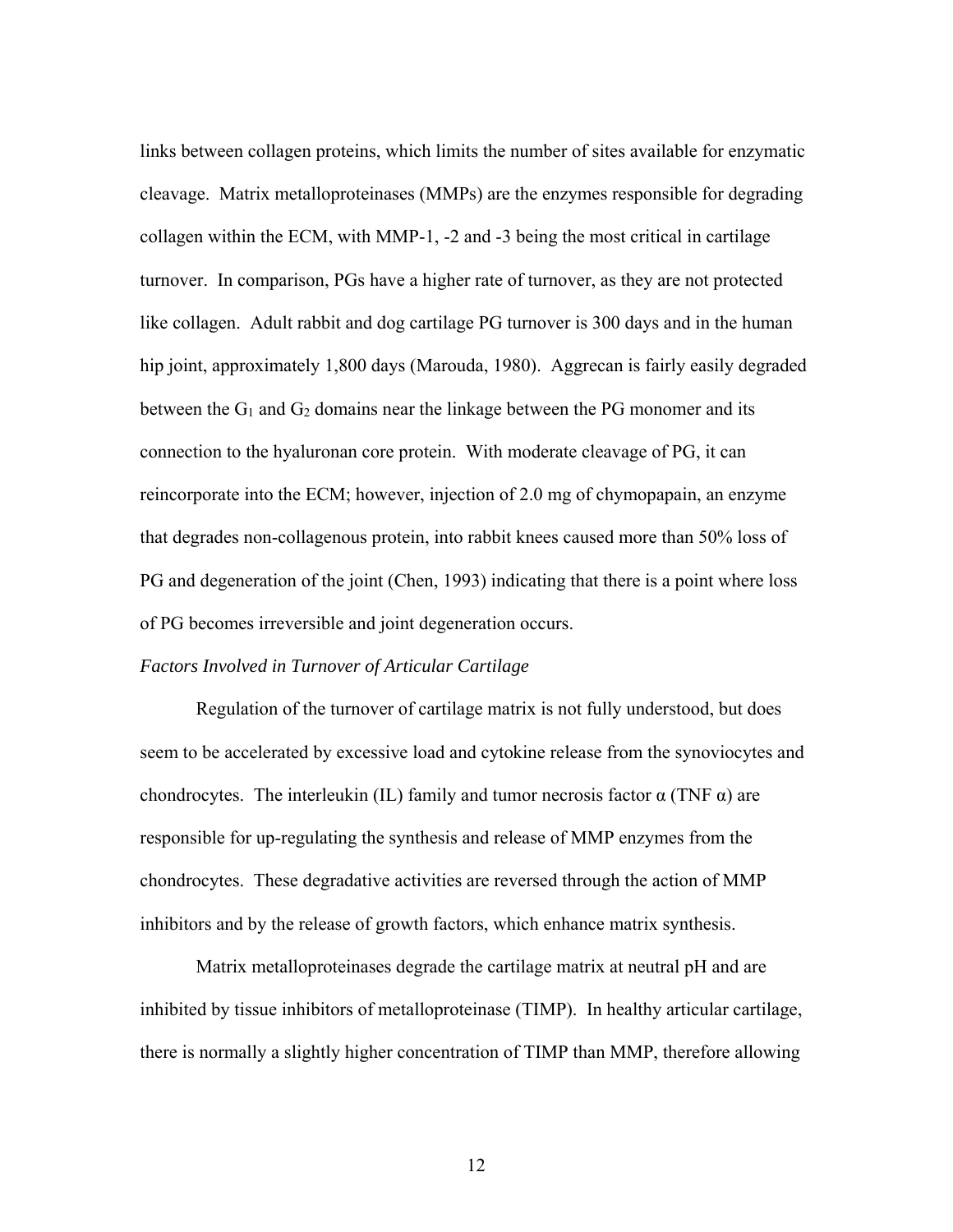links between collagen proteins, which limits the number of sites available for enzymatic cleavage. Matrix metalloproteinases (MMPs) are the enzymes responsible for degrading collagen within the ECM, with MMP-1, -2 and -3 being the most critical in cartilage turnover. In comparison, PGs have a higher rate of turnover, as they are not protected like collagen. Adult rabbit and dog cartilage PG turnover is 300 days and in the human hip joint, approximately 1,800 days (Marouda, 1980). Aggrecan is fairly easily degraded between the $G_1$ and $G_2$ domains near the linkage between the PG monomer and its connection to the hyaluronan core protein. With moderate cleavage of PG, it can reincorporate into the ECM; however, injection of 2.0 mg of chymopapain, an enzyme that degrades non-collagenous protein, into rabbit knees caused more than 50% loss of PG and degeneration of the joint (Chen, 1993) indicating that there is a point where loss of PG becomes irreversible and joint degeneration occurs.

*Factors Involved in Turnover of Articular Cartilage*

Regulation of the turnover of cartilage matrix is not fully understood, but does seem to be accelerated by excessive load and cytokine release from the synoviocytes and chondrocytes. The interleukin (IL) family and tumor necrosis factor α (TNF α) are responsible for up-regulating the synthesis and release of MMP enzymes from the chondrocytes. These degradative activities are reversed through the action of MMP inhibitors and by the release of growth factors, which enhance matrix synthesis.

Matrix metalloproteinases degrade the cartilage matrix at neutral pH and are inhibited by tissue inhibitors of metalloproteinase (TIMP). In healthy articular cartilage, there is normally a slightly higher concentration of TIMP than MMP, therefore allowing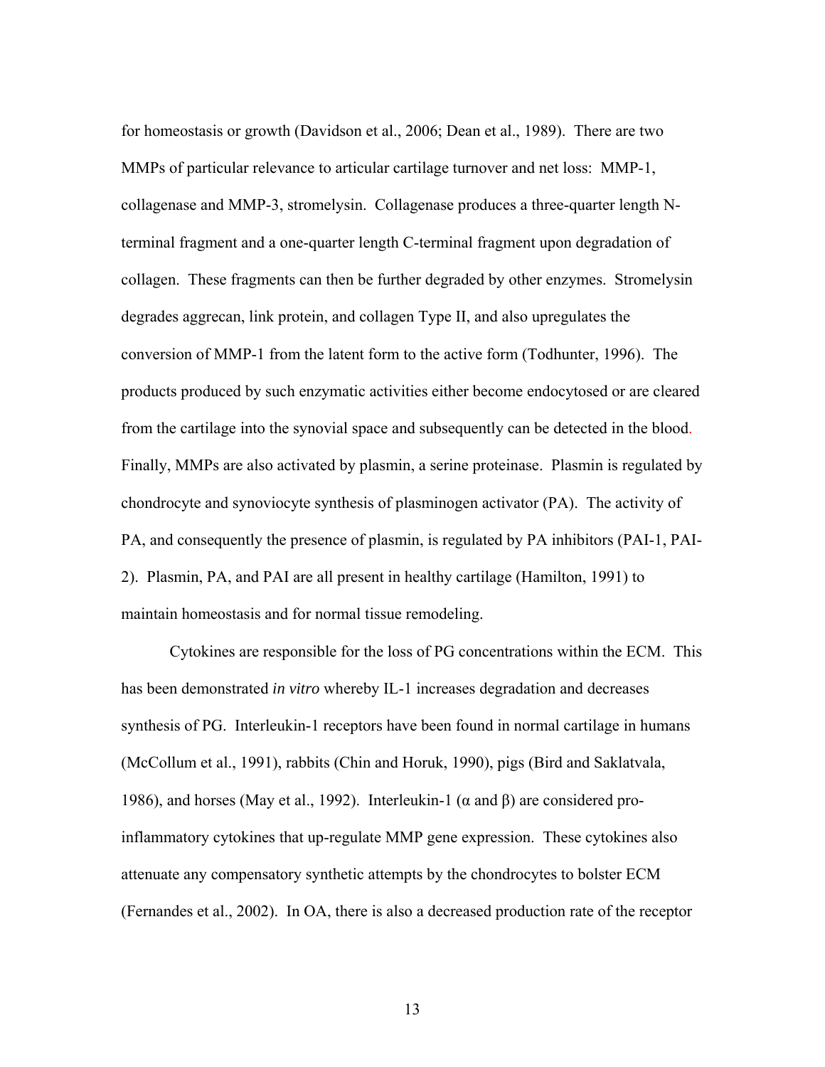for homeostasis or growth (Davidson et al., 2006; Dean et al., 1989). There are two MMPs of particular relevance to articular cartilage turnover and net loss: MMP-1, collagenase and MMP-3, stromelysin. Collagenase produces a three-quarter length N-terminal fragment and a one-quarter length C-terminal fragment upon degradation of collagen. These fragments can then be further degraded by other enzymes. Stromelysin degrades aggrecan, link protein, and collagen Type II, and also upregulates the conversion of MMP-1 from the latent form to the active form (Todhunter, 1996). The products produced by such enzymatic activities either become endocytosed or are cleared from the cartilage into the synovial space and subsequently can be detected in the blood. Finally, MMPs are also activated by plasmin, a serine proteinase. Plasmin is regulated by chondrocyte and synoviocyte synthesis of plasminogen activator (PA). The activity of PA, and consequently the presence of plasmin, is regulated by PA inhibitors (PAI-1, PAI-2). Plasmin, PA, and PAI are all present in healthy cartilage (Hamilton, 1991) to maintain homeostasis and for normal tissue remodeling.

Cytokines are responsible for the loss of PG concentrations within the ECM. This has been demonstrated *in vitro* whereby IL-1 increases degradation and decreases synthesis of PG. Interleukin-1 receptors have been found in normal cartilage in humans (McCollum et al., 1991), rabbits (Chin and Horuk, 1990), pigs (Bird and Saklatvala, 1986), and horses (May et al., 1992). Interleukin-1 ($\alpha$ and $\beta$) are considered pro-inflammatory cytokines that up-regulate MMP gene expression. These cytokines also attenuate any compensatory synthetic attempts by the chondrocytes to bolster ECM (Fernandes et al., 2002). In OA, there is also a decreased production rate of the receptor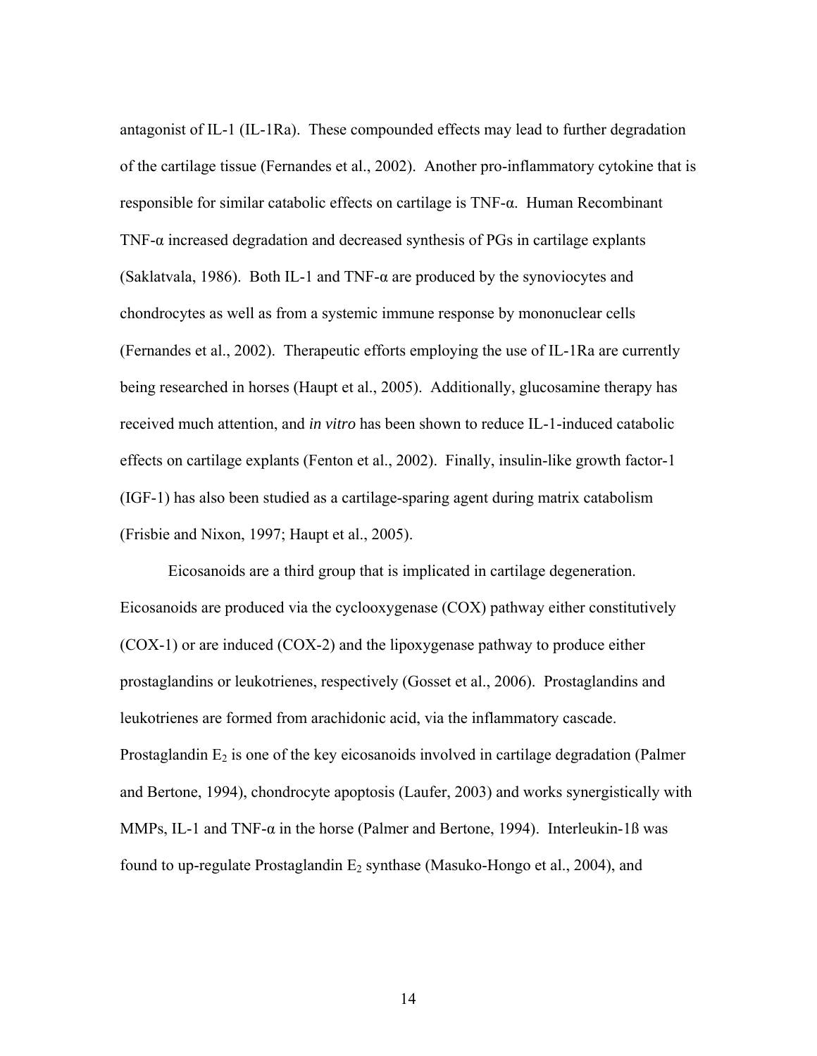antagonist of IL-1 (IL-1Ra). These compounded effects may lead to further degradation of the cartilage tissue (Fernandes et al., 2002). Another pro-inflammatory cytokine that is responsible for similar catabolic effects on cartilage is TNF-α. Human Recombinant TNF-α increased degradation and decreased synthesis of PGs in cartilage explants (Saklatvala, 1986). Both IL-1 and TNF-α are produced by the synoviocytes and chondrocytes as well as from a systemic immune response by mononuclear cells (Fernandes et al., 2002). Therapeutic efforts employing the use of IL-1Ra are currently being researched in horses (Haupt et al., 2005). Additionally, glucosamine therapy has received much attention, and *in vitro* has been shown to reduce IL-1-induced catabolic effects on cartilage explants (Fenton et al., 2002). Finally, insulin-like growth factor-1 (IGF-1) has also been studied as a cartilage-sparing agent during matrix catabolism (Frisbie and Nixon, 1997; Haupt et al., 2005).

Eicosanoids are a third group that is implicated in cartilage degeneration. Eicosanoids are produced via the cyclooxygenase (COX) pathway either constitutively (COX-1) or are induced (COX-2) and the lipoxygenase pathway to produce either prostaglandins or leukotrienes, respectively (Gosset et al., 2006). Prostaglandins and leukotrienes are formed from arachidonic acid, via the inflammatory cascade. Prostaglandin $E_2$ is one of the key eicosanoids involved in cartilage degradation (Palmer and Bertone, 1994), chondrocyte apoptosis (Laufer, 2003) and works synergistically with MMPs, IL-1 and TNF-α in the horse (Palmer and Bertone, 1994). Interleukin-1ß was found to up-regulate Prostaglandin $E_2$ synthase (Masuko-Hongo et al., 2004), and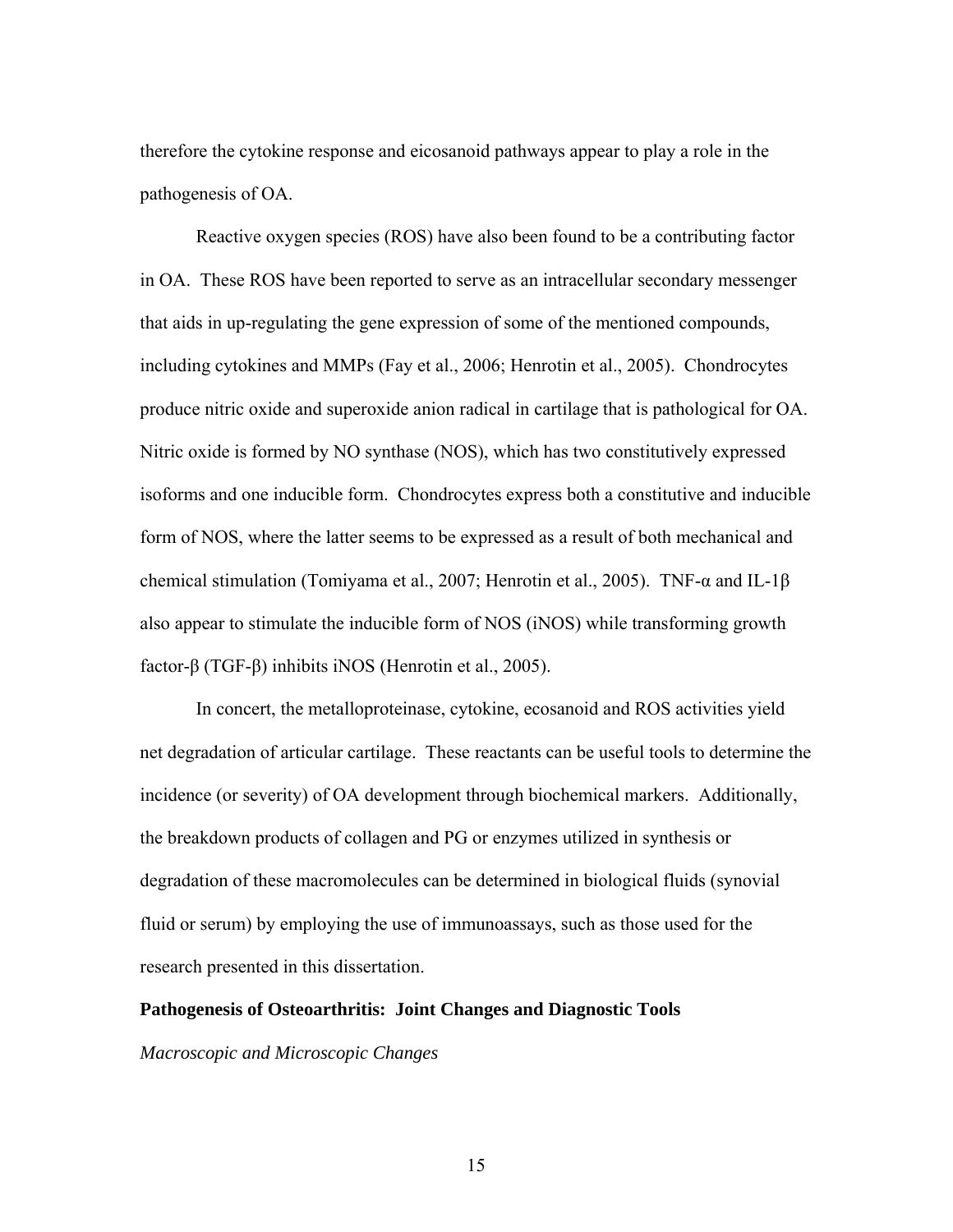therefore the cytokine response and eicosanoid pathways appear to play a role in the pathogenesis of OA.

Reactive oxygen species (ROS) have also been found to be a contributing factor in OA. These ROS have been reported to serve as an intracellular secondary messenger that aids in up-regulating the gene expression of some of the mentioned compounds, including cytokines and MMPs (Fay et al., 2006; Henrotin et al., 2005). Chondrocytes produce nitric oxide and superoxide anion radical in cartilage that is pathological for OA. Nitric oxide is formed by NO synthase (NOS), which has two constitutively expressed isoforms and one inducible form. Chondrocytes express both a constitutive and inducible form of NOS, where the latter seems to be expressed as a result of both mechanical and chemical stimulation (Tomiyama et al., 2007; Henrotin et al., 2005). TNF-α and IL-1β also appear to stimulate the inducible form of NOS (iNOS) while transforming growth factor-β (TGF-β) inhibits iNOS (Henrotin et al., 2005).

In concert, the metalloproteinase, cytokine, ecosanoid and ROS activities yield net degradation of articular cartilage. These reactants can be useful tools to determine the incidence (or severity) of OA development through biochemical markers. Additionally, the breakdown products of collagen and PG or enzymes utilized in synthesis or degradation of these macromolecules can be determined in biological fluids (synovial fluid or serum) by employing the use of immunoassays, such as those used for the research presented in this dissertation.

**Pathogenesis of Osteoarthritis: Joint Changes and Diagnostic Tools**

*Macroscopic and Microscopic Changes*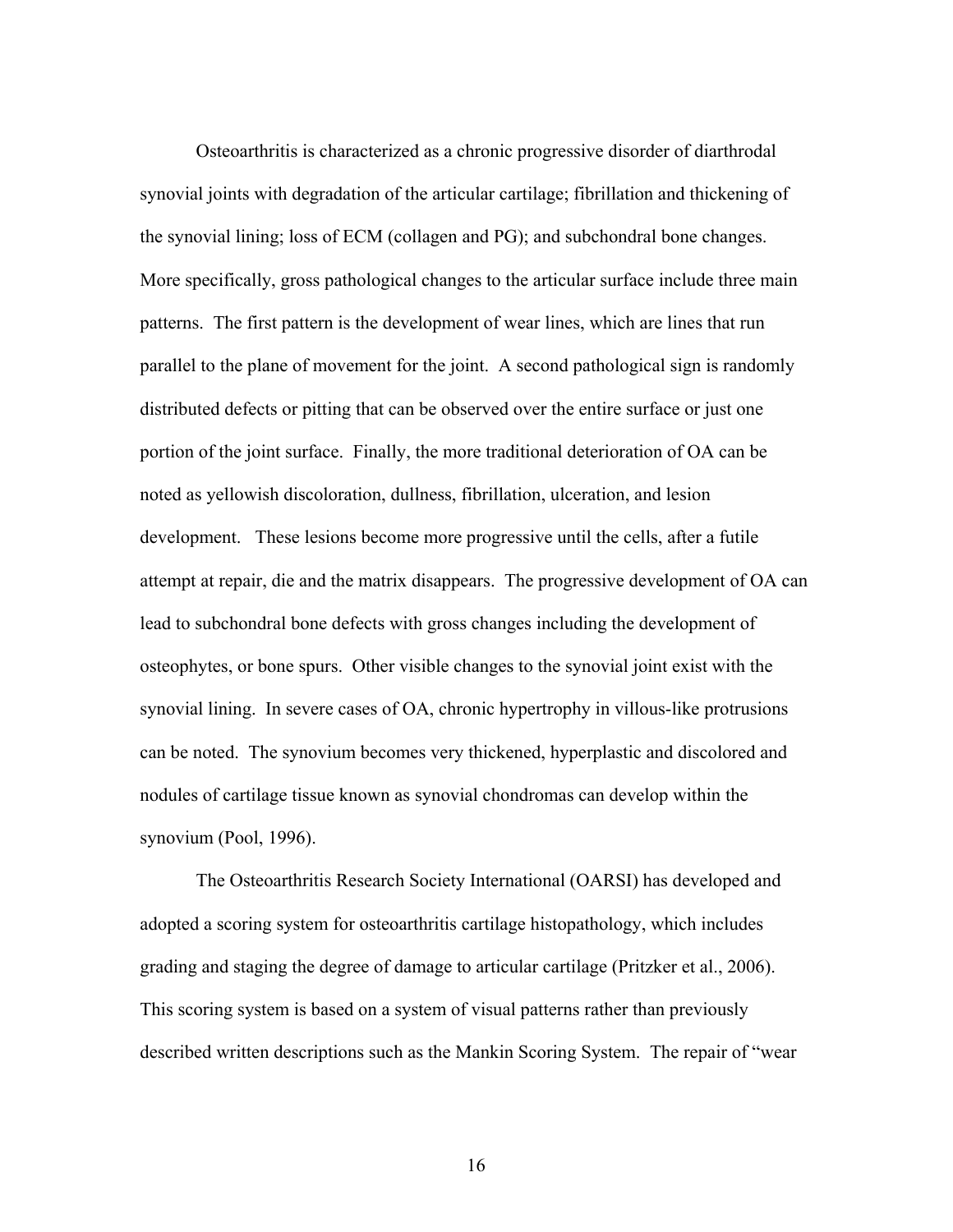Osteoarthritis is characterized as a chronic progressive disorder of diarthrodal synovial joints with degradation of the articular cartilage; fibrillation and thickening of the synovial lining; loss of ECM (collagen and PG); and subchondral bone changes. More specifically, gross pathological changes to the articular surface include three main patterns. The first pattern is the development of wear lines, which are lines that run parallel to the plane of movement for the joint. A second pathological sign is randomly distributed defects or pitting that can be observed over the entire surface or just one portion of the joint surface. Finally, the more traditional deterioration of OA can be noted as yellowish discoloration, dullness, fibrillation, ulceration, and lesion development. These lesions become more progressive until the cells, after a futile attempt at repair, die and the matrix disappears. The progressive development of OA can lead to subchondral bone defects with gross changes including the development of osteophytes, or bone spurs. Other visible changes to the synovial joint exist with the synovial lining. In severe cases of OA, chronic hypertrophy in villous-like protrusions can be noted. The synovium becomes very thickened, hyperplastic and discolored and nodules of cartilage tissue known as synovial chondromas can develop within the synovium (Pool, 1996).

The Osteoarthritis Research Society International (OARSI) has developed and adopted a scoring system for osteoarthritis cartilage histopathology, which includes grading and staging the degree of damage to articular cartilage (Pritzker et al., 2006). This scoring system is based on a system of visual patterns rather than previously described written descriptions such as the Mankin Scoring System. The repair of "wear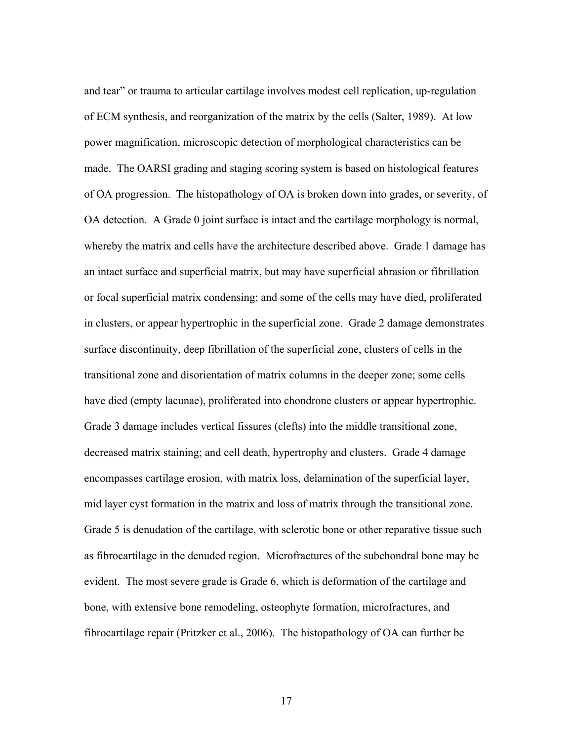and tear" or trauma to articular cartilage involves modest cell replication, up-regulation of ECM synthesis, and reorganization of the matrix by the cells (Salter, 1989). At low power magnification, microscopic detection of morphological characteristics can be made. The OARSI grading and staging scoring system is based on histological features of OA progression. The histopathology of OA is broken down into grades, or severity, of OA detection. A Grade 0 joint surface is intact and the cartilage morphology is normal, whereby the matrix and cells have the architecture described above. Grade 1 damage has an intact surface and superficial matrix, but may have superficial abrasion or fibrillation or focal superficial matrix condensing; and some of the cells may have died, proliferated in clusters, or appear hypertrophic in the superficial zone. Grade 2 damage demonstrates surface discontinuity, deep fibrillation of the superficial zone, clusters of cells in the transitional zone and disorientation of matrix columns in the deeper zone; some cells have died (empty lacunae), proliferated into chondrone clusters or appear hypertrophic. Grade 3 damage includes vertical fissures (clefts) into the middle transitional zone, decreased matrix staining; and cell death, hypertrophy and clusters. Grade 4 damage encompasses cartilage erosion, with matrix loss, delamination of the superficial layer, mid layer cyst formation in the matrix and loss of matrix through the transitional zone. Grade 5 is denudation of the cartilage, with sclerotic bone or other reparative tissue such as fibrocartilage in the denuded region. Microfractures of the subchondral bone may be evident. The most severe grade is Grade 6, which is deformation of the cartilage and bone, with extensive bone remodeling, osteophyte formation, microfractures, and fibrocartilage repair (Pritzker et al., 2006). The histopathology of OA can further be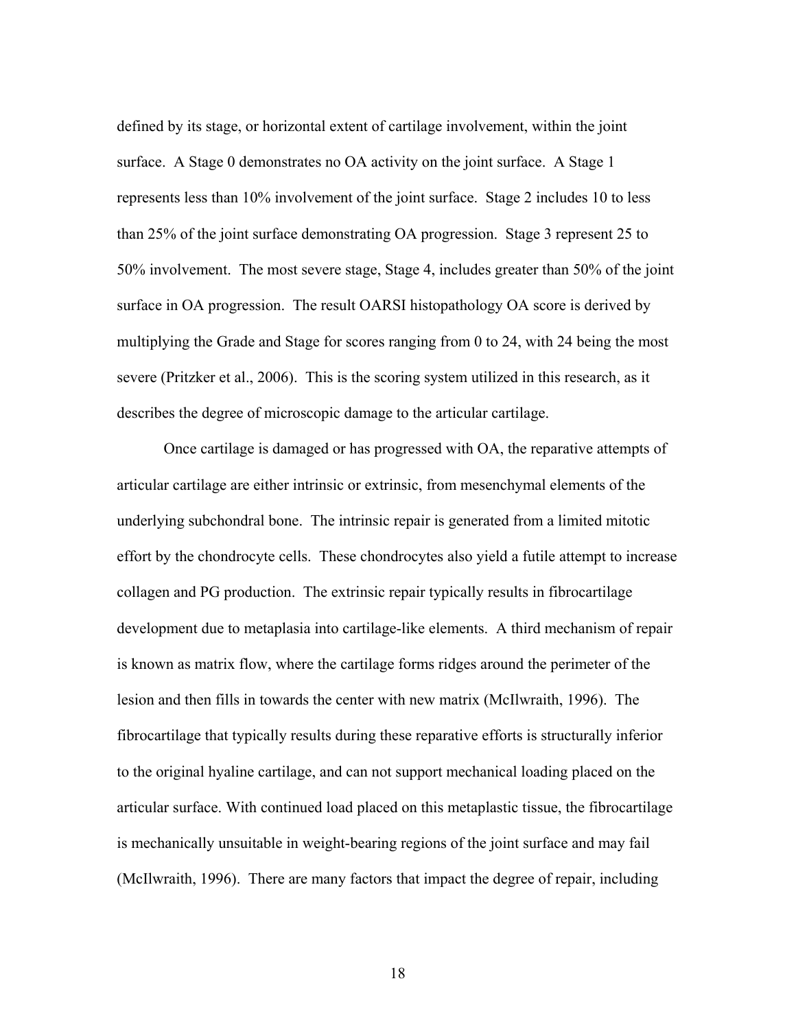defined by its stage, or horizontal extent of cartilage involvement, within the joint surface. A Stage 0 demonstrates no OA activity on the joint surface. A Stage 1 represents less than 10% involvement of the joint surface. Stage 2 includes 10 to less than 25% of the joint surface demonstrating OA progression. Stage 3 represent 25 to 50% involvement. The most severe stage, Stage 4, includes greater than 50% of the joint surface in OA progression. The result OARSI histopathology OA score is derived by multiplying the Grade and Stage for scores ranging from 0 to 24, with 24 being the most severe (Pritzker et al., 2006). This is the scoring system utilized in this research, as it describes the degree of microscopic damage to the articular cartilage.

Once cartilage is damaged or has progressed with OA, the reparative attempts of articular cartilage are either intrinsic or extrinsic, from mesenchymal elements of the underlying subchondral bone. The intrinsic repair is generated from a limited mitotic effort by the chondrocyte cells. These chondrocytes also yield a futile attempt to increase collagen and PG production. The extrinsic repair typically results in fibrocartilage development due to metaplasia into cartilage-like elements. A third mechanism of repair is known as matrix flow, where the cartilage forms ridges around the perimeter of the lesion and then fills in towards the center with new matrix (McIlwraith, 1996). The fibrocartilage that typically results during these reparative efforts is structurally inferior to the original hyaline cartilage, and can not support mechanical loading placed on the articular surface. With continued load placed on this metaplastic tissue, the fibrocartilage is mechanically unsuitable in weight-bearing regions of the joint surface and may fail (McIlwraith, 1996). There are many factors that impact the degree of repair, including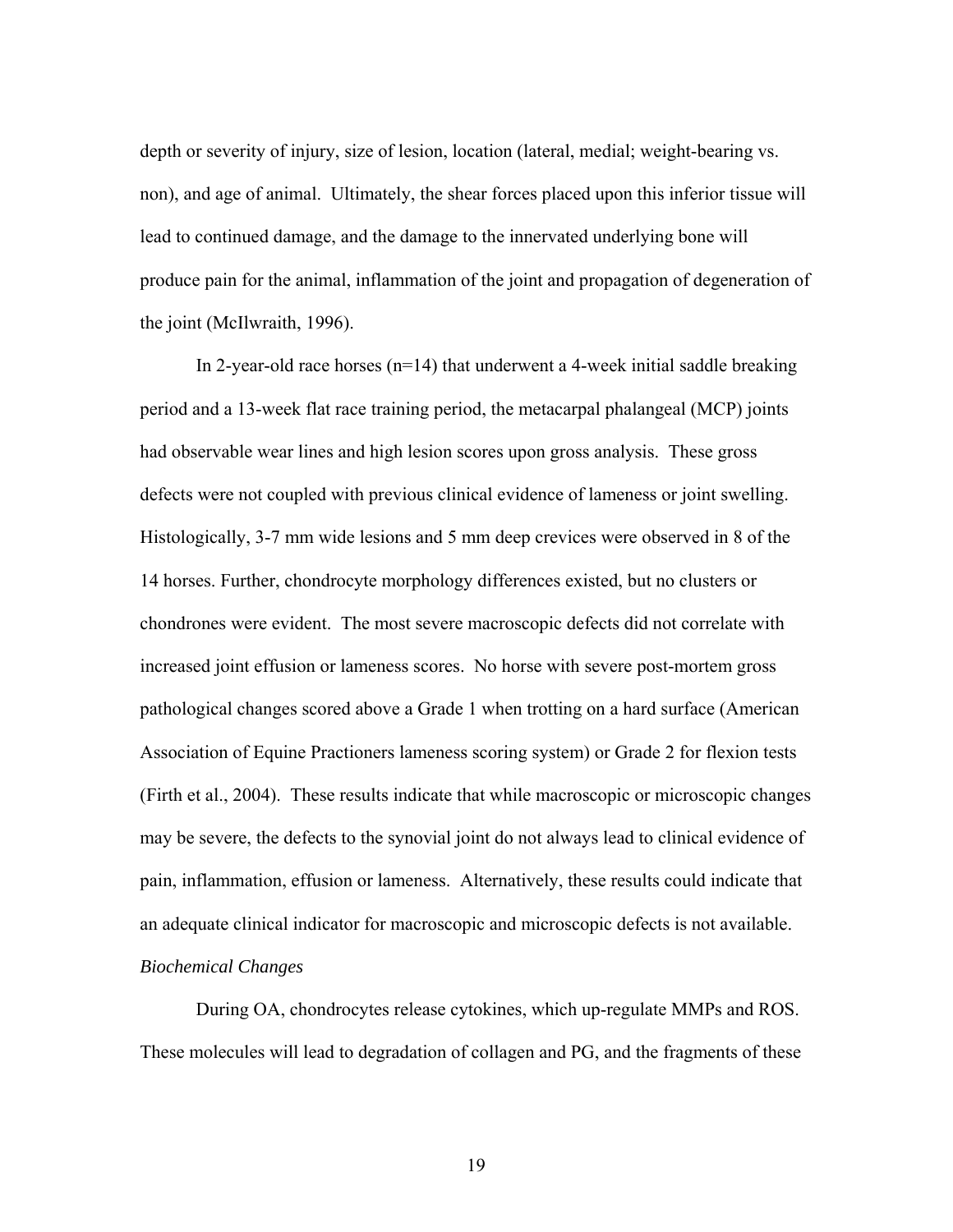depth or severity of injury, size of lesion, location (lateral, medial; weight-bearing vs. non), and age of animal. Ultimately, the shear forces placed upon this inferior tissue will lead to continued damage, and the damage to the innervated underlying bone will produce pain for the animal, inflammation of the joint and propagation of degeneration of the joint (McIlwraith, 1996).

In 2-year-old race horses (n=14) that underwent a 4-week initial saddle breaking period and a 13-week flat race training period, the metacarpal phalangeal (MCP) joints had observable wear lines and high lesion scores upon gross analysis. These gross defects were not coupled with previous clinical evidence of lameness or joint swelling. Histologically, 3-7 mm wide lesions and 5 mm deep crevices were observed in 8 of the 14 horses. Further, chondrocyte morphology differences existed, but no clusters or chondrones were evident. The most severe macroscopic defects did not correlate with increased joint effusion or lameness scores. No horse with severe post-mortem gross pathological changes scored above a Grade 1 when trotting on a hard surface (American Association of Equine Practioners lameness scoring system) or Grade 2 for flexion tests (Firth et al., 2004). These results indicate that while macroscopic or microscopic changes may be severe, the defects to the synovial joint do not always lead to clinical evidence of pain, inflammation, effusion or lameness. Alternatively, these results could indicate that an adequate clinical indicator for macroscopic and microscopic defects is not available.

*Biochemical Changes*

During OA, chondrocytes release cytokines, which up-regulate MMPs and ROS. These molecules will lead to degradation of collagen and PG, and the fragments of these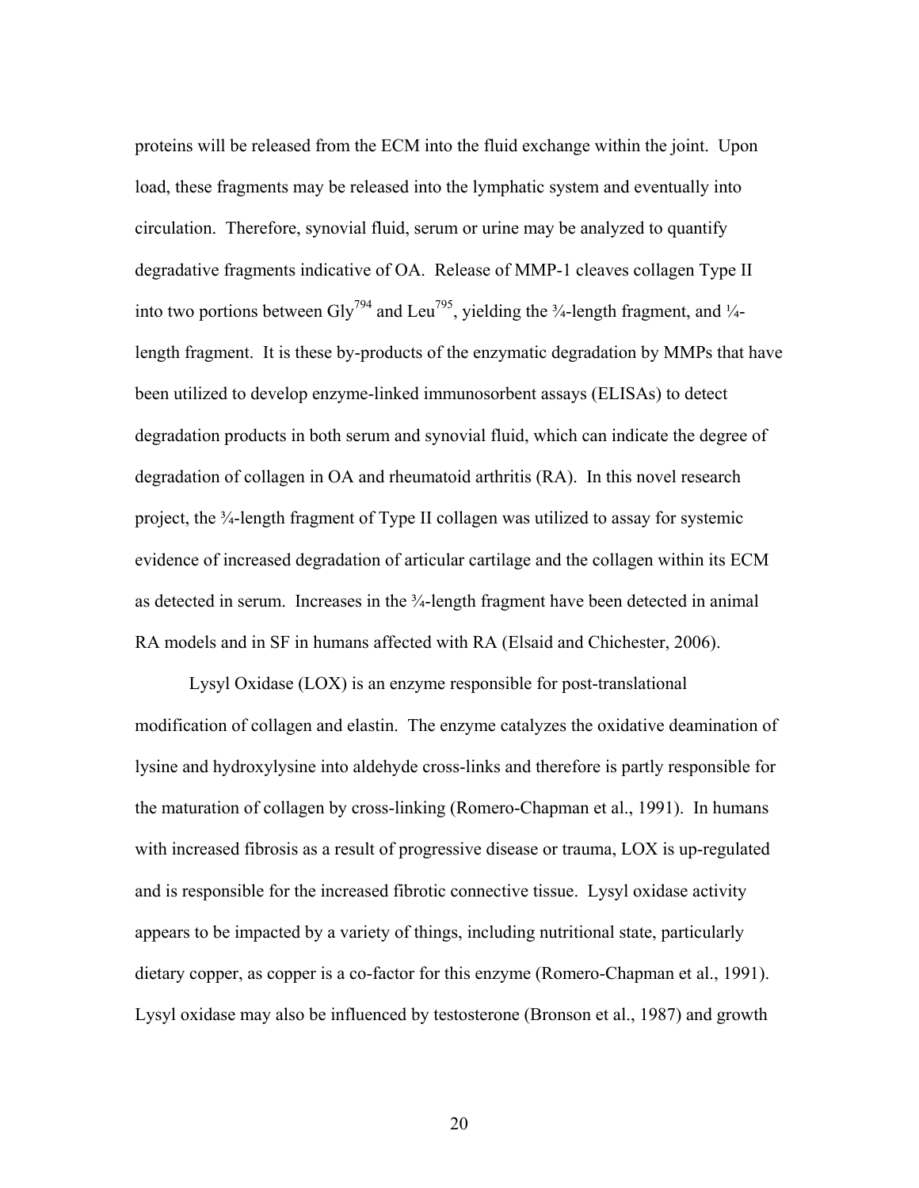proteins will be released from the ECM into the fluid exchange within the joint. Upon load, these fragments may be released into the lymphatic system and eventually into circulation. Therefore, synovial fluid, serum or urine may be analyzed to quantify degradative fragments indicative of OA. Release of MMP-1 cleaves collagen Type II into two portions between $Gly^{794}$ and $Leu^{795}$, yielding the ¾-length fragment, and ¼-length fragment. It is these by-products of the enzymatic degradation by MMPs that have been utilized to develop enzyme-linked immunosorbent assays (ELISAs) to detect degradation products in both serum and synovial fluid, which can indicate the degree of degradation of collagen in OA and rheumatoid arthritis (RA). In this novel research project, the ¾-length fragment of Type II collagen was utilized to assay for systemic evidence of increased degradation of articular cartilage and the collagen within its ECM as detected in serum. Increases in the ¾-length fragment have been detected in animal RA models and in SF in humans affected with RA (Elsaid and Chichester, 2006).

Lysyl Oxidase (LOX) is an enzyme responsible for post-translational modification of collagen and elastin. The enzyme catalyzes the oxidative deamination of lysine and hydroxylysine into aldehyde cross-links and therefore is partly responsible for the maturation of collagen by cross-linking (Romero-Chapman et al., 1991). In humans with increased fibrosis as a result of progressive disease or trauma, LOX is up-regulated and is responsible for the increased fibrotic connective tissue. Lysyl oxidase activity appears to be impacted by a variety of things, including nutritional state, particularly dietary copper, as copper is a co-factor for this enzyme (Romero-Chapman et al., 1991). Lysyl oxidase may also be influenced by testosterone (Bronson et al., 1987) and growth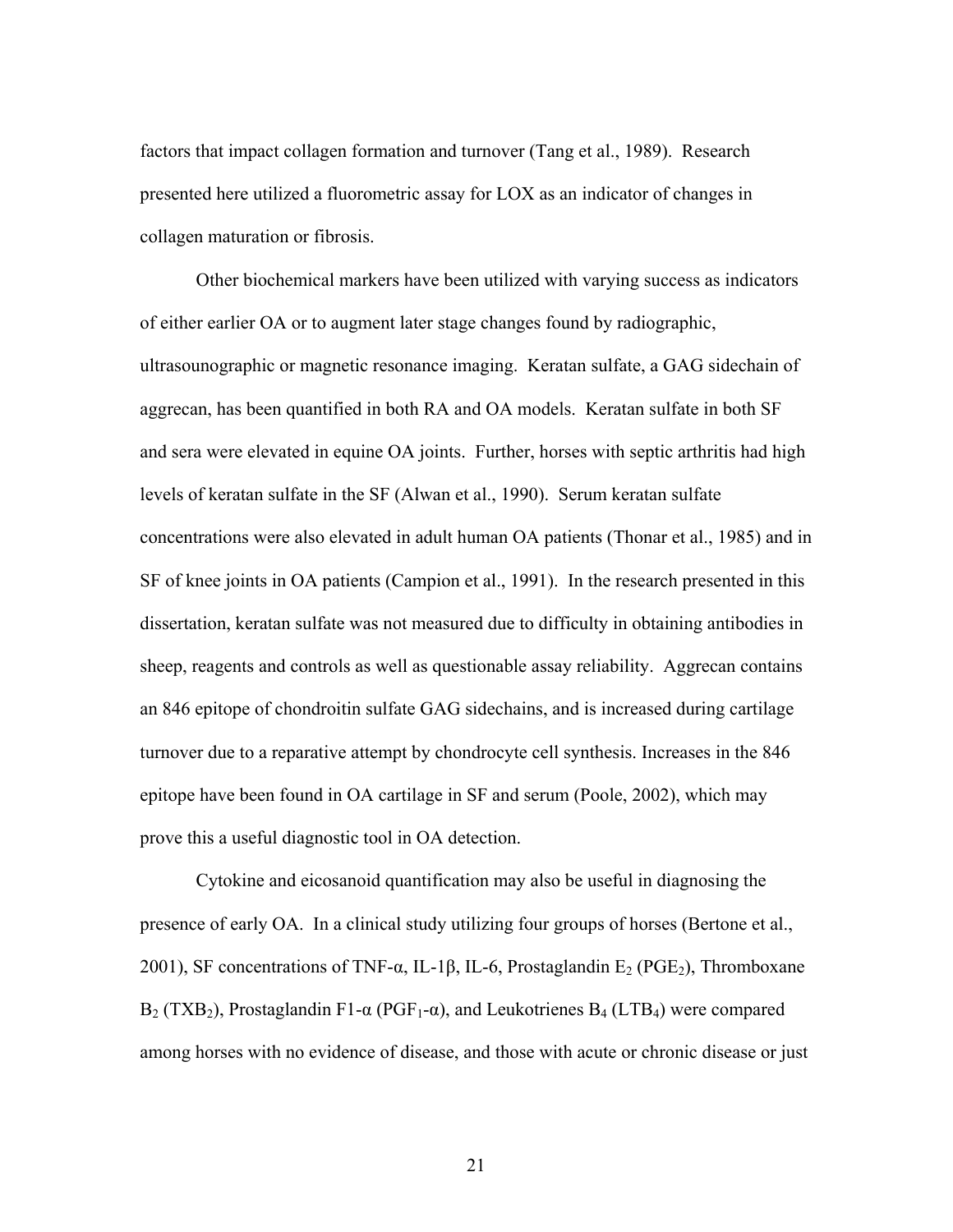factors that impact collagen formation and turnover (Tang et al., 1989). Research presented here utilized a fluorometric assay for LOX as an indicator of changes in collagen maturation or fibrosis.

Other biochemical markers have been utilized with varying success as indicators of either earlier OA or to augment later stage changes found by radiographic, ultrasounographic or magnetic resonance imaging. Keratan sulfate, a GAG sidechain of aggrecan, has been quantified in both RA and OA models. Keratan sulfate in both SF and sera were elevated in equine OA joints. Further, horses with septic arthritis had high levels of keratan sulfate in the SF (Alwan et al., 1990). Serum keratan sulfate concentrations were also elevated in adult human OA patients (Thonar et al., 1985) and in SF of knee joints in OA patients (Campion et al., 1991). In the research presented in this dissertation, keratan sulfate was not measured due to difficulty in obtaining antibodies in sheep, reagents and controls as well as questionable assay reliability. Aggrecan contains an 846 epitope of chondroitin sulfate GAG sidechains, and is increased during cartilage turnover due to a reparative attempt by chondrocyte cell synthesis. Increases in the 846 epitope have been found in OA cartilage in SF and serum (Poole, 2002), which may prove this a useful diagnostic tool in OA detection.

Cytokine and eicosanoid quantification may also be useful in diagnosing the presence of early OA. In a clinical study utilizing four groups of horses (Bertone et al., 2001), SF concentrations of TNF-α, IL-1β, IL-6, Prostaglandin $E_2$ ($PGE_2$), Thromboxane $B_2$ ($TXB_2$), Prostaglandin F1-α ($PGF_1$-α), and Leukotrienes $B_4$ ($LTB_4$) were compared among horses with no evidence of disease, and those with acute or chronic disease or just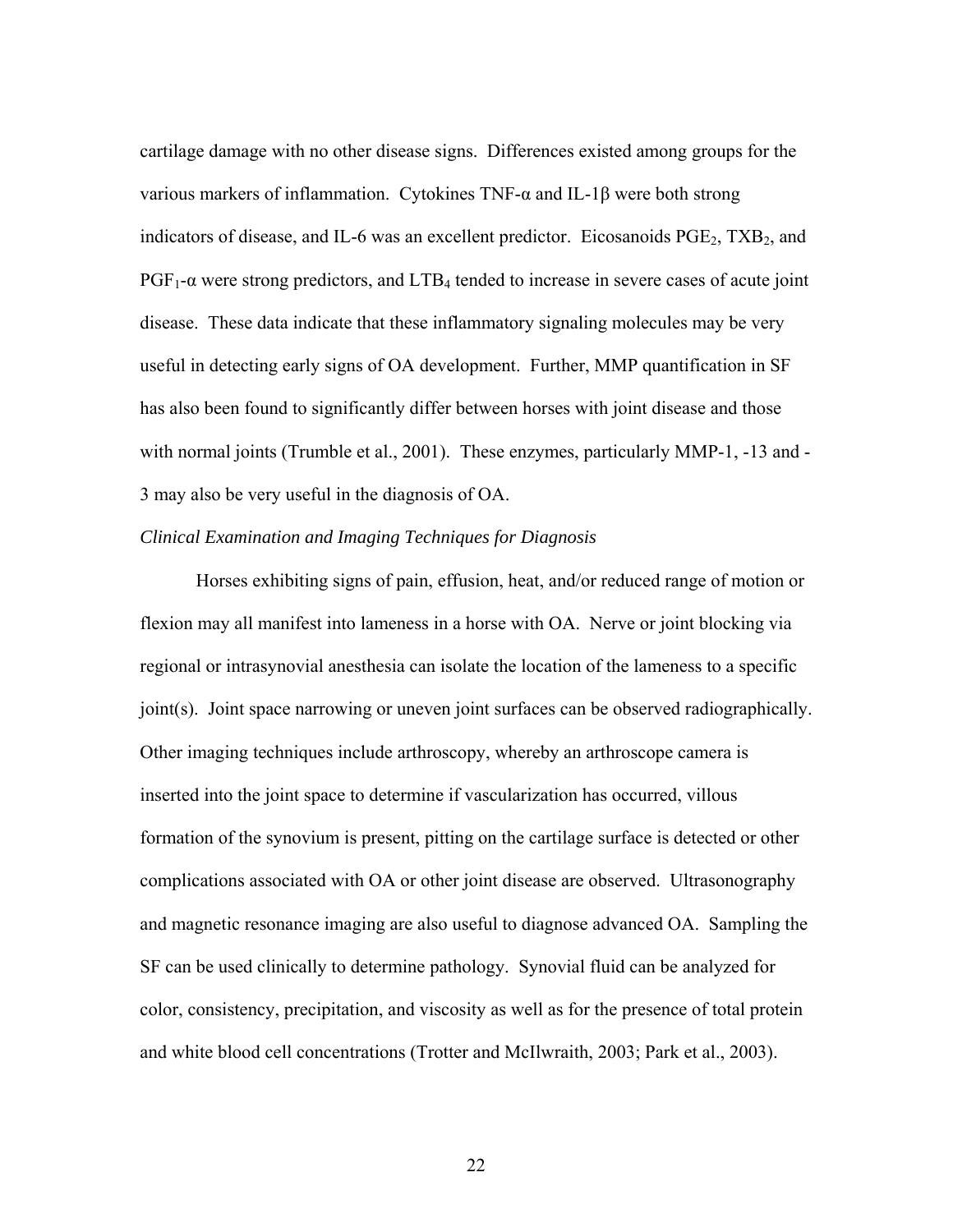cartilage damage with no other disease signs. Differences existed among groups for the various markers of inflammation. Cytokines TNF-α and IL-1β were both strong indicators of disease, and IL-6 was an excellent predictor. Eicosanoids $PGE_2$, $TXB_2$, and $PGF_1$-α were strong predictors, and $LTB_4$ tended to increase in severe cases of acute joint disease. These data indicate that these inflammatory signaling molecules may be very useful in detecting early signs of OA development. Further, MMP quantification in SF has also been found to significantly differ between horses with joint disease and those with normal joints (Trumble et al., 2001). These enzymes, particularly MMP-1, -13 and -3 may also be very useful in the diagnosis of OA.

*Clinical Examination and Imaging Techniques for Diagnosis*

Horses exhibiting signs of pain, effusion, heat, and/or reduced range of motion or flexion may all manifest into lameness in a horse with OA. Nerve or joint blocking via regional or intrasynovial anesthesia can isolate the location of the lameness to a specific joint(s). Joint space narrowing or uneven joint surfaces can be observed radiographically. Other imaging techniques include arthroscopy, whereby an arthroscope camera is inserted into the joint space to determine if vascularization has occurred, villous formation of the synovium is present, pitting on the cartilage surface is detected or other complications associated with OA or other joint disease are observed. Ultrasonography and magnetic resonance imaging are also useful to diagnose advanced OA. Sampling the SF can be used clinically to determine pathology. Synovial fluid can be analyzed for color, consistency, precipitation, and viscosity as well as for the presence of total protein and white blood cell concentrations (Trotter and McIlwraith, 2003; Park et al., 2003).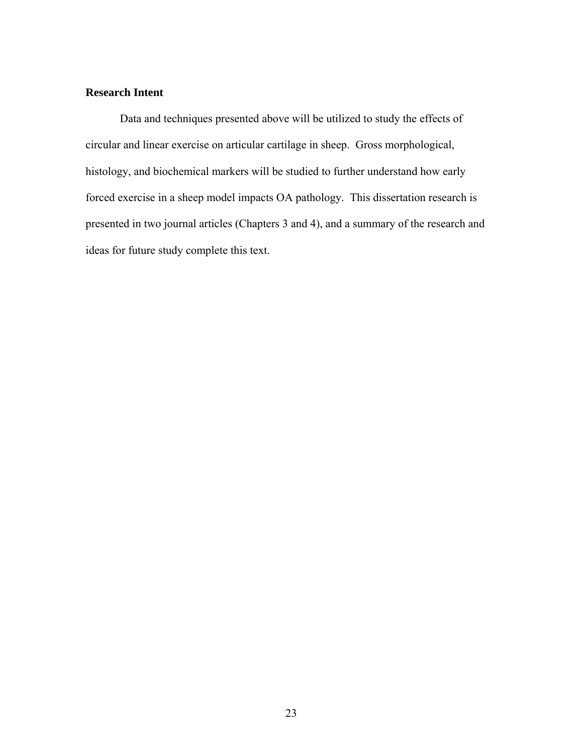### Research Intent

Data and techniques presented above will be utilized to study the effects of circular and linear exercise on articular cartilage in sheep. Gross morphological, histology, and biochemical markers will be studied to further understand how early forced exercise in a sheep model impacts OA pathology. This dissertation research is presented in two journal articles (Chapters 3 and 4), and a summary of the research and ideas for future study complete this text.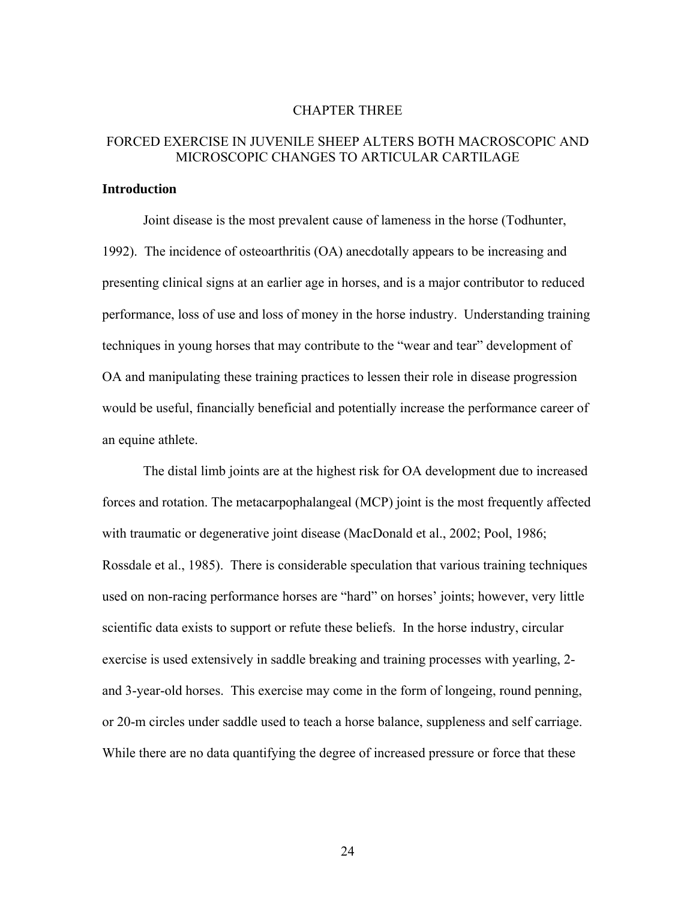# CHAPTER THREE

## FORCED EXERCISE IN JUVENILE SHEEP ALTERS BOTH MACROSCOPIC AND MICROSCOPIC CHANGES TO ARTICULAR CARTILAGE

### Introduction

Joint disease is the most prevalent cause of lameness in the horse (Todhunter, 1992). The incidence of osteoarthritis (OA) anecdotally appears to be increasing and presenting clinical signs at an earlier age in horses, and is a major contributor to reduced performance, loss of use and loss of money in the horse industry. Understanding training techniques in young horses that may contribute to the "wear and tear" development of OA and manipulating these training practices to lessen their role in disease progression would be useful, financially beneficial and potentially increase the performance career of an equine athlete.

The distal limb joints are at the highest risk for OA development due to increased forces and rotation. The metacarpophalangeal (MCP) joint is the most frequently affected with traumatic or degenerative joint disease (MacDonald et al., 2002; Pool, 1986; Rossdale et al., 1985). There is considerable speculation that various training techniques used on non-racing performance horses are "hard" on horses' joints; however, very little scientific data exists to support or refute these beliefs. In the horse industry, circular exercise is used extensively in saddle breaking and training processes with yearling, 2- and 3-year-old horses. This exercise may come in the form of longeing, round penning, or 20-m circles under saddle used to teach a horse balance, suppleness and self carriage. While there are no data quantifying the degree of increased pressure or force that these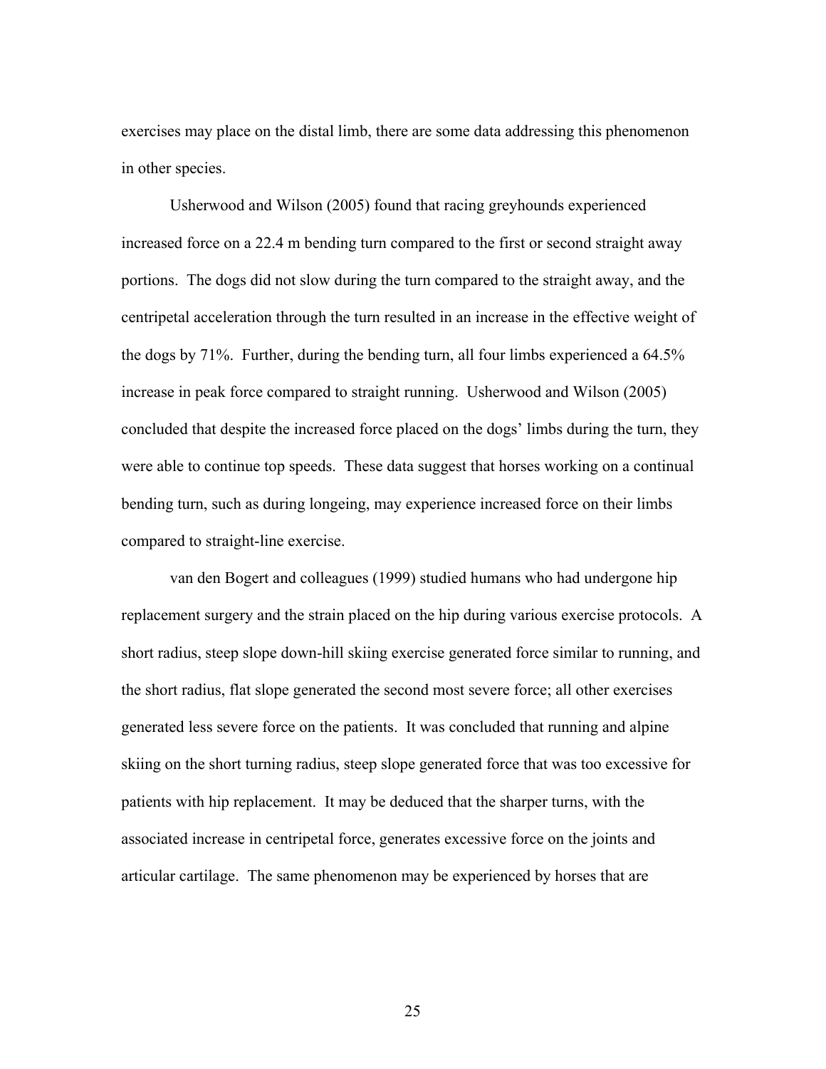exercises may place on the distal limb, there are some data addressing this phenomenon in other species.

Usherwood and Wilson (2005) found that racing greyhounds experienced increased force on a 22.4 m bending turn compared to the first or second straight away portions. The dogs did not slow during the turn compared to the straight away, and the centripetal acceleration through the turn resulted in an increase in the effective weight of the dogs by 71%. Further, during the bending turn, all four limbs experienced a 64.5% increase in peak force compared to straight running. Usherwood and Wilson (2005) concluded that despite the increased force placed on the dogs' limbs during the turn, they were able to continue top speeds. These data suggest that horses working on a continual bending turn, such as during longeing, may experience increased force on their limbs compared to straight-line exercise.

van den Bogert and colleagues (1999) studied humans who had undergone hip replacement surgery and the strain placed on the hip during various exercise protocols. A short radius, steep slope down-hill skiing exercise generated force similar to running, and the short radius, flat slope generated the second most severe force; all other exercises generated less severe force on the patients. It was concluded that running and alpine skiing on the short turning radius, steep slope generated force that was too excessive for patients with hip replacement. It may be deduced that the sharper turns, with the associated increase in centripetal force, generates excessive force on the joints and articular cartilage. The same phenomenon may be experienced by horses that are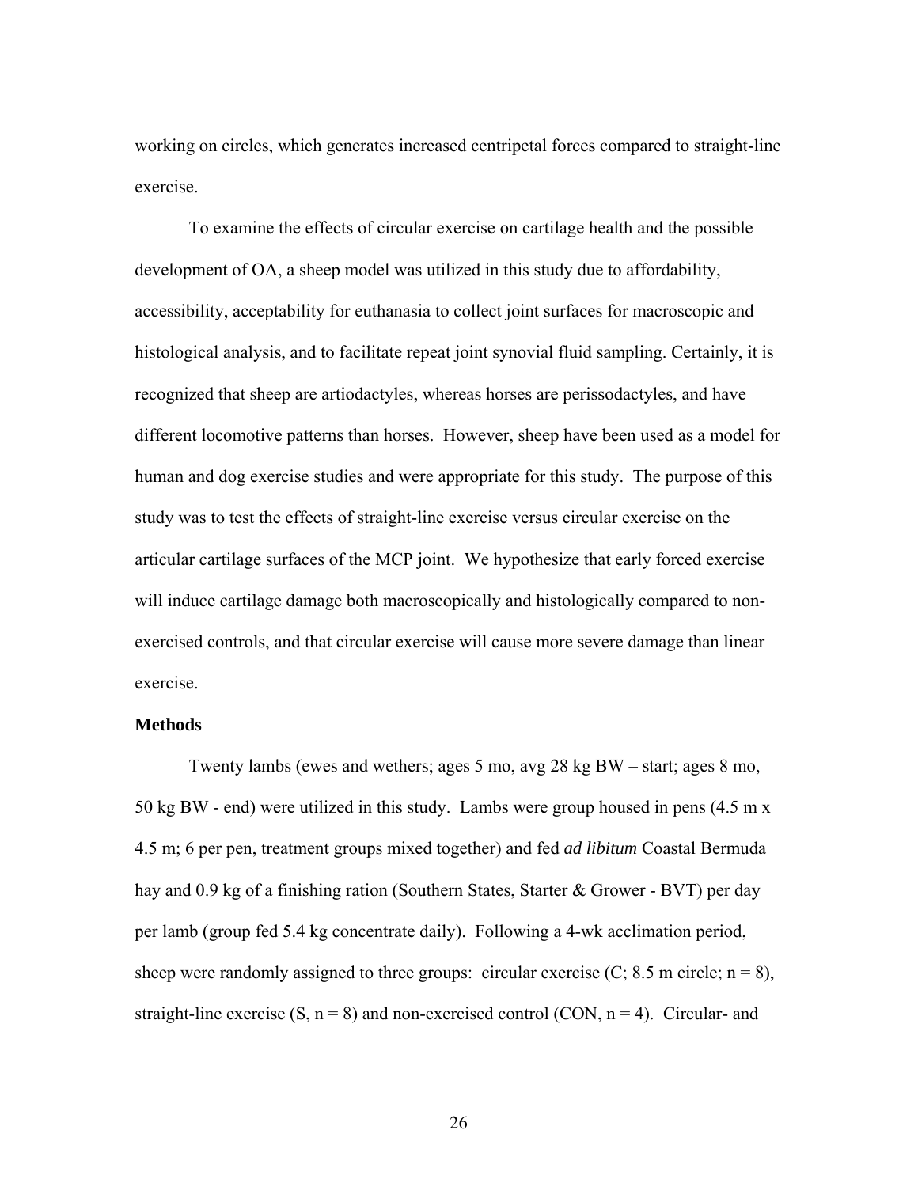working on circles, which generates increased centripetal forces compared to straight-line exercise.

To examine the effects of circular exercise on cartilage health and the possible development of OA, a sheep model was utilized in this study due to affordability, accessibility, acceptability for euthanasia to collect joint surfaces for macroscopic and histological analysis, and to facilitate repeat joint synovial fluid sampling. Certainly, it is recognized that sheep are artiodactyles, whereas horses are perissodactyles, and have different locomotive patterns than horses. However, sheep have been used as a model for human and dog exercise studies and were appropriate for this study. The purpose of this study was to test the effects of straight-line exercise versus circular exercise on the articular cartilage surfaces of the MCP joint. We hypothesize that early forced exercise will induce cartilage damage both macroscopically and histologically compared to non-exercised controls, and that circular exercise will cause more severe damage than linear exercise.

**Methods**

Twenty lambs (ewes and wethers; ages 5 mo, avg 28 kg BW – start; ages 8 mo, 50 kg BW - end) were utilized in this study. Lambs were group housed in pens (4.5 m x 4.5 m; 6 per pen, treatment groups mixed together) and fed *ad libitum* Coastal Bermuda hay and 0.9 kg of a finishing ration (Southern States, Starter & Grower - BVT) per day per lamb (group fed 5.4 kg concentrate daily). Following a 4-wk acclimation period, sheep were randomly assigned to three groups: circular exercise (C; 8.5 m circle; n = 8), straight-line exercise (S, n = 8) and non-exercised control (CON, n = 4). Circular- and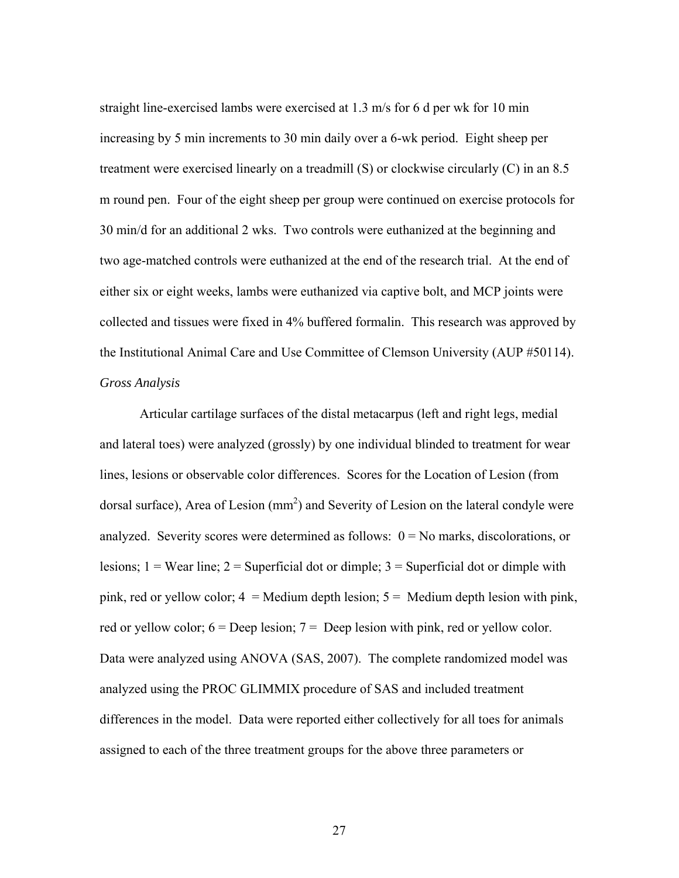straight line-exercised lambs were exercised at 1.3 m/s for 6 d per wk for 10 min increasing by 5 min increments to 30 min daily over a 6-wk period. Eight sheep per treatment were exercised linearly on a treadmill (S) or clockwise circularly (C) in an 8.5 m round pen. Four of the eight sheep per group were continued on exercise protocols for 30 min/d for an additional 2 wks. Two controls were euthanized at the beginning and two age-matched controls were euthanized at the end of the research trial. At the end of either six or eight weeks, lambs were euthanized via captive bolt, and MCP joints were collected and tissues were fixed in 4% buffered formalin. This research was approved by the Institutional Animal Care and Use Committee of Clemson University (AUP #50114).

*Gross Analysis*

Articular cartilage surfaces of the distal metacarpus (left and right legs, medial and lateral toes) were analyzed (grossly) by one individual blinded to treatment for wear lines, lesions or observable color differences. Scores for the Location of Lesion (from dorsal surface), Area of Lesion ($mm^2$) and Severity of Lesion on the lateral condyle were analyzed. Severity scores were determined as follows: 0 = No marks, discolorations, or lesions; 1 = Wear line; 2 = Superficial dot or dimple; 3 = Superficial dot or dimple with pink, red or yellow color; 4 = Medium depth lesion; 5 = Medium depth lesion with pink, red or yellow color; 6 = Deep lesion; 7 = Deep lesion with pink, red or yellow color. Data were analyzed using ANOVA (SAS, 2007). The complete randomized model was analyzed using the PROC GLIMMIX procedure of SAS and included treatment differences in the model. Data were reported either collectively for all toes for animals assigned to each of the three treatment groups for the above three parameters or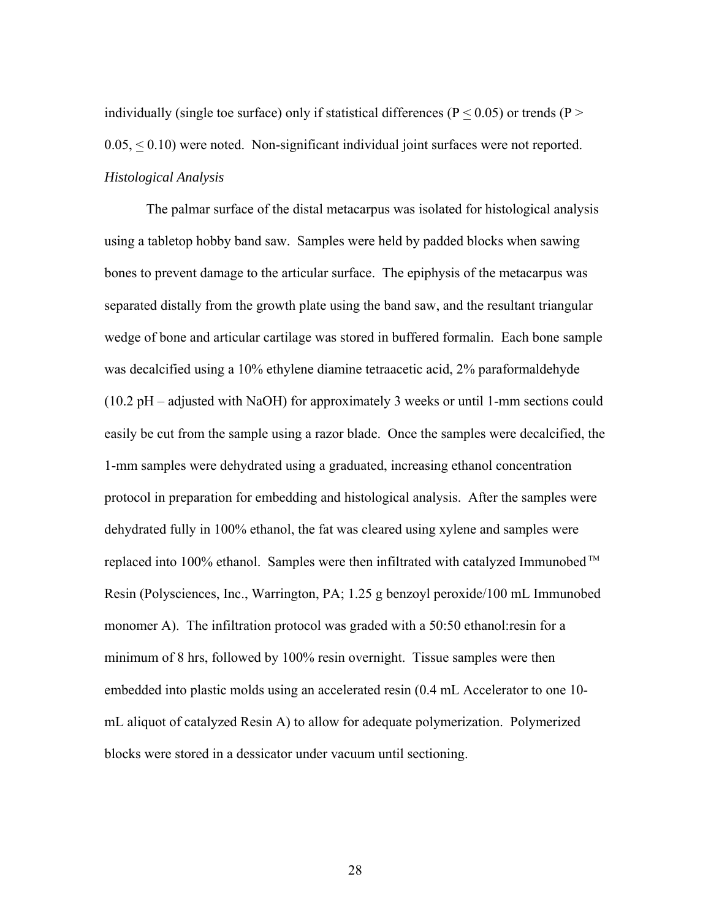individually (single toe surface) only if statistical differences ($P \leq 0.05$) or trends ($P > 0.05, \leq 0.10$) were noted. Non-significant individual joint surfaces were not reported.

*Histological Analysis*

The palmar surface of the distal metacarpus was isolated for histological analysis using a tabletop hobby band saw. Samples were held by padded blocks when sawing bones to prevent damage to the articular surface. The epiphysis of the metacarpus was separated distally from the growth plate using the band saw, and the resultant triangular wedge of bone and articular cartilage was stored in buffered formalin. Each bone sample was decalcified using a 10% ethylene diamine tetraacetic acid, 2% paraformaldehyde (10.2 pH – adjusted with NaOH) for approximately 3 weeks or until 1-mm sections could easily be cut from the sample using a razor blade. Once the samples were decalcified, the 1-mm samples were dehydrated using a graduated, increasing ethanol concentration protocol in preparation for embedding and histological analysis. After the samples were dehydrated fully in 100% ethanol, the fat was cleared using xylene and samples were replaced into 100% ethanol. Samples were then infiltrated with catalyzed Immunobed™ Resin (Polysciences, Inc., Warrington, PA; 1.25 g benzoyl peroxide/100 mL Immunobed monomer A). The infiltration protocol was graded with a 50:50 ethanol:resin for a minimum of 8 hrs, followed by 100% resin overnight. Tissue samples were then embedded into plastic molds using an accelerated resin (0.4 mL Accelerator to one 10-mL aliquot of catalyzed Resin A) to allow for adequate polymerization. Polymerized blocks were stored in a dessicator under vacuum until sectioning.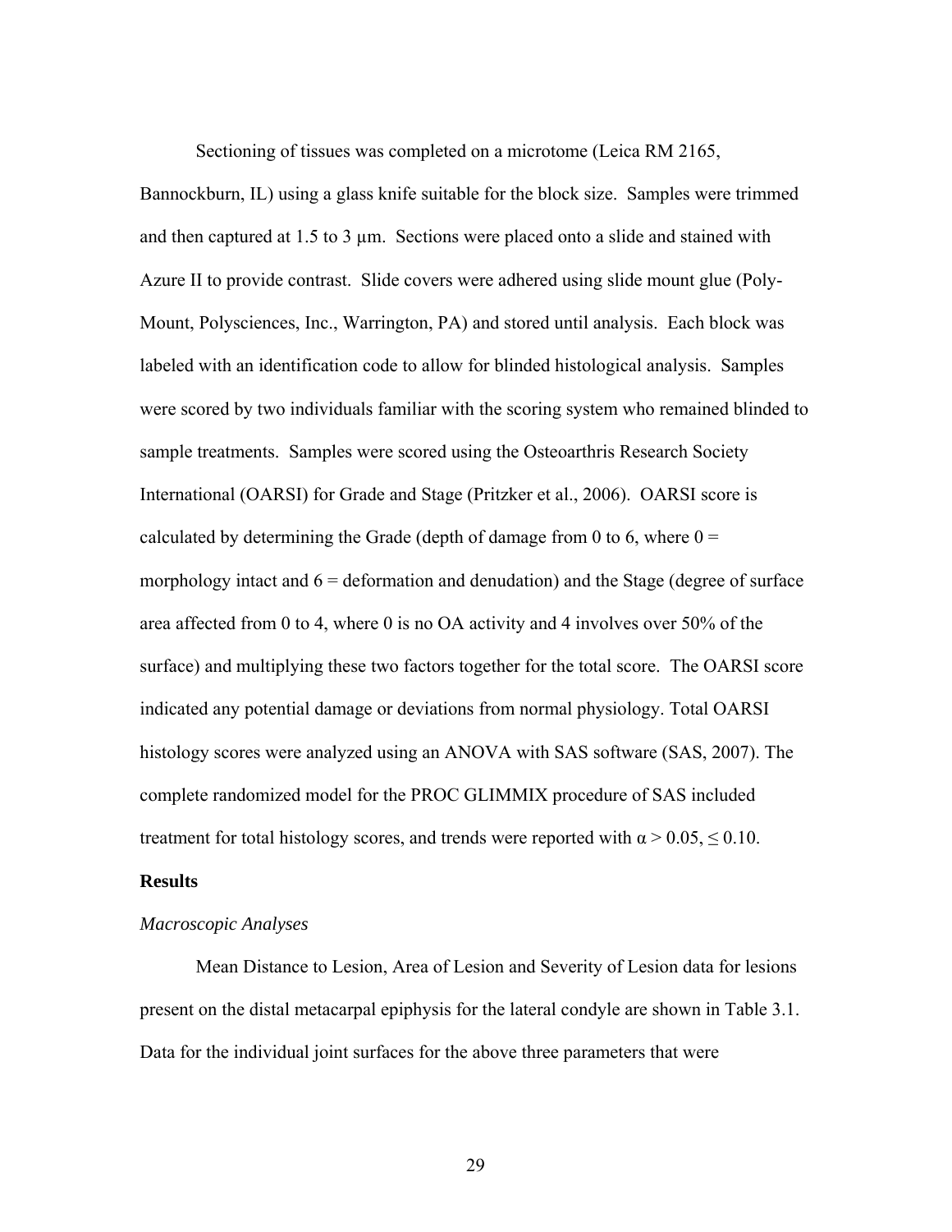Sectioning of tissues was completed on a microtome (Leica RM 2165, Bannockburn, IL) using a glass knife suitable for the block size. Samples were trimmed and then captured at 1.5 to 3 μm. Sections were placed onto a slide and stained with Azure II to provide contrast. Slide covers were adhered using slide mount glue (Poly-Mount, Polysciences, Inc., Warrington, PA) and stored until analysis. Each block was labeled with an identification code to allow for blinded histological analysis. Samples were scored by two individuals familiar with the scoring system who remained blinded to sample treatments. Samples were scored using the Osteoarthris Research Society International (OARSI) for Grade and Stage (Pritzker et al., 2006). OARSI score is calculated by determining the Grade (depth of damage from 0 to 6, where 0 = morphology intact and 6 = deformation and denudation) and the Stage (degree of surface area affected from 0 to 4, where 0 is no OA activity and 4 involves over 50% of the surface) and multiplying these two factors together for the total score. The OARSI score indicated any potential damage or deviations from normal physiology. Total OARSI histology scores were analyzed using an ANOVA with SAS software (SAS, 2007). The complete randomized model for the PROC GLIMMIX procedure of SAS included treatment for total histology scores, and trends were reported with $\alpha > 0.05, \leq 0.10$.

## Results

### *Macroscopic Analyses*

Mean Distance to Lesion, Area of Lesion and Severity of Lesion data for lesions present on the distal metacarpal epiphysis for the lateral condyle are shown in Table 3.1. Data for the individual joint surfaces for the above three parameters that were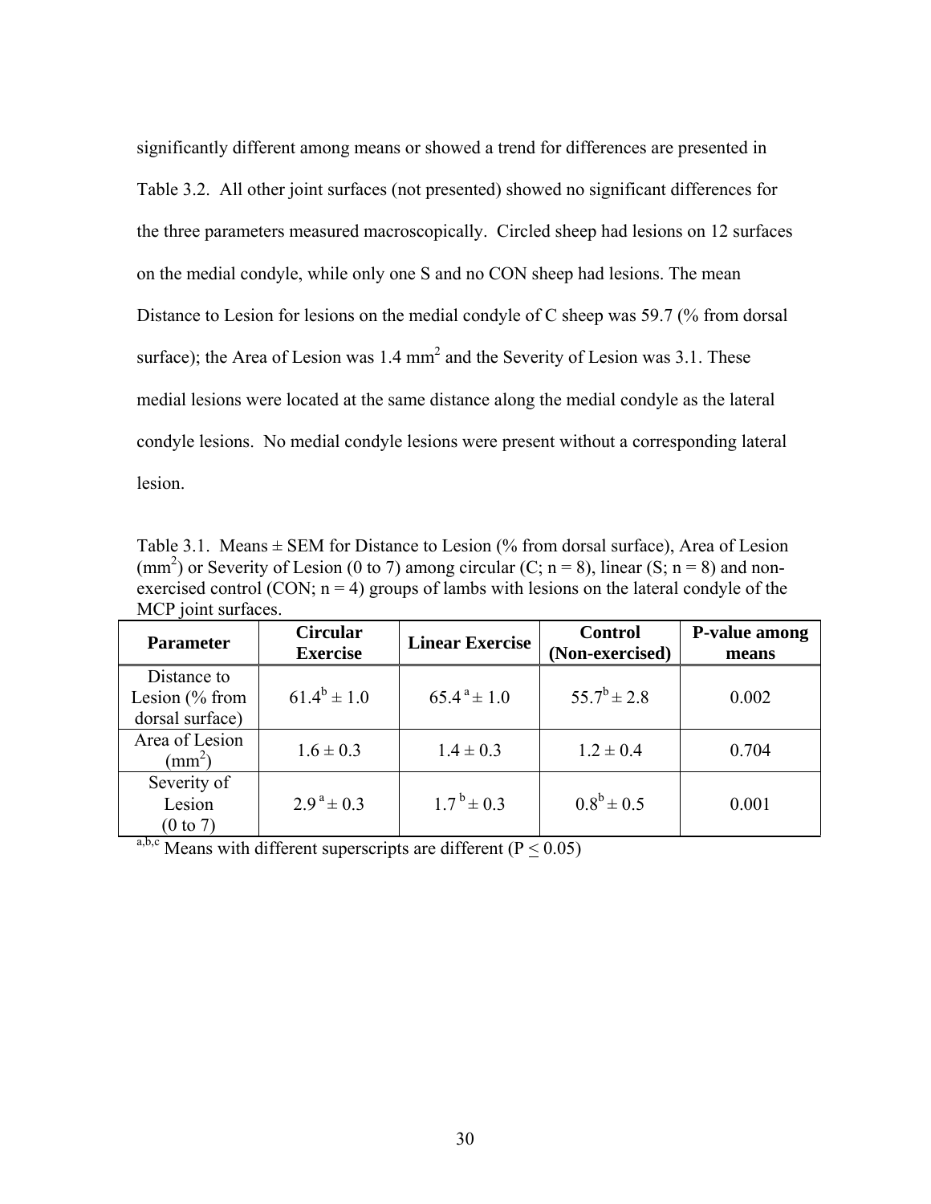significantly different among means or showed a trend for differences are presented in Table 3.2. All other joint surfaces (not presented) showed no significant differences for the three parameters measured macroscopically. Circled sheep had lesions on 12 surfaces on the medial condyle, while only one S and no CON sheep had lesions. The mean Distance to Lesion for lesions on the medial condyle of C sheep was 59.7 (% from dorsal surface); the Area of Lesion was 1.4 $mm^2$ and the Severity of Lesion was 3.1. These medial lesions were located at the same distance along the medial condyle as the lateral condyle lesions. No medial condyle lesions were present without a corresponding lateral lesion.

Table 3.1. Means ± SEM for Distance to Lesion (% from dorsal surface), Area of Lesion ($mm^2$) or Severity of Lesion (0 to 7) among circular (C; n = 8), linear (S; n = 8) and non-exercised control (CON; n = 4) groups of lambs with lesions on the lateral condyle of the MCP joint surfaces.

| Parameter | Circular Exercise | Linear Exercise | Control (Non-exercised) | P-value among means |
|---|---|---|---|---|
| Distance to Lesion (% from dorsal surface) | $61.4^b \pm 1.0$ | $65.4^a \pm 1.0$ | $55.7^b \pm 2.8$ | 0.002 |
| Area of Lesion ($mm^2$) | $1.6 \pm 0.3$ | $1.4 \pm 0.3$ | $1.2 \pm 0.4$ | 0.704 |
| Severity of Lesion (0 to 7) | $2.9^a \pm 0.3$ | $1.7^b \pm 0.3$ | $0.8^b \pm 0.5$ | 0.001 |

[a,b,c] Means with different superscripts are different ($P \leq 0.05$)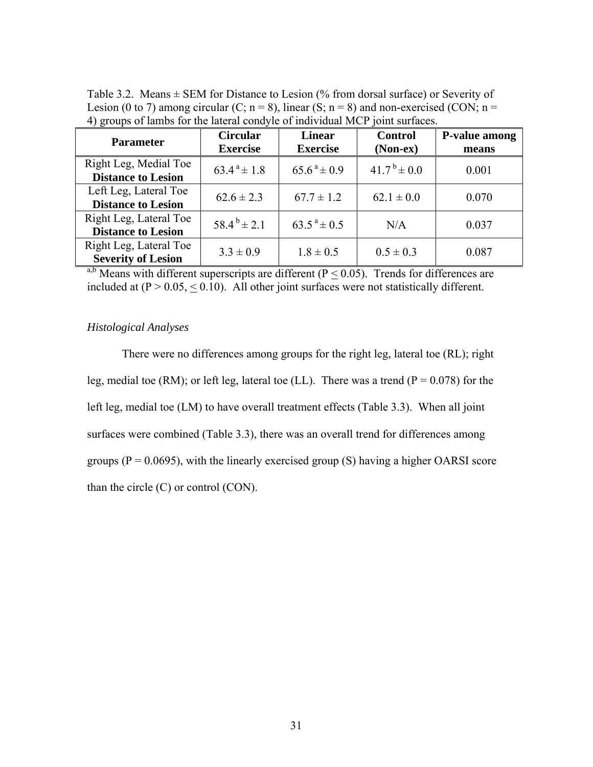Table 3.2. Means ± SEM for Distance to Lesion (% from dorsal surface) or Severity of Lesion (0 to 7) among circular (C; n = 8), linear (S; n = 8) and non-exercised (CON; n = 4) groups of lambs for the lateral condyle of individual MCP joint surfaces.

| Parameter | Circular Exercise | Linear Exercise | Control (Non-ex) | P-value among means |
|---|---|---|---|---|
| Right Leg, Medial Toe **Distance to Lesion** | $63.4^{a} \pm 1.8$ | $65.6^{a} \pm 0.9$ | $41.7^{b} \pm 0.0$ | 0.001 |
| Left Leg, Lateral Toe **Distance to Lesion** | 62.6 ± 2.3 | 67.7 ± 1.2 | 62.1 ± 0.0 | 0.070 |
| Right Leg, Lateral Toe **Distance to Lesion** | $58.4^{b} \pm 2.1$ | $63.5^{a} \pm 0.5$ | N/A | 0.037 |
| Right Leg, Lateral Toe **Severity of Lesion** | 3.3 ± 0.9 | 1.8 ± 0.5 | 0.5 ± 0.3 | 0.087 |

[a,b] Means with different superscripts are different ($P \leq 0.05$). Trends for differences are included at ($P > 0.05$, $\leq 0.10$). All other joint surfaces were not statistically different.

*Histological Analyses*

There were no differences among groups for the right leg, lateral toe (RL); right leg, medial toe (RM); or left leg, lateral toe (LL). There was a trend ($P = 0.078$) for the left leg, medial toe (LM) to have overall treatment effects (Table 3.3). When all joint surfaces were combined (Table 3.3), there was an overall trend for differences among groups ($P = 0.0695$), with the linearly exercised group (S) having a higher OARSI score than the circle (C) or control (CON).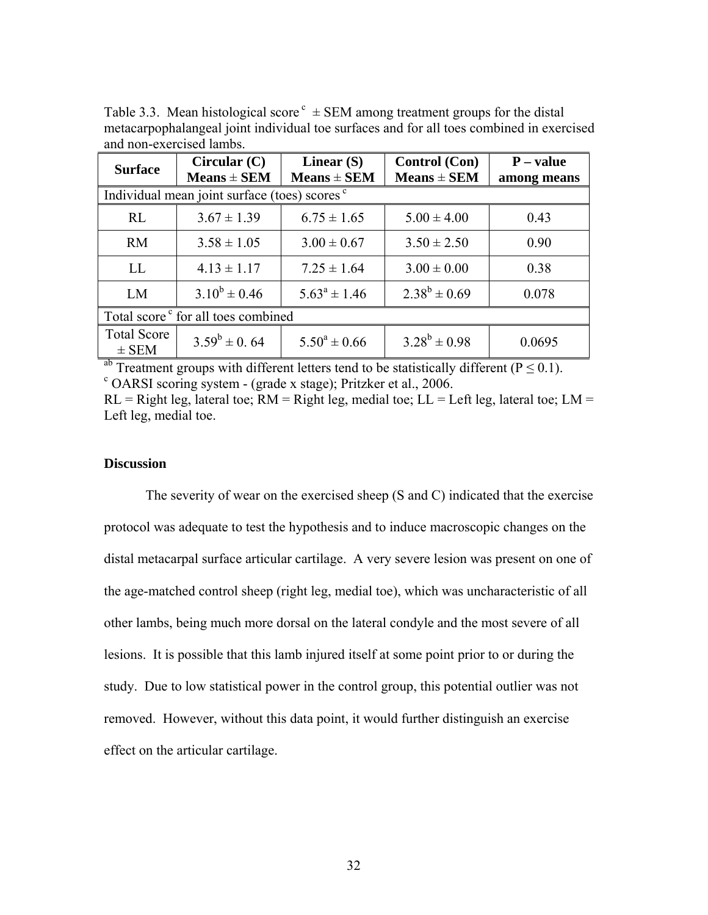Table 3.3. Mean histological score [c] ± SEM among treatment groups for the distal metacarpophalangeal joint individual toe surfaces and for all toes combined in exercised and non-exercised lambs.

| Surface | Circular (C) Means ± SEM | Linear (S) Means ± SEM | Control (Con) Means ± SEM | P – value among means |
|---|---|---|---|---|
| Individual mean joint surface (toes) scores [c] | | | | |
| RL | 3.67 ± 1.39 | 6.75 ± 1.65 | 5.00 ± 4.00 | 0.43 |
| RM | 3.58 ± 1.05 | 3.00 ± 0.67 | 3.50 ± 2.50 | 0.90 |
| LL | 4.13 ± 1.17 | 7.25 ± 1.64 | 3.00 ± 0.00 | 0.38 |
| LM | $3.10^{b}$ ± 0.46 | $5.63^{a}$ ± 1.46 | $2.38^{b}$ ± 0.69 | 0.078 |
| Total score [c] for all toes combined | | | | |
| Total Score ± SEM | $3.59^{b}$ ± 0. 64 | $5.50^{a}$ ± 0.66 | $3.28^{b}$ ± 0.98 | 0.0695 |

[ab] Treatment groups with different letters tend to be statistically different ($P \leq 0.1$).
[c] OARSI scoring system - (grade x stage); Pritzker et al., 2006.
RL = Right leg, lateral toe; RM = Right leg, medial toe; LL = Left leg, lateral toe; LM = Left leg, medial toe.

### Discussion

The severity of wear on the exercised sheep (S and C) indicated that the exercise protocol was adequate to test the hypothesis and to induce macroscopic changes on the distal metacarpal surface articular cartilage. A very severe lesion was present on one of the age-matched control sheep (right leg, medial toe), which was uncharacteristic of all other lambs, being much more dorsal on the lateral condyle and the most severe of all lesions. It is possible that this lamb injured itself at some point prior to or during the study. Due to low statistical power in the control group, this potential outlier was not removed. However, without this data point, it would further distinguish an exercise effect on the articular cartilage.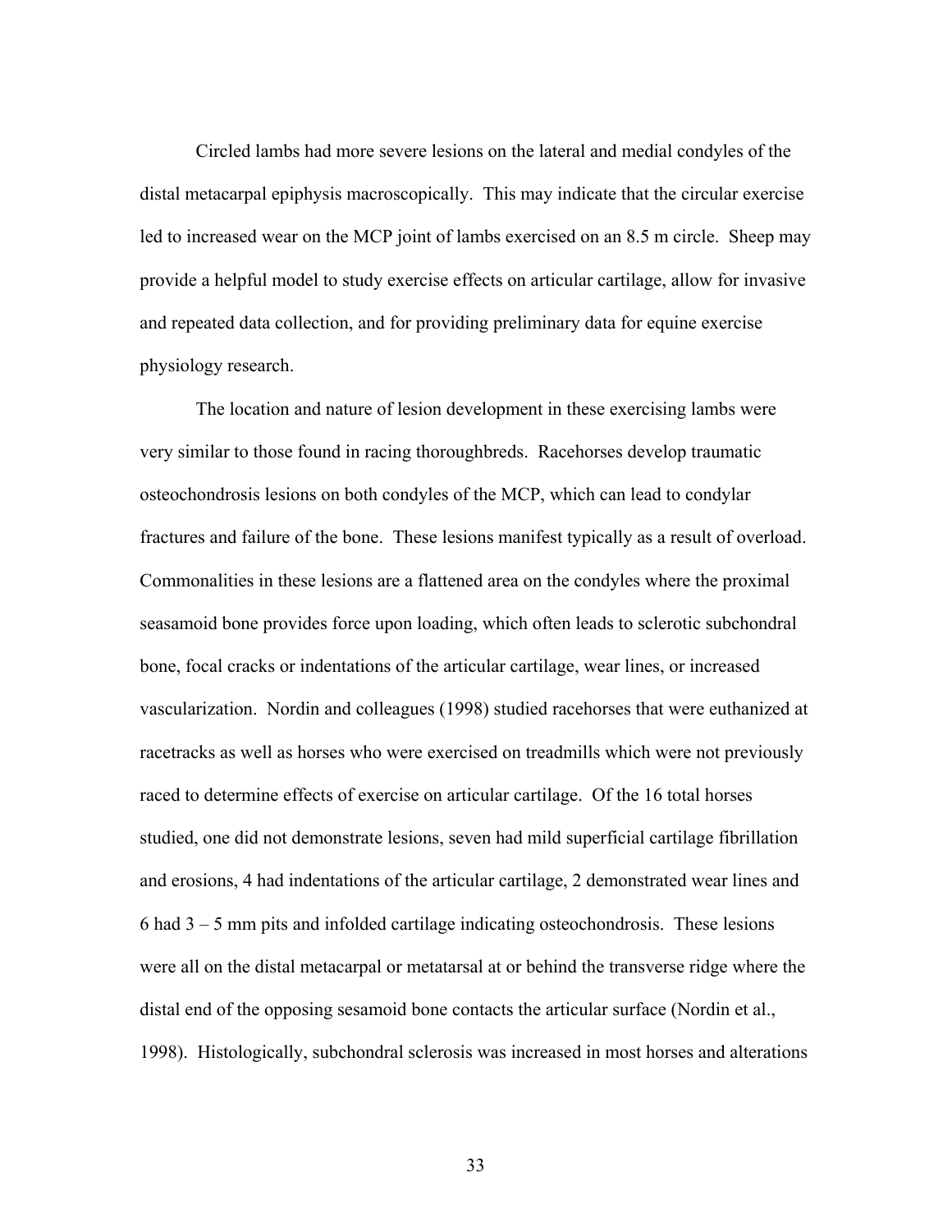Circled lambs had more severe lesions on the lateral and medial condyles of the distal metacarpal epiphysis macroscopically. This may indicate that the circular exercise led to increased wear on the MCP joint of lambs exercised on an 8.5 m circle. Sheep may provide a helpful model to study exercise effects on articular cartilage, allow for invasive and repeated data collection, and for providing preliminary data for equine exercise physiology research.

The location and nature of lesion development in these exercising lambs were very similar to those found in racing thoroughbreds. Racehorses develop traumatic osteochondrosis lesions on both condyles of the MCP, which can lead to condylar fractures and failure of the bone. These lesions manifest typically as a result of overload. Commonalities in these lesions are a flattened area on the condyles where the proximal seasamoid bone provides force upon loading, which often leads to sclerotic subchondral bone, focal cracks or indentations of the articular cartilage, wear lines, or increased vascularization. Nordin and colleagues (1998) studied racehorses that were euthanized at racetracks as well as horses who were exercised on treadmills which were not previously raced to determine effects of exercise on articular cartilage. Of the 16 total horses studied, one did not demonstrate lesions, seven had mild superficial cartilage fibrillation and erosions, 4 had indentations of the articular cartilage, 2 demonstrated wear lines and 6 had 3 – 5 mm pits and infolded cartilage indicating osteochondrosis. These lesions were all on the distal metacarpal or metatarsal at or behind the transverse ridge where the distal end of the opposing sesamoid bone contacts the articular surface (Nordin et al., 1998). Histologically, subchondral sclerosis was increased in most horses and alterations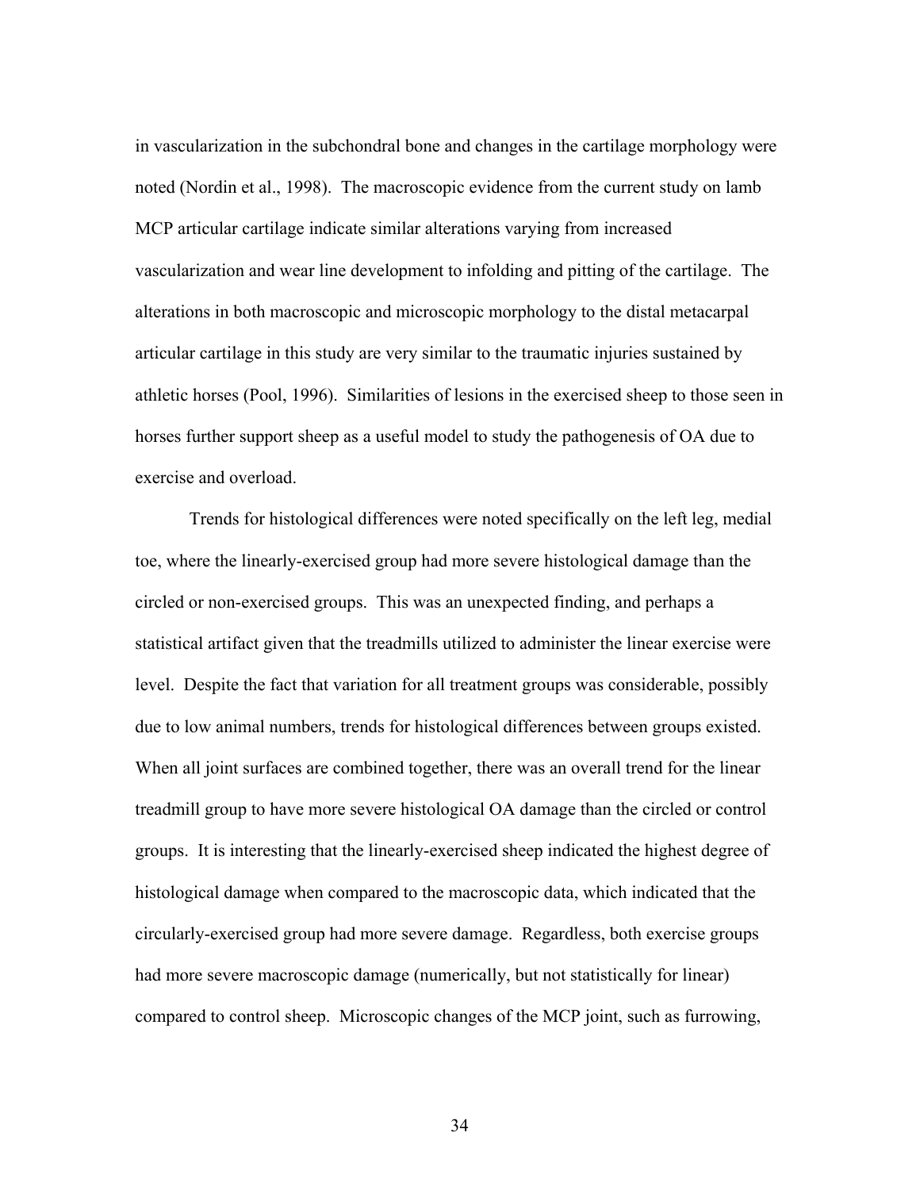in vascularization in the subchondral bone and changes in the cartilage morphology were noted (Nordin et al., 1998). The macroscopic evidence from the current study on lamb MCP articular cartilage indicate similar alterations varying from increased vascularization and wear line development to infolding and pitting of the cartilage. The alterations in both macroscopic and microscopic morphology to the distal metacarpal articular cartilage in this study are very similar to the traumatic injuries sustained by athletic horses (Pool, 1996). Similarities of lesions in the exercised sheep to those seen in horses further support sheep as a useful model to study the pathogenesis of OA due to exercise and overload.

Trends for histological differences were noted specifically on the left leg, medial toe, where the linearly-exercised group had more severe histological damage than the circled or non-exercised groups. This was an unexpected finding, and perhaps a statistical artifact given that the treadmills utilized to administer the linear exercise were level. Despite the fact that variation for all treatment groups was considerable, possibly due to low animal numbers, trends for histological differences between groups existed. When all joint surfaces are combined together, there was an overall trend for the linear treadmill group to have more severe histological OA damage than the circled or control groups. It is interesting that the linearly-exercised sheep indicated the highest degree of histological damage when compared to the macroscopic data, which indicated that the circularly-exercised group had more severe damage. Regardless, both exercise groups had more severe macroscopic damage (numerically, but not statistically for linear) compared to control sheep. Microscopic changes of the MCP joint, such as furrowing,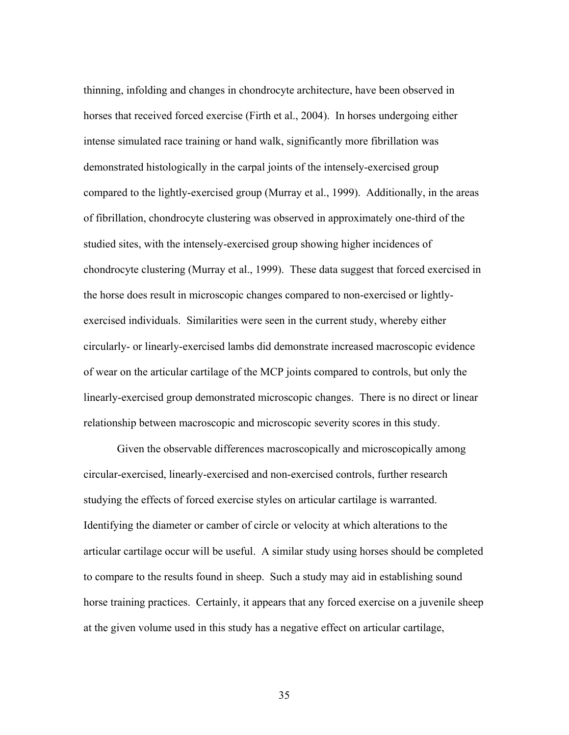thinning, infolding and changes in chondrocyte architecture, have been observed in horses that received forced exercise (Firth et al., 2004). In horses undergoing either intense simulated race training or hand walk, significantly more fibrillation was demonstrated histologically in the carpal joints of the intensely-exercised group compared to the lightly-exercised group (Murray et al., 1999). Additionally, in the areas of fibrillation, chondrocyte clustering was observed in approximately one-third of the studied sites, with the intensely-exercised group showing higher incidences of chondrocyte clustering (Murray et al., 1999). These data suggest that forced exercised in the horse does result in microscopic changes compared to non-exercised or lightly-exercised individuals. Similarities were seen in the current study, whereby either circularly- or linearly-exercised lambs did demonstrate increased macroscopic evidence of wear on the articular cartilage of the MCP joints compared to controls, but only the linearly-exercised group demonstrated microscopic changes. There is no direct or linear relationship between macroscopic and microscopic severity scores in this study.

Given the observable differences macroscopically and microscopically among circular-exercised, linearly-exercised and non-exercised controls, further research studying the effects of forced exercise styles on articular cartilage is warranted. Identifying the diameter or camber of circle or velocity at which alterations to the articular cartilage occur will be useful. A similar study using horses should be completed to compare to the results found in sheep. Such a study may aid in establishing sound horse training practices. Certainly, it appears that any forced exercise on a juvenile sheep at the given volume used in this study has a negative effect on articular cartilage,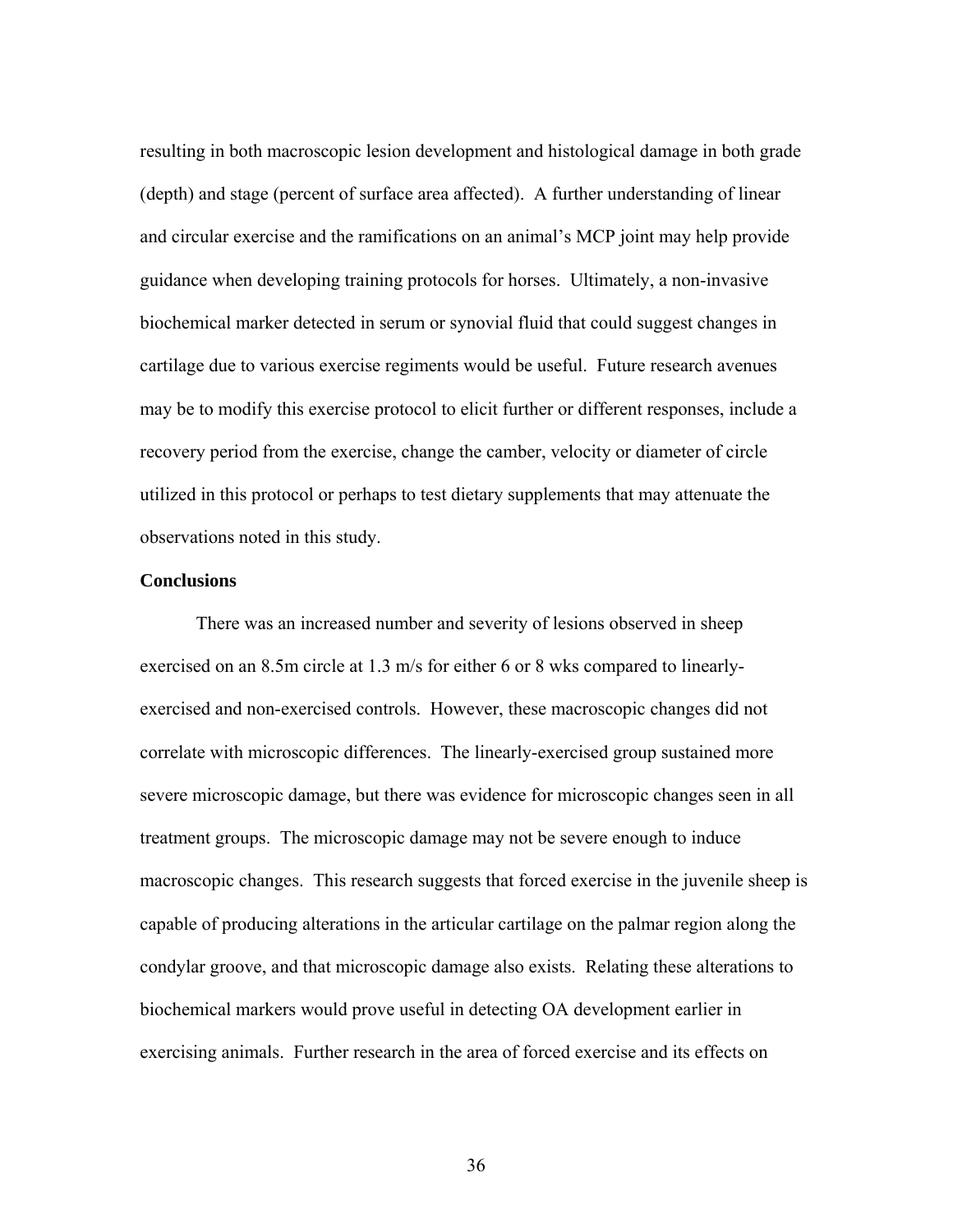resulting in both macroscopic lesion development and histological damage in both grade (depth) and stage (percent of surface area affected). A further understanding of linear and circular exercise and the ramifications on an animal's MCP joint may help provide guidance when developing training protocols for horses. Ultimately, a non-invasive biochemical marker detected in serum or synovial fluid that could suggest changes in cartilage due to various exercise regiments would be useful. Future research avenues may be to modify this exercise protocol to elicit further or different responses, include a recovery period from the exercise, change the camber, velocity or diameter of circle utilized in this protocol or perhaps to test dietary supplements that may attenuate the observations noted in this study.

**Conclusions**

There was an increased number and severity of lesions observed in sheep exercised on an 8.5m circle at 1.3 m/s for either 6 or 8 wks compared to linearly-exercised and non-exercised controls. However, these macroscopic changes did not correlate with microscopic differences. The linearly-exercised group sustained more severe microscopic damage, but there was evidence for microscopic changes seen in all treatment groups. The microscopic damage may not be severe enough to induce macroscopic changes. This research suggests that forced exercise in the juvenile sheep is capable of producing alterations in the articular cartilage on the palmar region along the condylar groove, and that microscopic damage also exists. Relating these alterations to biochemical markers would prove useful in detecting OA development earlier in exercising animals. Further research in the area of forced exercise and its effects on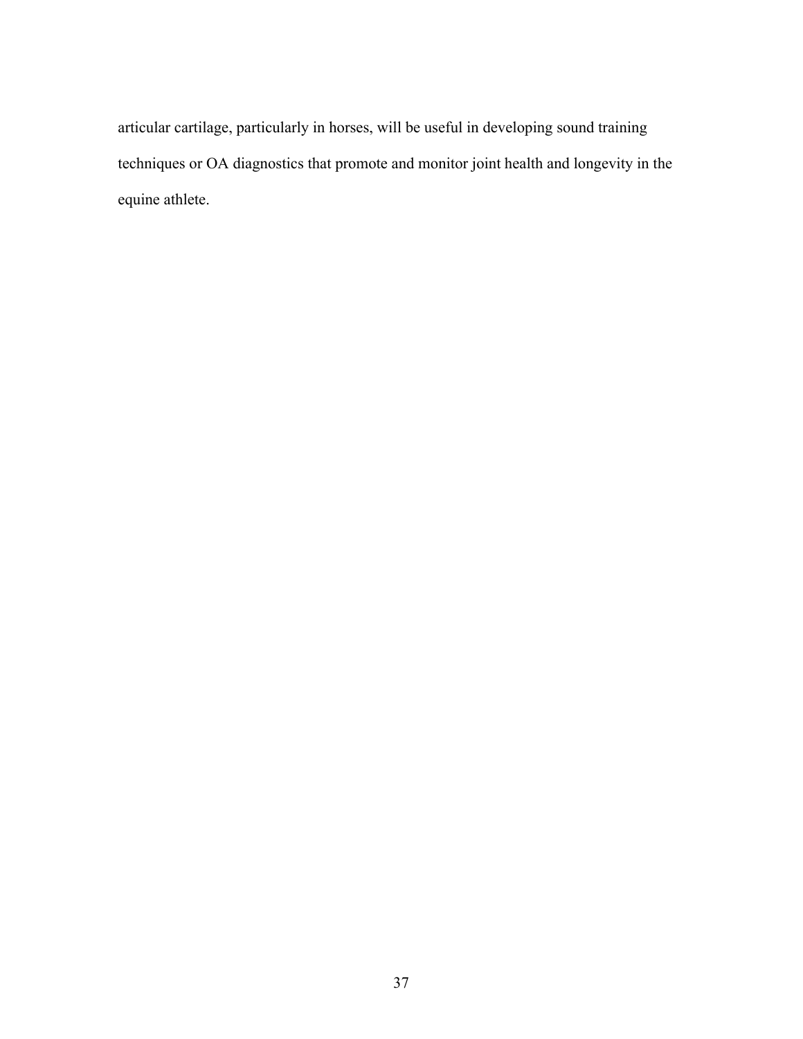articular cartilage, particularly in horses, will be useful in developing sound training techniques or OA diagnostics that promote and monitor joint health and longevity in the equine athlete.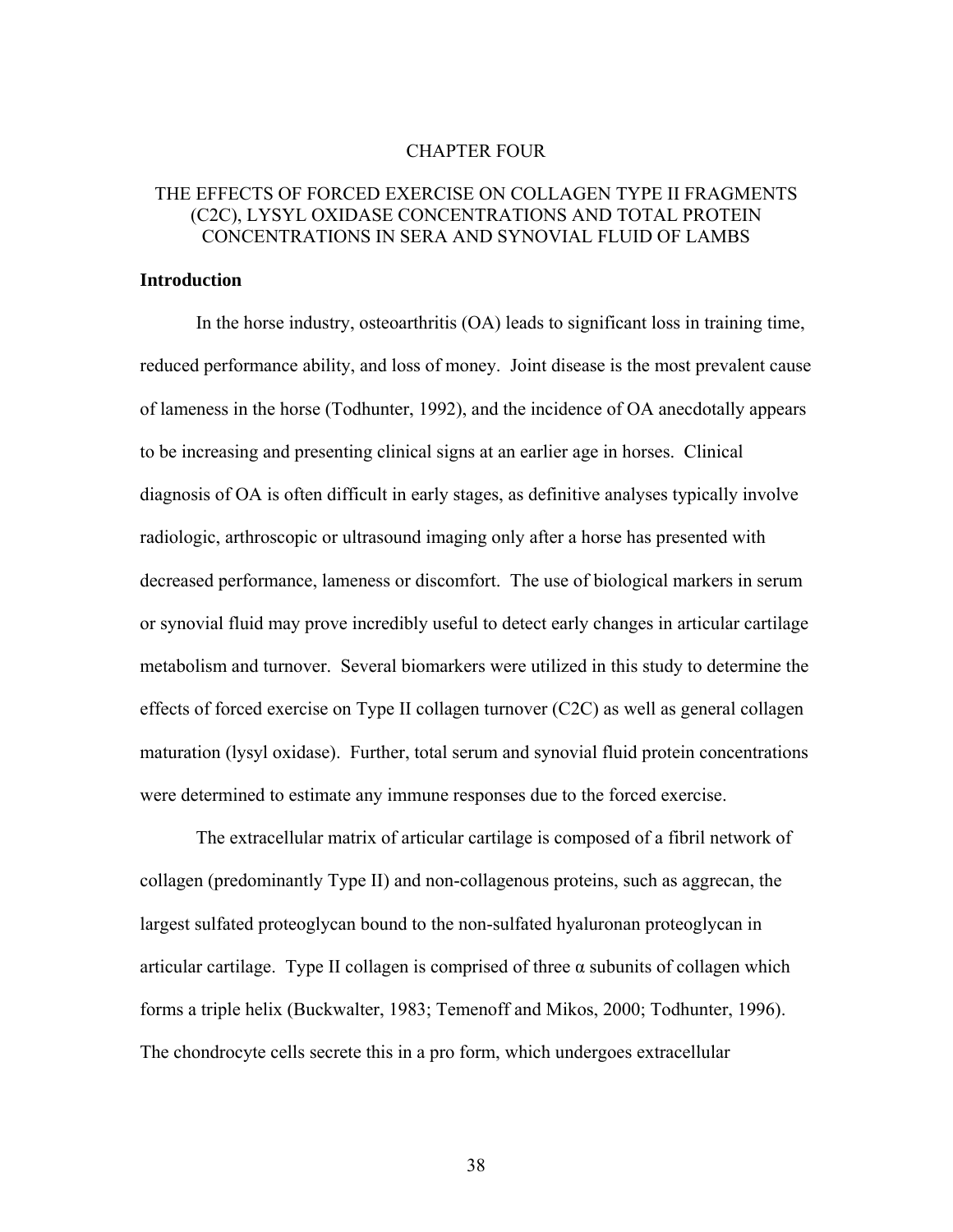# CHAPTER FOUR

## THE EFFECTS OF FORCED EXERCISE ON COLLAGEN TYPE II FRAGMENTS (C2C), LYSYL OXIDASE CONCENTRATIONS AND TOTAL PROTEIN CONCENTRATIONS IN SERA AND SYNOVIAL FLUID OF LAMBS

### Introduction

In the horse industry, osteoarthritis (OA) leads to significant loss in training time, reduced performance ability, and loss of money. Joint disease is the most prevalent cause of lameness in the horse (Todhunter, 1992), and the incidence of OA anecdotally appears to be increasing and presenting clinical signs at an earlier age in horses. Clinical diagnosis of OA is often difficult in early stages, as definitive analyses typically involve radiologic, arthroscopic or ultrasound imaging only after a horse has presented with decreased performance, lameness or discomfort. The use of biological markers in serum or synovial fluid may prove incredibly useful to detect early changes in articular cartilage metabolism and turnover. Several biomarkers were utilized in this study to determine the effects of forced exercise on Type II collagen turnover (C2C) as well as general collagen maturation (lysyl oxidase). Further, total serum and synovial fluid protein concentrations were determined to estimate any immune responses due to the forced exercise.

The extracellular matrix of articular cartilage is composed of a fibril network of collagen (predominantly Type II) and non-collagenous proteins, such as aggrecan, the largest sulfated proteoglycan bound to the non-sulfated hyaluronan proteoglycan in articular cartilage. Type II collagen is comprised of three α subunits of collagen which forms a triple helix (Buckwalter, 1983; Temenoff and Mikos, 2000; Todhunter, 1996). The chondrocyte cells secrete this in a pro form, which undergoes extracellular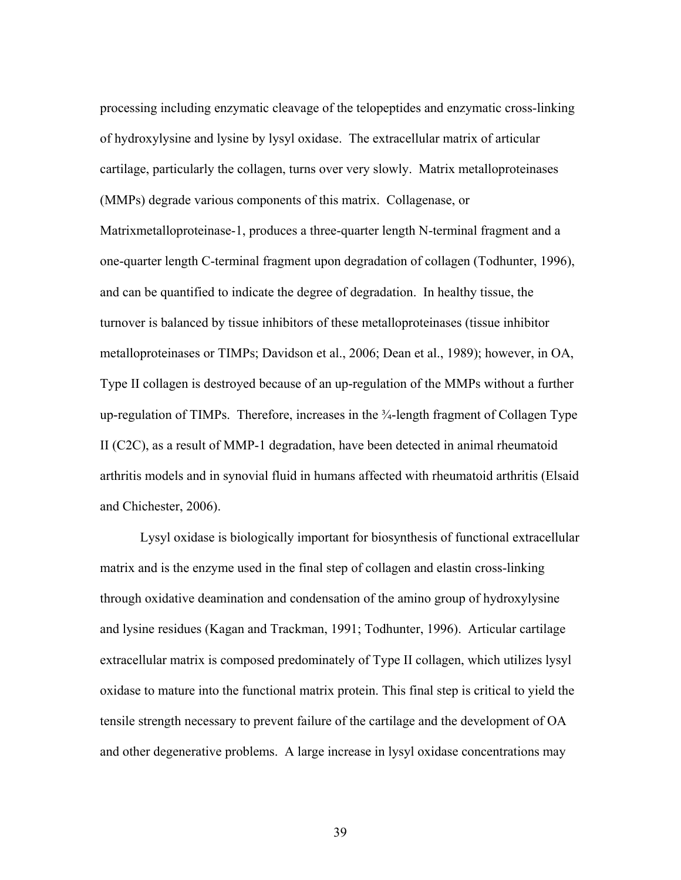processing including enzymatic cleavage of the telopeptides and enzymatic cross-linking of hydroxylysine and lysine by lysyl oxidase. The extracellular matrix of articular cartilage, particularly the collagen, turns over very slowly. Matrix metalloproteinases (MMPs) degrade various components of this matrix. Collagenase, or Matrixmetalloproteinase-1, produces a three-quarter length N-terminal fragment and a one-quarter length C-terminal fragment upon degradation of collagen (Todhunter, 1996), and can be quantified to indicate the degree of degradation. In healthy tissue, the turnover is balanced by tissue inhibitors of these metalloproteinases (tissue inhibitor metalloproteinases or TIMPs; Davidson et al., 2006; Dean et al., 1989); however, in OA, Type II collagen is destroyed because of an up-regulation of the MMPs without a further up-regulation of TIMPs. Therefore, increases in the ¾-length fragment of Collagen Type II (C2C), as a result of MMP-1 degradation, have been detected in animal rheumatoid arthritis models and in synovial fluid in humans affected with rheumatoid arthritis (Elsaid and Chichester, 2006).

Lysyl oxidase is biologically important for biosynthesis of functional extracellular matrix and is the enzyme used in the final step of collagen and elastin cross-linking through oxidative deamination and condensation of the amino group of hydroxylysine and lysine residues (Kagan and Trackman, 1991; Todhunter, 1996). Articular cartilage extracellular matrix is composed predominately of Type II collagen, which utilizes lysyl oxidase to mature into the functional matrix protein. This final step is critical to yield the tensile strength necessary to prevent failure of the cartilage and the development of OA and other degenerative problems. A large increase in lysyl oxidase concentrations may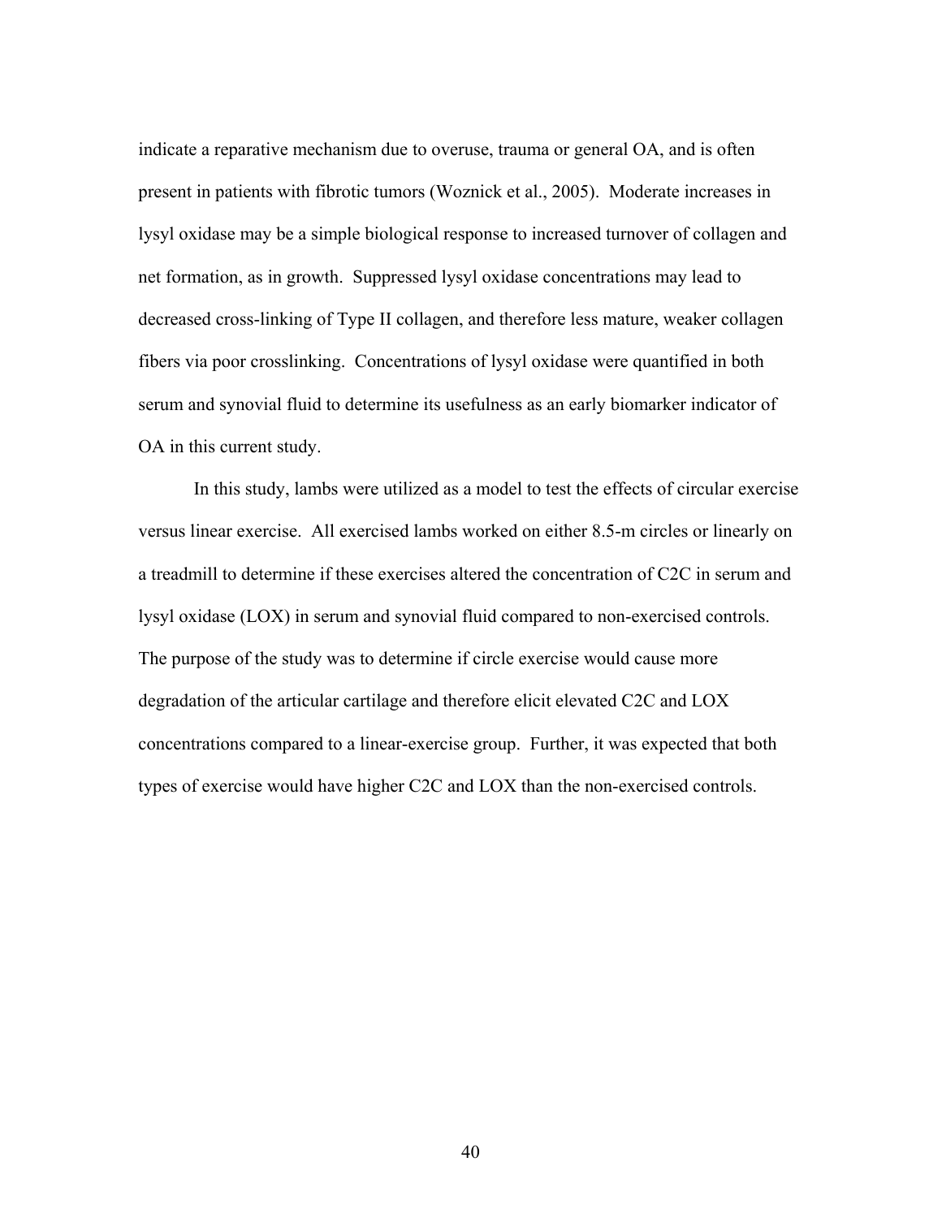indicate a reparative mechanism due to overuse, trauma or general OA, and is often present in patients with fibrotic tumors (Woznick et al., 2005). Moderate increases in lysyl oxidase may be a simple biological response to increased turnover of collagen and net formation, as in growth. Suppressed lysyl oxidase concentrations may lead to decreased cross-linking of Type II collagen, and therefore less mature, weaker collagen fibers via poor crosslinking. Concentrations of lysyl oxidase were quantified in both serum and synovial fluid to determine its usefulness as an early biomarker indicator of OA in this current study.

In this study, lambs were utilized as a model to test the effects of circular exercise versus linear exercise. All exercised lambs worked on either 8.5-m circles or linearly on a treadmill to determine if these exercises altered the concentration of C2C in serum and lysyl oxidase (LOX) in serum and synovial fluid compared to non-exercised controls. The purpose of the study was to determine if circle exercise would cause more degradation of the articular cartilage and therefore elicit elevated C2C and LOX concentrations compared to a linear-exercise group. Further, it was expected that both types of exercise would have higher C2C and LOX than the non-exercised controls.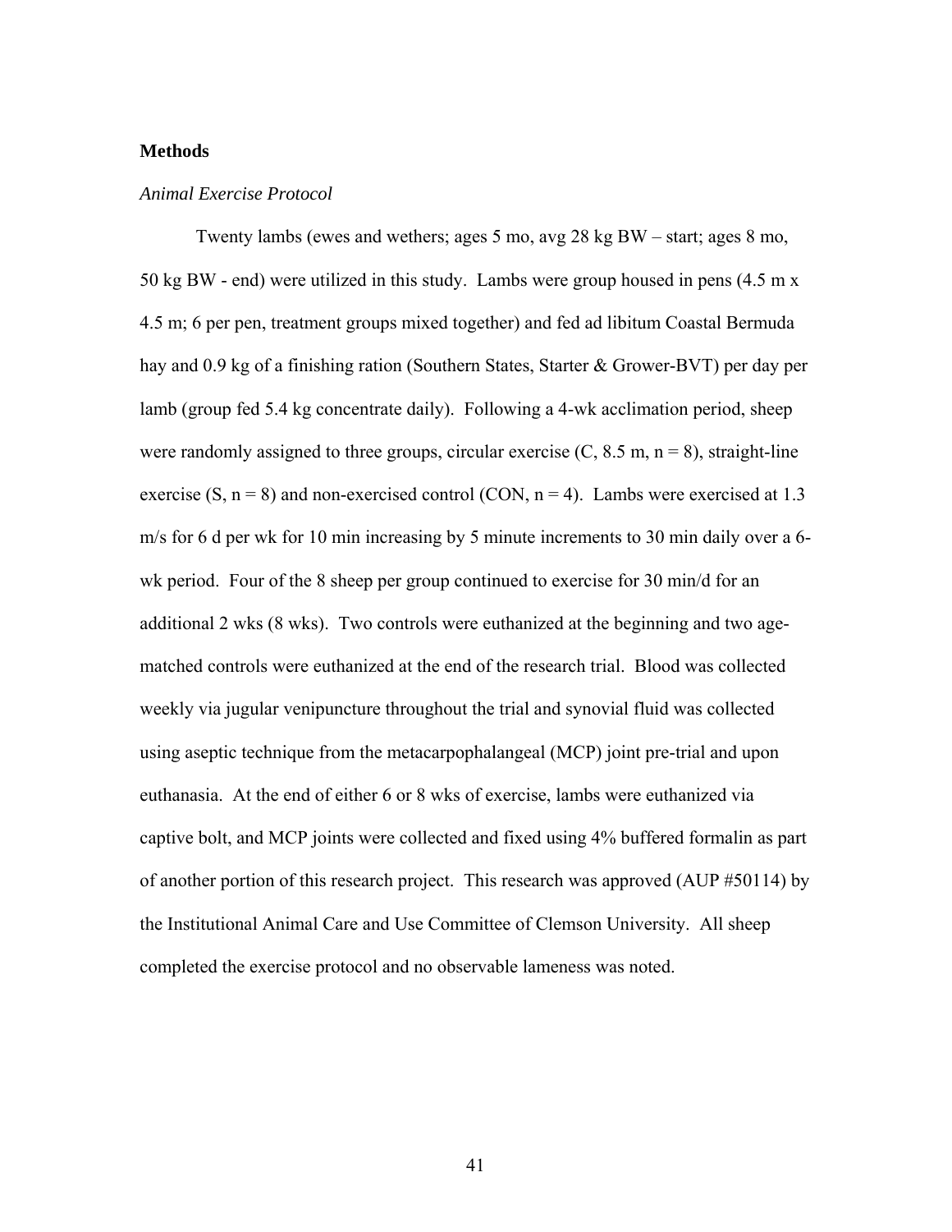## Methods

### *Animal Exercise Protocol*

Twenty lambs (ewes and wethers; ages 5 mo, avg 28 kg BW – start; ages 8 mo, 50 kg BW - end) were utilized in this study. Lambs were group housed in pens (4.5 m x 4.5 m; 6 per pen, treatment groups mixed together) and fed ad libitum Coastal Bermuda hay and 0.9 kg of a finishing ration (Southern States, Starter & Grower-BVT) per day per lamb (group fed 5.4 kg concentrate daily). Following a 4-wk acclimation period, sheep were randomly assigned to three groups, circular exercise (C, 8.5 m, n = 8), straight-line exercise (S, n = 8) and non-exercised control (CON, n = 4). Lambs were exercised at 1.3 m/s for 6 d per wk for 10 min increasing by 5 minute increments to 30 min daily over a 6-wk period. Four of the 8 sheep per group continued to exercise for 30 min/d for an additional 2 wks (8 wks). Two controls were euthanized at the beginning and two age-matched controls were euthanized at the end of the research trial. Blood was collected weekly via jugular venipuncture throughout the trial and synovial fluid was collected using aseptic technique from the metacarpophalangeal (MCP) joint pre-trial and upon euthanasia. At the end of either 6 or 8 wks of exercise, lambs were euthanized via captive bolt, and MCP joints were collected and fixed using 4% buffered formalin as part of another portion of this research project. This research was approved (AUP #50114) by the Institutional Animal Care and Use Committee of Clemson University. All sheep completed the exercise protocol and no observable lameness was noted.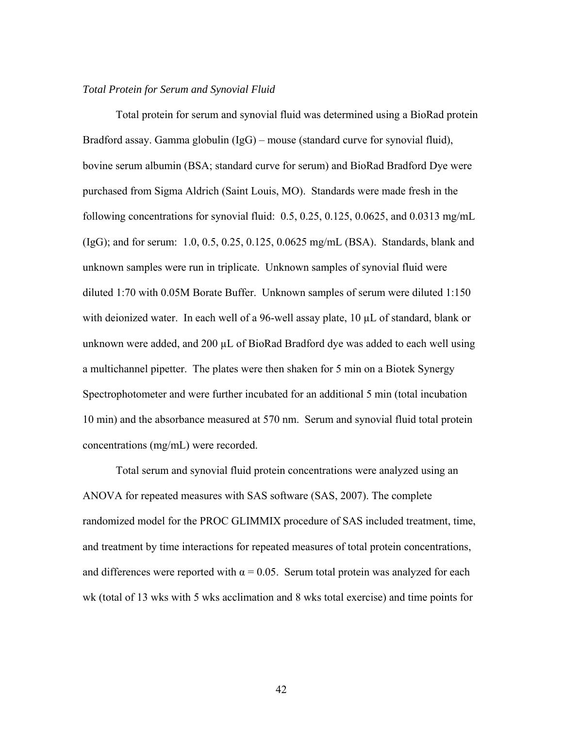*Total Protein for Serum and Synovial Fluid*

Total protein for serum and synovial fluid was determined using a BioRad protein Bradford assay. Gamma globulin (IgG) – mouse (standard curve for synovial fluid), bovine serum albumin (BSA; standard curve for serum) and BioRad Bradford Dye were purchased from Sigma Aldrich (Saint Louis, MO). Standards were made fresh in the following concentrations for synovial fluid: 0.5, 0.25, 0.125, 0.0625, and 0.0313 mg/mL (IgG); and for serum: 1.0, 0.5, 0.25, 0.125, 0.0625 mg/mL (BSA). Standards, blank and unknown samples were run in triplicate. Unknown samples of synovial fluid were diluted 1:70 with 0.05M Borate Buffer. Unknown samples of serum were diluted 1:150 with deionized water. In each well of a 96-well assay plate, 10 μL of standard, blank or unknown were added, and 200 μL of BioRad Bradford dye was added to each well using a multichannel pipetter. The plates were then shaken for 5 min on a Biotek Synergy Spectrophotometer and were further incubated for an additional 5 min (total incubation 10 min) and the absorbance measured at 570 nm. Serum and synovial fluid total protein concentrations (mg/mL) were recorded.

Total serum and synovial fluid protein concentrations were analyzed using an ANOVA for repeated measures with SAS software (SAS, 2007). The complete randomized model for the PROC GLIMMIX procedure of SAS included treatment, time, and treatment by time interactions for repeated measures of total protein concentrations, and differences were reported with $\alpha = 0.05$. Serum total protein was analyzed for each wk (total of 13 wks with 5 wks acclimation and 8 wks total exercise) and time points for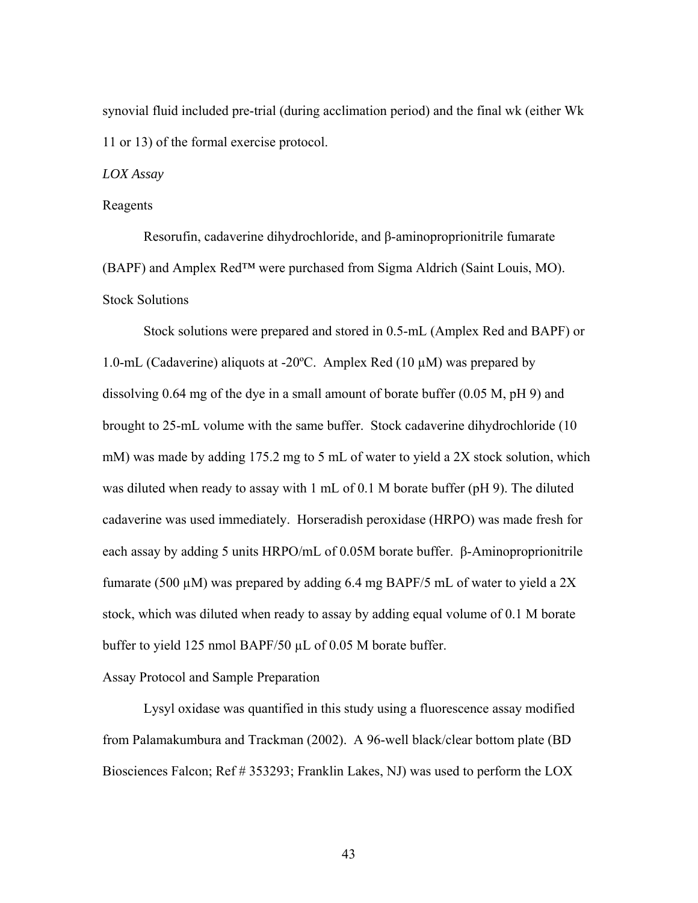synovial fluid included pre-trial (during acclimation period) and the final wk (either Wk 11 or 13) of the formal exercise protocol.

*LOX Assay*

Reagents

Resorufin, cadaverine dihydrochloride, and β-aminoproprionitrile fumarate (BAPF) and Amplex Red™ were purchased from Sigma Aldrich (Saint Louis, MO).

Stock Solutions

Stock solutions were prepared and stored in 0.5-mL (Amplex Red and BAPF) or 1.0-mL (Cadaverine) aliquots at -20ºC. Amplex Red (10 µM) was prepared by dissolving 0.64 mg of the dye in a small amount of borate buffer (0.05 M, pH 9) and brought to 25-mL volume with the same buffer. Stock cadaverine dihydrochloride (10 mM) was made by adding 175.2 mg to 5 mL of water to yield a 2X stock solution, which was diluted when ready to assay with 1 mL of 0.1 M borate buffer (pH 9). The diluted cadaverine was used immediately. Horseradish peroxidase (HRPO) was made fresh for each assay by adding 5 units HRPO/mL of 0.05M borate buffer. β-Aminoproprionitrile fumarate (500 µM) was prepared by adding 6.4 mg BAPF/5 mL of water to yield a 2X stock, which was diluted when ready to assay by adding equal volume of 0.1 M borate buffer to yield 125 nmol BAPF/50 µL of 0.05 M borate buffer.

Assay Protocol and Sample Preparation

Lysyl oxidase was quantified in this study using a fluorescence assay modified from Palamakumbura and Trackman (2002). A 96-well black/clear bottom plate (BD Biosciences Falcon; Ref # 353293; Franklin Lakes, NJ) was used to perform the LOX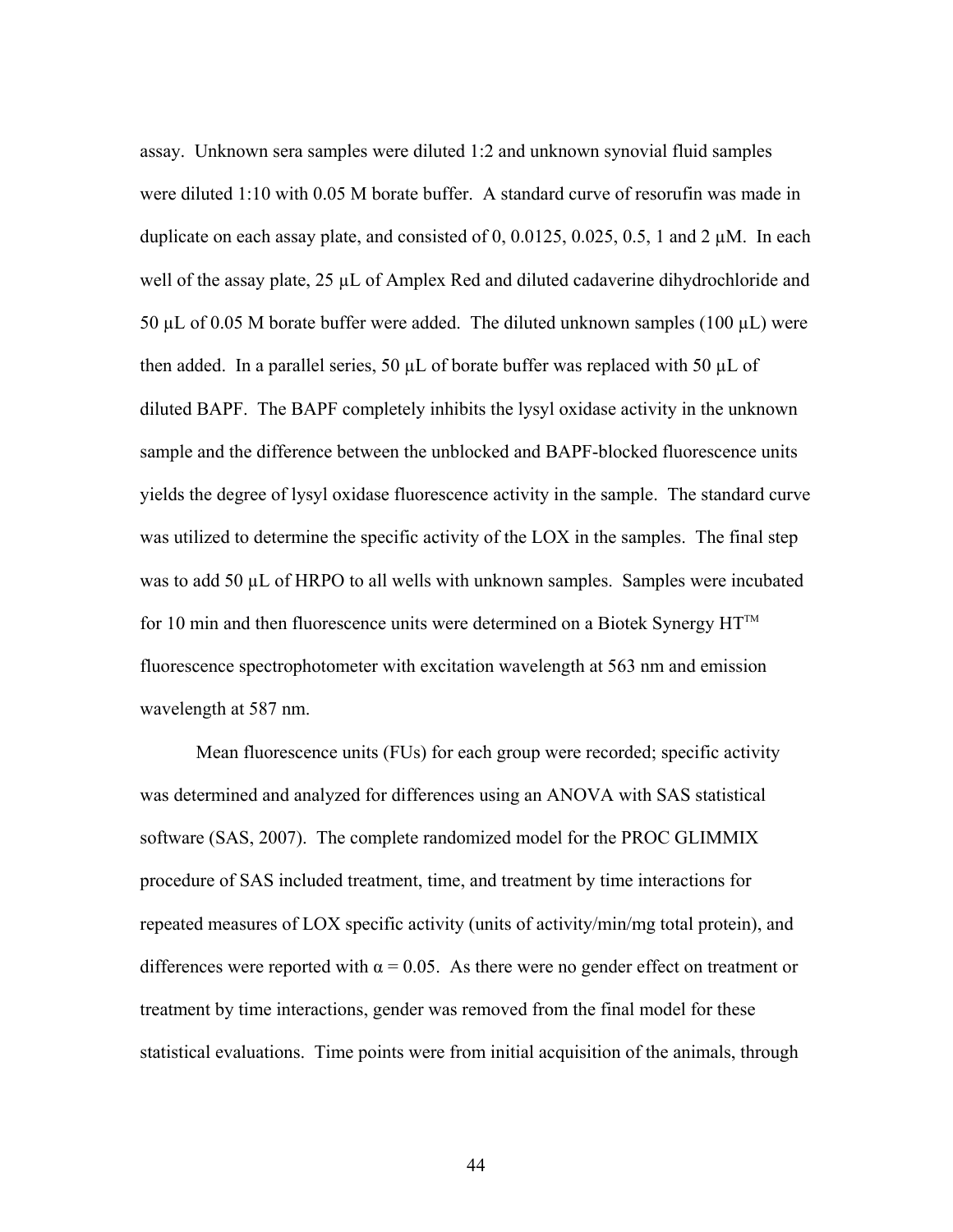assay. Unknown sera samples were diluted 1:2 and unknown synovial fluid samples were diluted 1:10 with 0.05 M borate buffer. A standard curve of resorufin was made in duplicate on each assay plate, and consisted of 0, 0.0125, 0.025, 0.5, 1 and 2 μM. In each well of the assay plate, 25 μL of Amplex Red and diluted cadaverine dihydrochloride and 50 μL of 0.05 M borate buffer were added. The diluted unknown samples (100 μL) were then added. In a parallel series, 50 μL of borate buffer was replaced with 50 μL of diluted BAPF. The BAPF completely inhibits the lysyl oxidase activity in the unknown sample and the difference between the unblocked and BAPF-blocked fluorescence units yields the degree of lysyl oxidase fluorescence activity in the sample. The standard curve was utilized to determine the specific activity of the LOX in the samples. The final step was to add 50 μL of HRPO to all wells with unknown samples. Samples were incubated for 10 min and then fluorescence units were determined on a Biotek Synergy HT™ fluorescence spectrophotometer with excitation wavelength at 563 nm and emission wavelength at 587 nm.

Mean fluorescence units (FUs) for each group were recorded; specific activity was determined and analyzed for differences using an ANOVA with SAS statistical software (SAS, 2007). The complete randomized model for the PROC GLIMMIX procedure of SAS included treatment, time, and treatment by time interactions for repeated measures of LOX specific activity (units of activity/min/mg total protein), and differences were reported with $\alpha = 0.05$. As there were no gender effect on treatment or treatment by time interactions, gender was removed from the final model for these statistical evaluations. Time points were from initial acquisition of the animals, through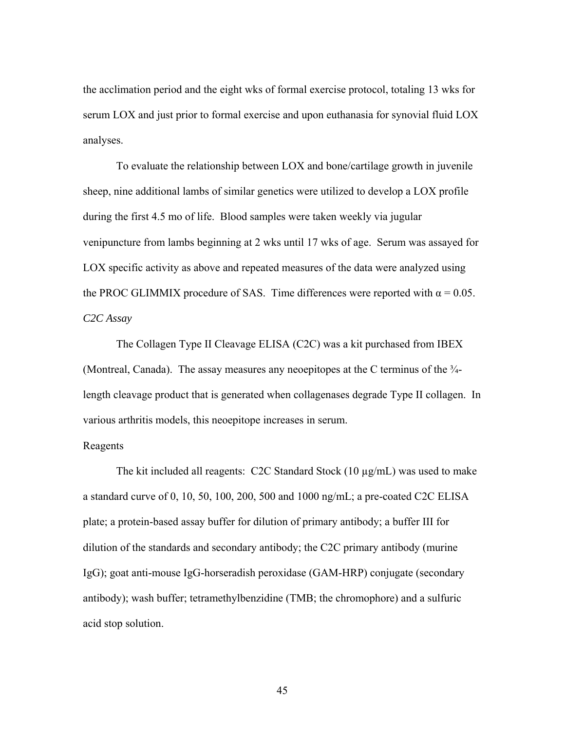the acclimation period and the eight wks of formal exercise protocol, totaling 13 wks for serum LOX and just prior to formal exercise and upon euthanasia for synovial fluid LOX analyses.

To evaluate the relationship between LOX and bone/cartilage growth in juvenile sheep, nine additional lambs of similar genetics were utilized to develop a LOX profile during the first 4.5 mo of life. Blood samples were taken weekly via jugular venipuncture from lambs beginning at 2 wks until 17 wks of age. Serum was assayed for LOX specific activity as above and repeated measures of the data were analyzed using the PROC GLIMMIX procedure of SAS. Time differences were reported with $\alpha = 0.05$.

*C2C Assay*

The Collagen Type II Cleavage ELISA (C2C) was a kit purchased from IBEX (Montreal, Canada). The assay measures any neoepitopes at the C terminus of the ¾-length cleavage product that is generated when collagenases degrade Type II collagen. In various arthritis models, this neoepitope increases in serum.

Reagents

The kit included all reagents: C2C Standard Stock (10 µg/mL) was used to make a standard curve of 0, 10, 50, 100, 200, 500 and 1000 ng/mL; a pre-coated C2C ELISA plate; a protein-based assay buffer for dilution of primary antibody; a buffer III for dilution of the standards and secondary antibody; the C2C primary antibody (murine IgG); goat anti-mouse IgG-horseradish peroxidase (GAM-HRP) conjugate (secondary antibody); wash buffer; tetramethylbenzidine (TMB; the chromophore) and a sulfuric acid stop solution.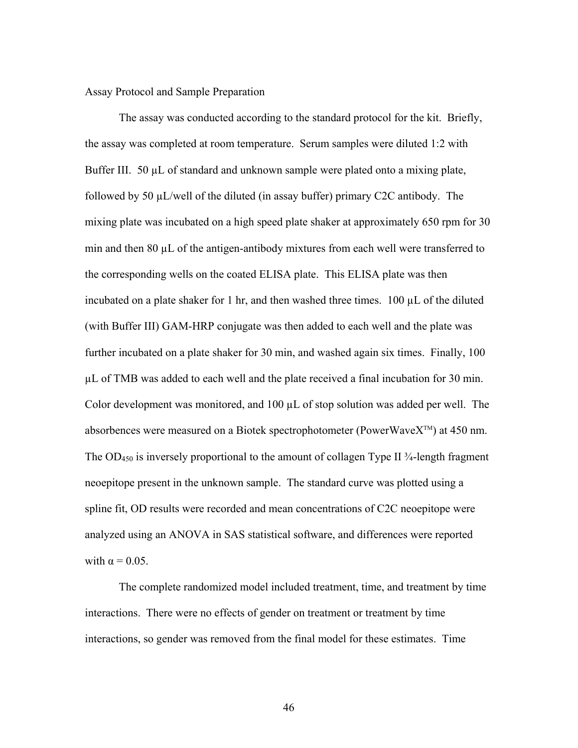Assay Protocol and Sample Preparation

The assay was conducted according to the standard protocol for the kit. Briefly, the assay was completed at room temperature. Serum samples were diluted 1:2 with Buffer III. 50 µL of standard and unknown sample were plated onto a mixing plate, followed by 50 µL/well of the diluted (in assay buffer) primary C2C antibody. The mixing plate was incubated on a high speed plate shaker at approximately 650 rpm for 30 min and then 80 µL of the antigen-antibody mixtures from each well were transferred to the corresponding wells on the coated ELISA plate. This ELISA plate was then incubated on a plate shaker for 1 hr, and then washed three times. 100 µL of the diluted (with Buffer III) GAM-HRP conjugate was then added to each well and the plate was further incubated on a plate shaker for 30 min, and washed again six times. Finally, 100 µL of TMB was added to each well and the plate received a final incubation for 30 min. Color development was monitored, and 100 µL of stop solution was added per well. The absorbences were measured on a Biotek spectrophotometer (PowerWaveX™) at 450 nm. The $OD_{450}$ is inversely proportional to the amount of collagen Type II ¾-length fragment neoepitope present in the unknown sample. The standard curve was plotted using a spline fit, OD results were recorded and mean concentrations of C2C neoepitope were analyzed using an ANOVA in SAS statistical software, and differences were reported with $\alpha = 0.05$.

The complete randomized model included treatment, time, and treatment by time interactions. There were no effects of gender on treatment or treatment by time interactions, so gender was removed from the final model for these estimates. Time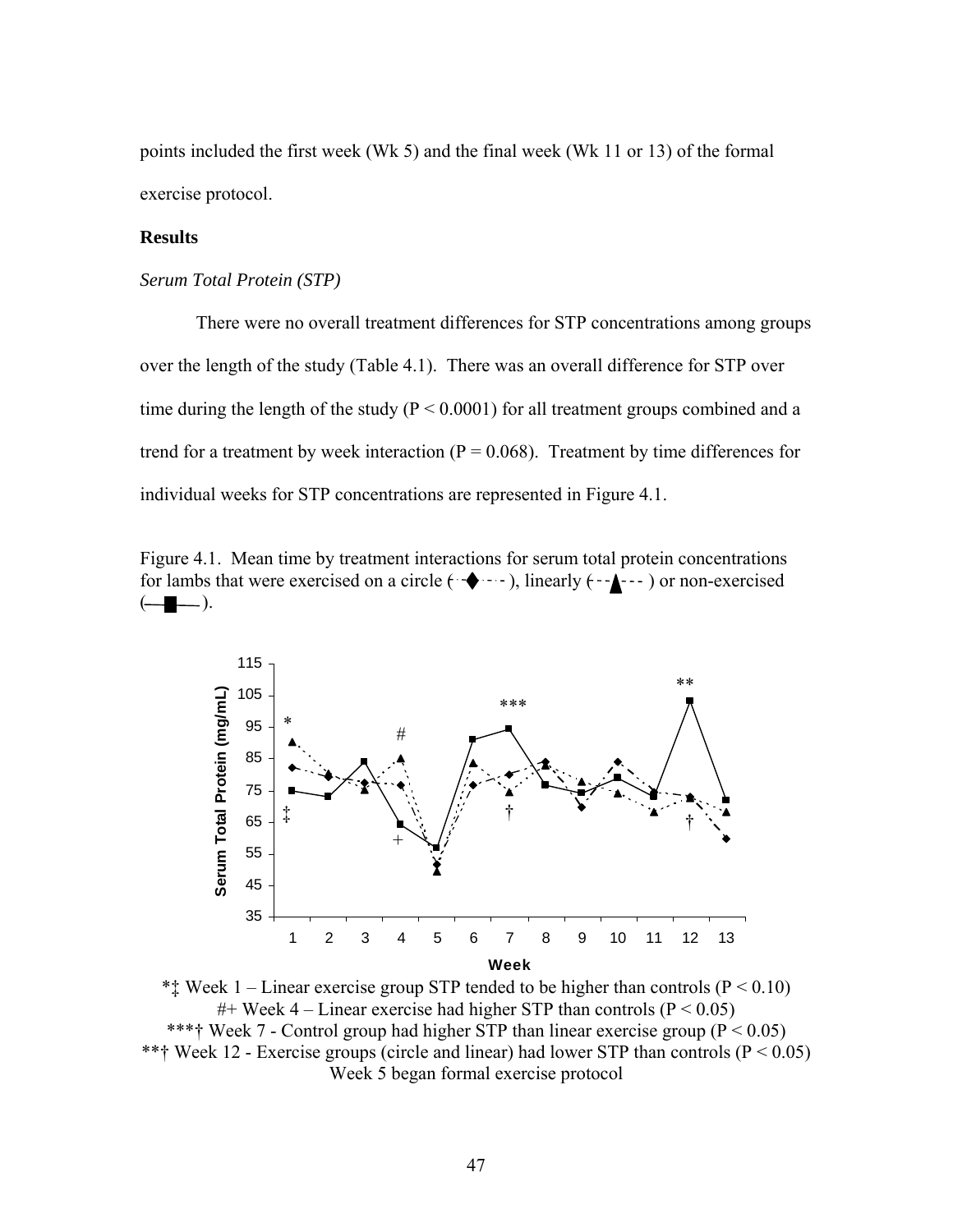points included the first week (Wk 5) and the final week (Wk 11 or 13) of the formal exercise protocol.

## Results

*Serum Total Protein (STP)*

There were no overall treatment differences for STP concentrations among groups over the length of the study (Table 4.1). There was an overall difference for STP over time during the length of the study ($P < 0.0001$) for all treatment groups combined and a trend for a treatment by week interaction ($P = 0.068$). Treatment by time differences for individual weeks for STP concentrations are represented in Figure 4.1.

Figure 4.1. Mean time by treatment interactions for serum total protein concentrations for lambs that were exercised on a circle (··◆···), linearly (--▲---) or non-exercised (—■—).

*‡ Week 1 – Linear exercise group STP tended to be higher than controls ($P < 0.10$)
#+ Week 4 – Linear exercise had higher STP than controls ($P < 0.05$)
***† Week 7 - Control group had higher STP than linear exercise group ($P < 0.05$)
**† Week 12 - Exercise groups (circle and linear) had lower STP than controls ($P < 0.05$)
Week 5 began formal exercise protocol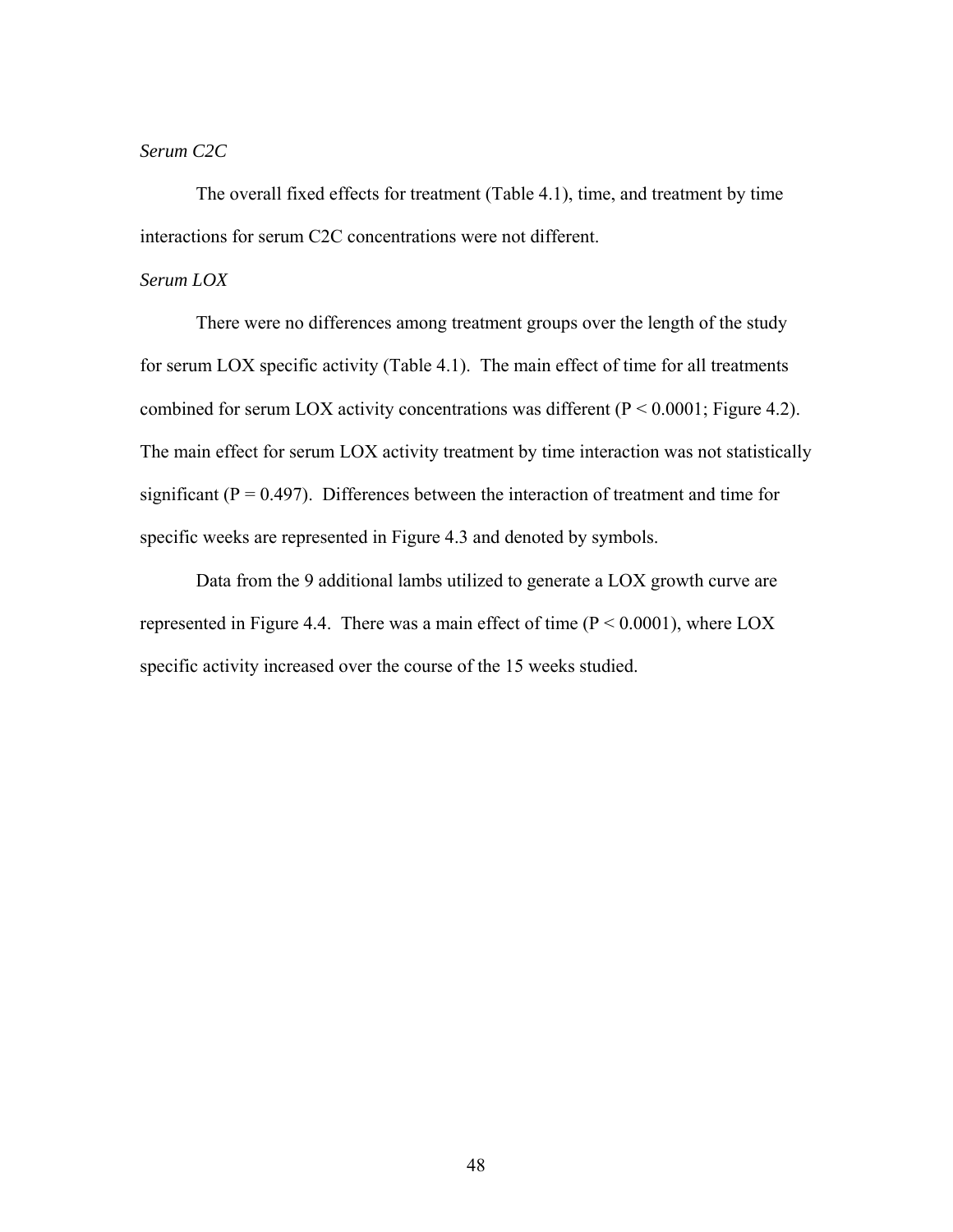*Serum C2C*

The overall fixed effects for treatment (Table 4.1), time, and treatment by time interactions for serum C2C concentrations were not different.

*Serum LOX*

There were no differences among treatment groups over the length of the study for serum LOX specific activity (Table 4.1). The main effect of time for all treatments combined for serum LOX activity concentrations was different ($P < 0.0001$; Figure 4.2). The main effect for serum LOX activity treatment by time interaction was not statistically significant ($P = 0.497$). Differences between the interaction of treatment and time for specific weeks are represented in Figure 4.3 and denoted by symbols.

Data from the 9 additional lambs utilized to generate a LOX growth curve are represented in Figure 4.4. There was a main effect of time ($P < 0.0001$), where LOX specific activity increased over the course of the 15 weeks studied.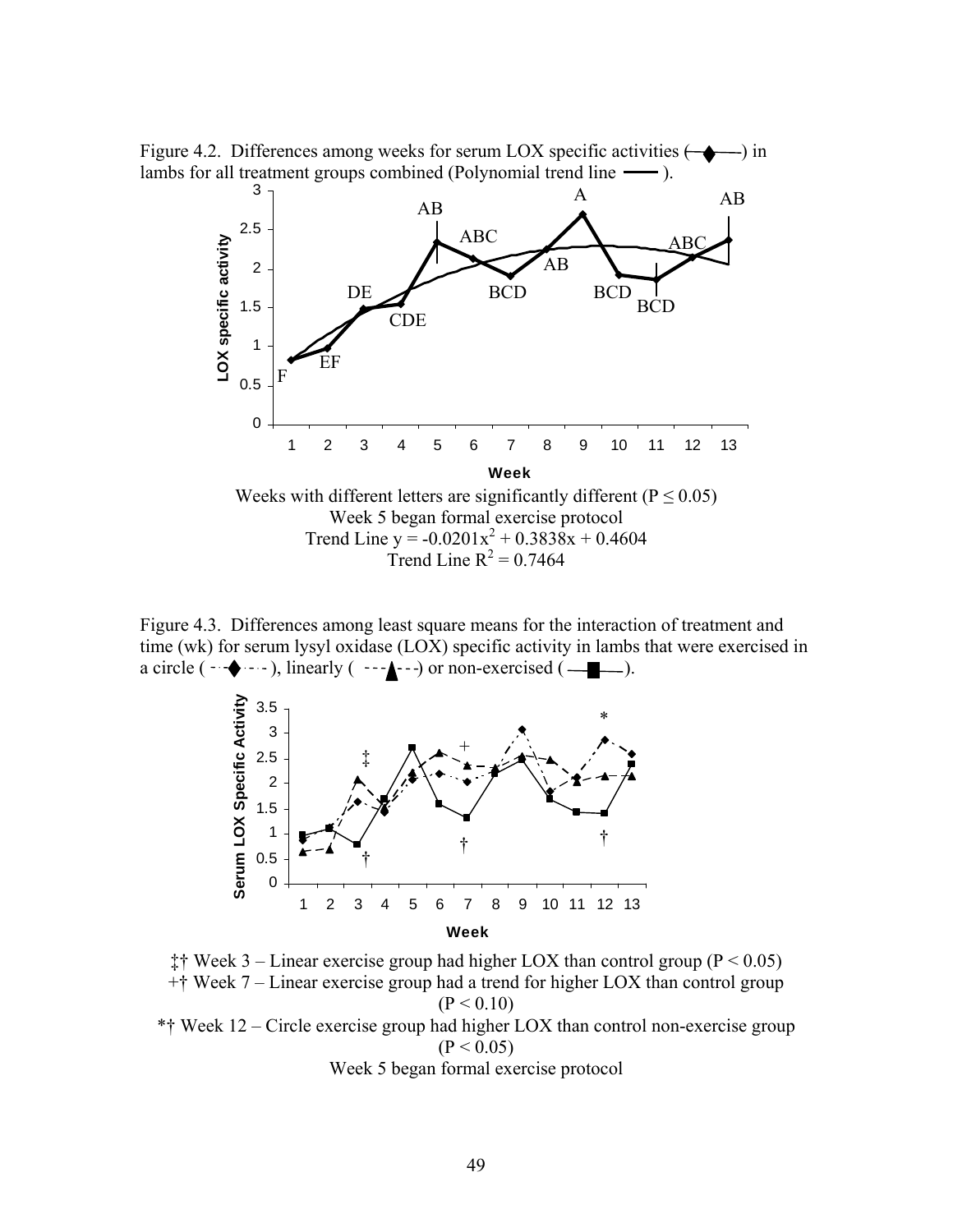Figure 4.2. Differences among weeks for serum LOX specific activities (—◆—) in lambs for all treatment groups combined (Polynomial trend line ——).

Weeks with different letters are significantly different ($P \leq 0.05$)
Week 5 began formal exercise protocol
Trend Line $y = -0.0201x^2 + 0.3838x + 0.4604$
Trend Line $R^2 = 0.7464$

Figure 4.3. Differences among least square means for the interaction of treatment and time (wk) for serum lysyl oxidase (LOX) specific activity in lambs that were exercised in a circle (-·-◆-·-), linearly (---▲---) or non-exercised (—■—).

‡† Week 3 – Linear exercise group had higher LOX than control group ($P < 0.05$)
+† Week 7 – Linear exercise group had a trend for higher LOX than control group ($P < 0.10$)
*† Week 12 – Circle exercise group had higher LOX than control non-exercise group ($P < 0.05$)
Week 5 began formal exercise protocol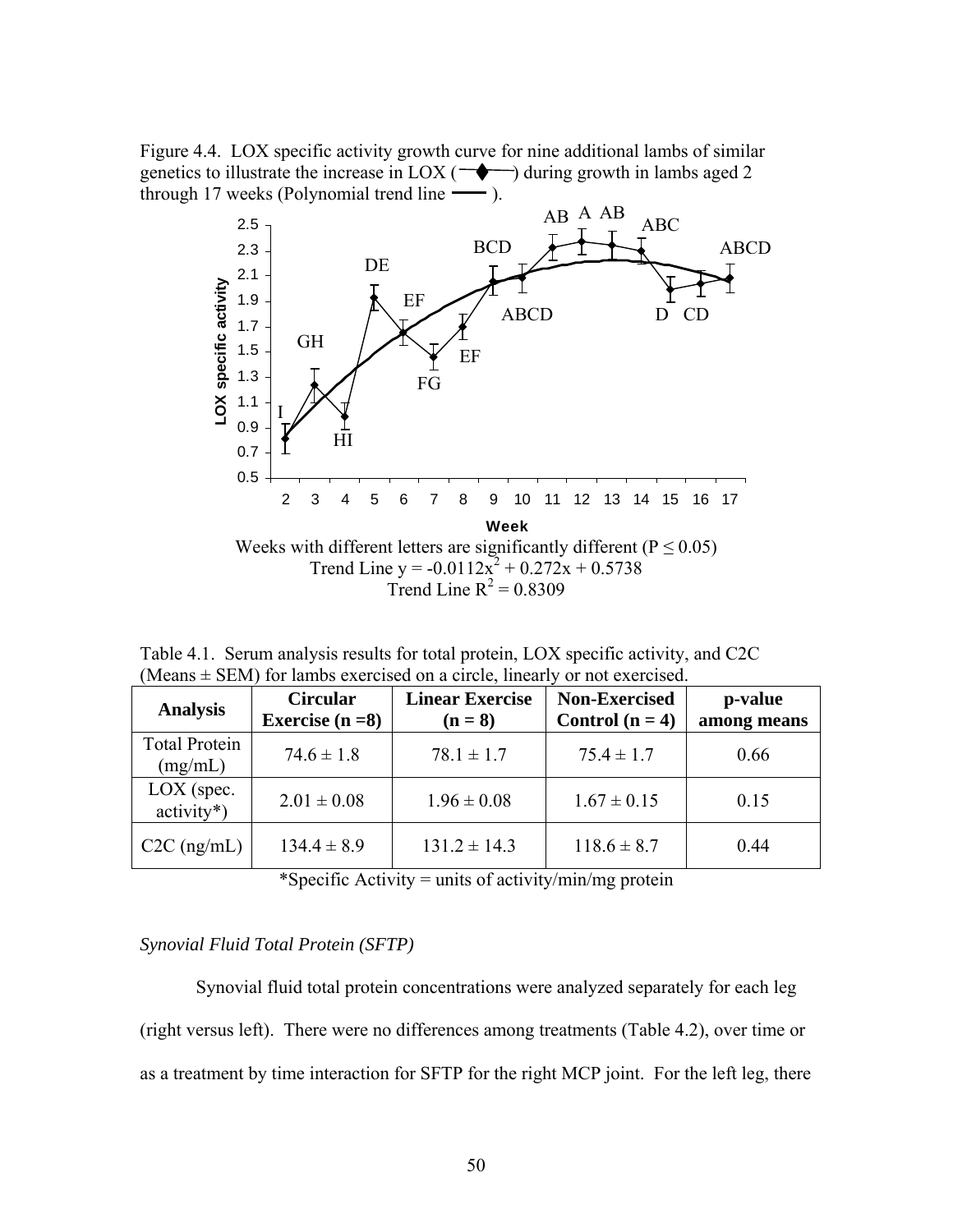Figure 4.4. LOX specific activity growth curve for nine additional lambs of similar genetics to illustrate the increase in LOX (—◆—) during growth in lambs aged 2 through 17 weeks (Polynomial trend line ——).

Weeks with different letters are significantly different ($P \leq 0.05$)
Trend Line $y = -0.0112x^2 + 0.272x + 0.5738$
Trend Line $R^2 = 0.8309$

Table 4.1. Serum analysis results for total protein, LOX specific activity, and C2C (Means ± SEM) for lambs exercised on a circle, linearly or not exercised.

| Analysis | Circular Exercise (n =8) | Linear Exercise (n = 8) | Non-Exercised Control (n = 4) | p-value among means |
|---|---|---|---|---|
| Total Protein (mg/mL) | 74.6 ± 1.8 | 78.1 ± 1.7 | 75.4 ± 1.7 | 0.66 |
| LOX (spec. activity*) | 2.01 ± 0.08 | 1.96 ± 0.08 | 1.67 ± 0.15 | 0.15 |
| C2C (ng/mL) | 134.4 ± 8.9 | 131.2 ± 14.3 | 118.6 ± 8.7 | 0.44 |

*Specific Activity = units of activity/min/mg protein

*Synovial Fluid Total Protein (SFTP)*

Synovial fluid total protein concentrations were analyzed separately for each leg (right versus left). There were no differences among treatments (Table 4.2), over time or as a treatment by time interaction for SFTP for the right MCP joint. For the left leg, there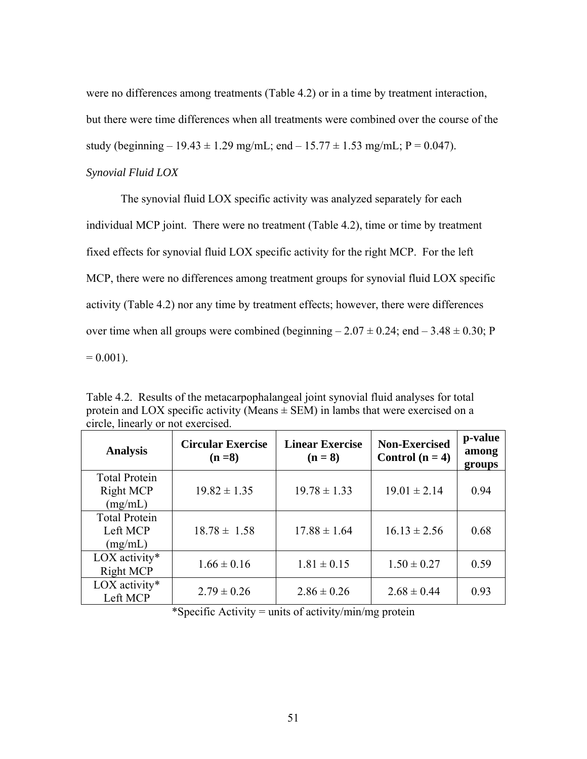were no differences among treatments (Table 4.2) or in a time by treatment interaction, but there were time differences when all treatments were combined over the course of the study (beginning – 19.43 ± 1.29 mg/mL; end – 15.77 ± 1.53 mg/mL; P = 0.047).

*Synovial Fluid LOX*

The synovial fluid LOX specific activity was analyzed separately for each individual MCP joint. There were no treatment (Table 4.2), time or time by treatment fixed effects for synovial fluid LOX specific activity for the right MCP. For the left MCP, there were no differences among treatment groups for synovial fluid LOX specific activity (Table 4.2) nor any time by treatment effects; however, there were differences over time when all groups were combined (beginning – 2.07 ± 0.24; end – 3.48 ± 0.30; P = 0.001).

Table 4.2. Results of the metacarpophalangeal joint synovial fluid analyses for total protein and LOX specific activity (Means ± SEM) in lambs that were exercised on a circle, linearly or not exercised.

| **Analysis** | **Circular Exercise (n =8)** | **Linear Exercise (n = 8)** | **Non-Exercised Control (n = 4)** | **p-value among groups** |
|---|---|---|---|---|
| Total Protein Right MCP (mg/mL) | 19.82 ± 1.35 | 19.78 ± 1.33 | 19.01 ± 2.14 | 0.94 |
| Total Protein Left MCP (mg/mL) | 18.78 ± 1.58 | 17.88 ± 1.64 | 16.13 ± 2.56 | 0.68 |
| LOX activity* Right MCP | 1.66 ± 0.16 | 1.81 ± 0.15 | 1.50 ± 0.27 | 0.59 |
| LOX activity* Left MCP | 2.79 ± 0.26 | 2.86 ± 0.26 | 2.68 ± 0.44 | 0.93 |

*Specific Activity = units of activity/min/mg protein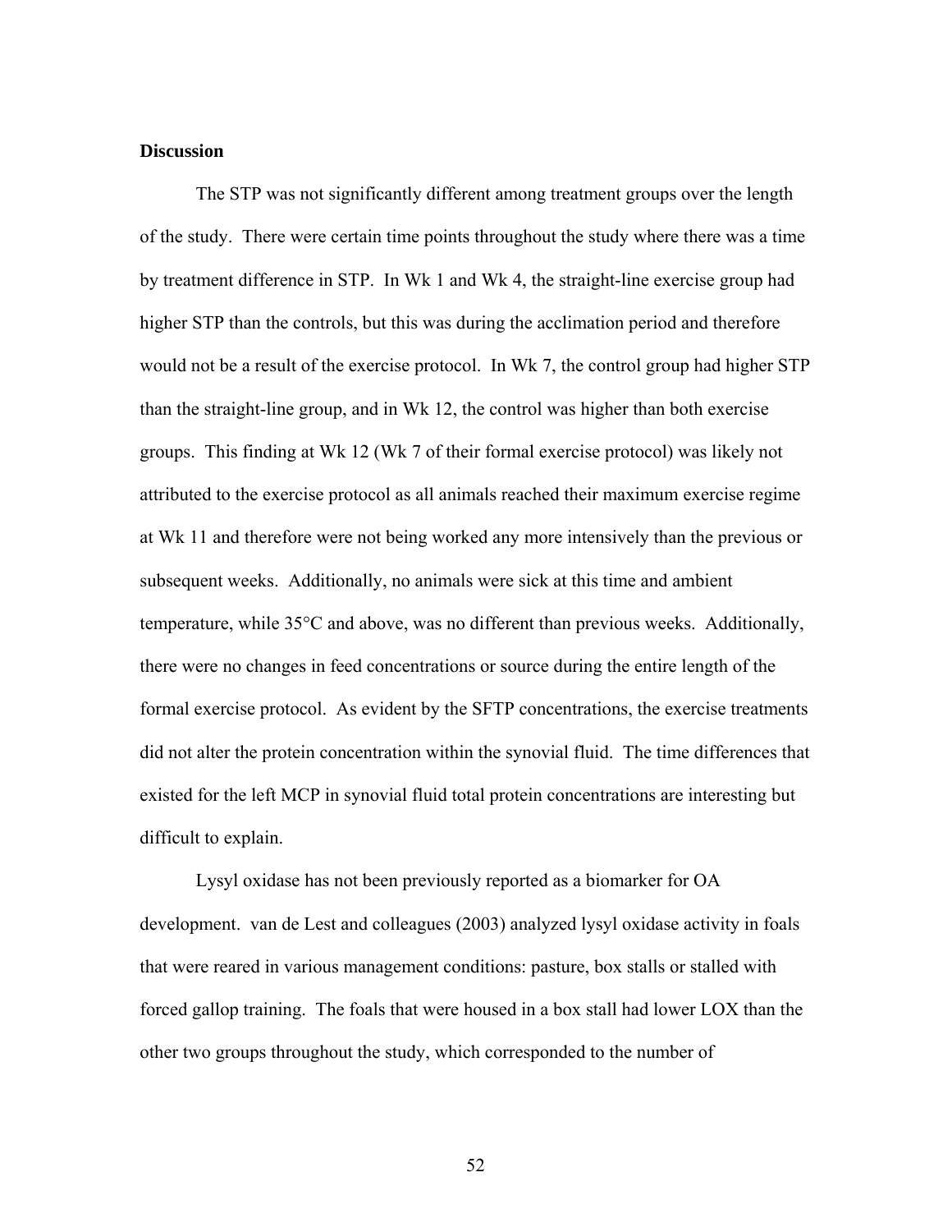## Discussion

The STP was not significantly different among treatment groups over the length of the study. There were certain time points throughout the study where there was a time by treatment difference in STP. In Wk 1 and Wk 4, the straight-line exercise group had higher STP than the controls, but this was during the acclimation period and therefore would not be a result of the exercise protocol. In Wk 7, the control group had higher STP than the straight-line group, and in Wk 12, the control was higher than both exercise groups. This finding at Wk 12 (Wk 7 of their formal exercise protocol) was likely not attributed to the exercise protocol as all animals reached their maximum exercise regime at Wk 11 and therefore were not being worked any more intensively than the previous or subsequent weeks. Additionally, no animals were sick at this time and ambient temperature, while 35°C and above, was no different than previous weeks. Additionally, there were no changes in feed concentrations or source during the entire length of the formal exercise protocol. As evident by the SFTP concentrations, the exercise treatments did not alter the protein concentration within the synovial fluid. The time differences that existed for the left MCP in synovial fluid total protein concentrations are interesting but difficult to explain.

Lysyl oxidase has not been previously reported as a biomarker for OA development. van de Lest and colleagues (2003) analyzed lysyl oxidase activity in foals that were reared in various management conditions: pasture, box stalls or stalled with forced gallop training. The foals that were housed in a box stall had lower LOX than the other two groups throughout the study, which corresponded to the number of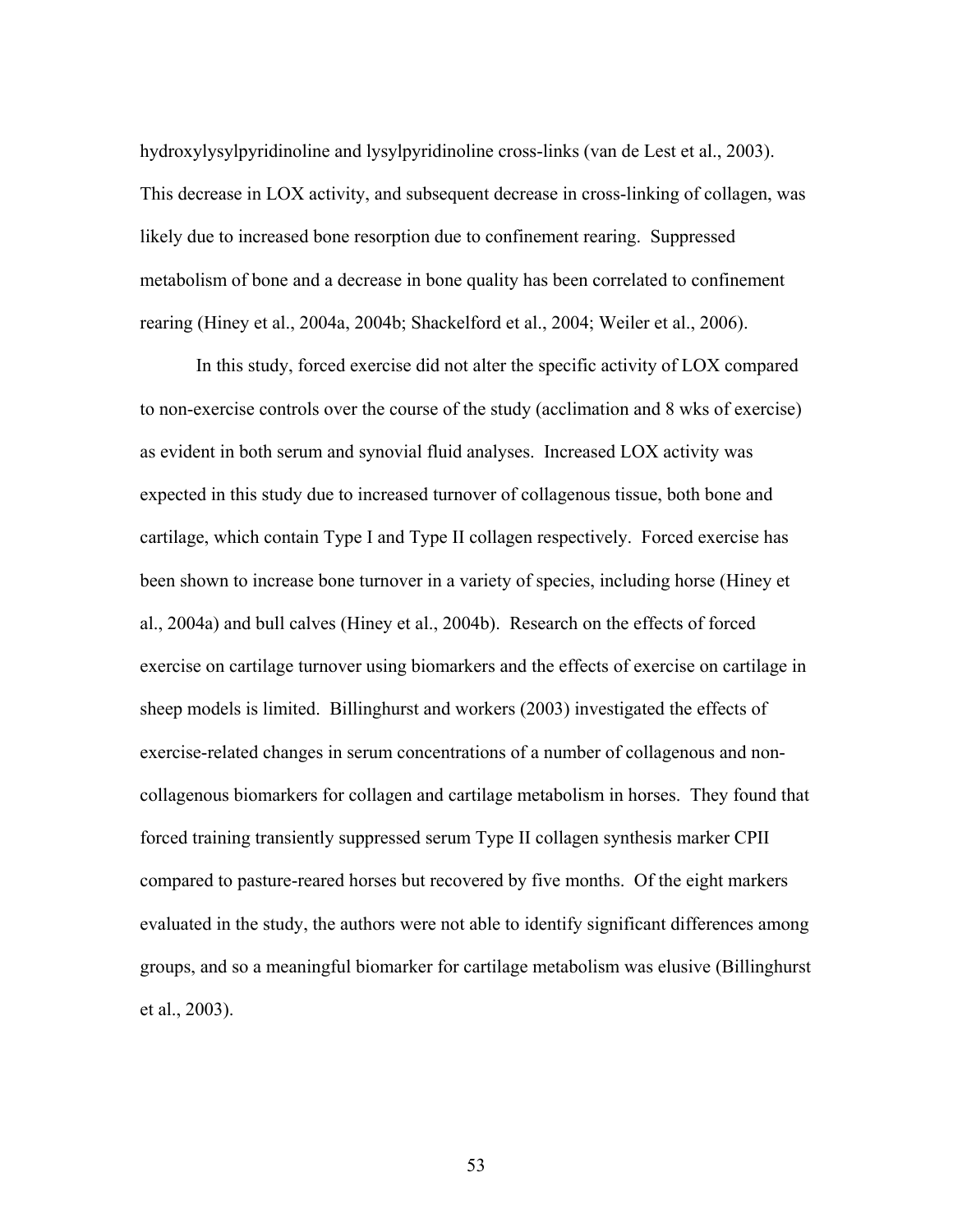hydroxylysylpyridinoline and lysylpyridinoline cross-links (van de Lest et al., 2003). This decrease in LOX activity, and subsequent decrease in cross-linking of collagen, was likely due to increased bone resorption due to confinement rearing. Suppressed metabolism of bone and a decrease in bone quality has been correlated to confinement rearing (Hiney et al., 2004a, 2004b; Shackelford et al., 2004; Weiler et al., 2006).

In this study, forced exercise did not alter the specific activity of LOX compared to non-exercise controls over the course of the study (acclimation and 8 wks of exercise) as evident in both serum and synovial fluid analyses. Increased LOX activity was expected in this study due to increased turnover of collagenous tissue, both bone and cartilage, which contain Type I and Type II collagen respectively. Forced exercise has been shown to increase bone turnover in a variety of species, including horse (Hiney et al., 2004a) and bull calves (Hiney et al., 2004b). Research on the effects of forced exercise on cartilage turnover using biomarkers and the effects of exercise on cartilage in sheep models is limited. Billinghurst and workers (2003) investigated the effects of exercise-related changes in serum concentrations of a number of collagenous and non-collagenous biomarkers for collagen and cartilage metabolism in horses. They found that forced training transiently suppressed serum Type II collagen synthesis marker CPII compared to pasture-reared horses but recovered by five months. Of the eight markers evaluated in the study, the authors were not able to identify significant differences among groups, and so a meaningful biomarker for cartilage metabolism was elusive (Billinghurst et al., 2003).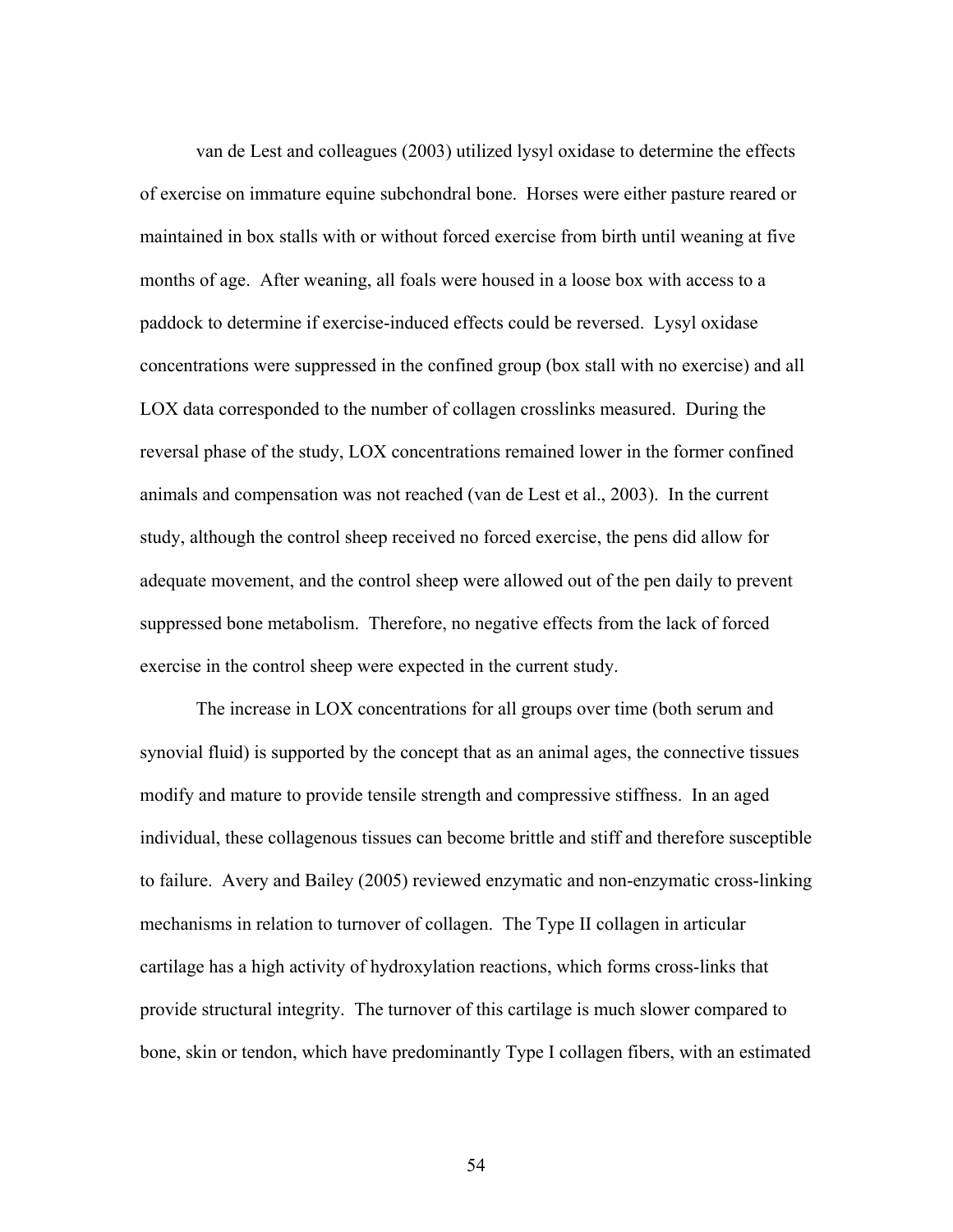van de Lest and colleagues (2003) utilized lysyl oxidase to determine the effects of exercise on immature equine subchondral bone. Horses were either pasture reared or maintained in box stalls with or without forced exercise from birth until weaning at five months of age. After weaning, all foals were housed in a loose box with access to a paddock to determine if exercise-induced effects could be reversed. Lysyl oxidase concentrations were suppressed in the confined group (box stall with no exercise) and all LOX data corresponded to the number of collagen crosslinks measured. During the reversal phase of the study, LOX concentrations remained lower in the former confined animals and compensation was not reached (van de Lest et al., 2003). In the current study, although the control sheep received no forced exercise, the pens did allow for adequate movement, and the control sheep were allowed out of the pen daily to prevent suppressed bone metabolism. Therefore, no negative effects from the lack of forced exercise in the control sheep were expected in the current study.

The increase in LOX concentrations for all groups over time (both serum and synovial fluid) is supported by the concept that as an animal ages, the connective tissues modify and mature to provide tensile strength and compressive stiffness. In an aged individual, these collagenous tissues can become brittle and stiff and therefore susceptible to failure. Avery and Bailey (2005) reviewed enzymatic and non-enzymatic cross-linking mechanisms in relation to turnover of collagen. The Type II collagen in articular cartilage has a high activity of hydroxylation reactions, which forms cross-links that provide structural integrity. The turnover of this cartilage is much slower compared to bone, skin or tendon, which have predominantly Type I collagen fibers, with an estimated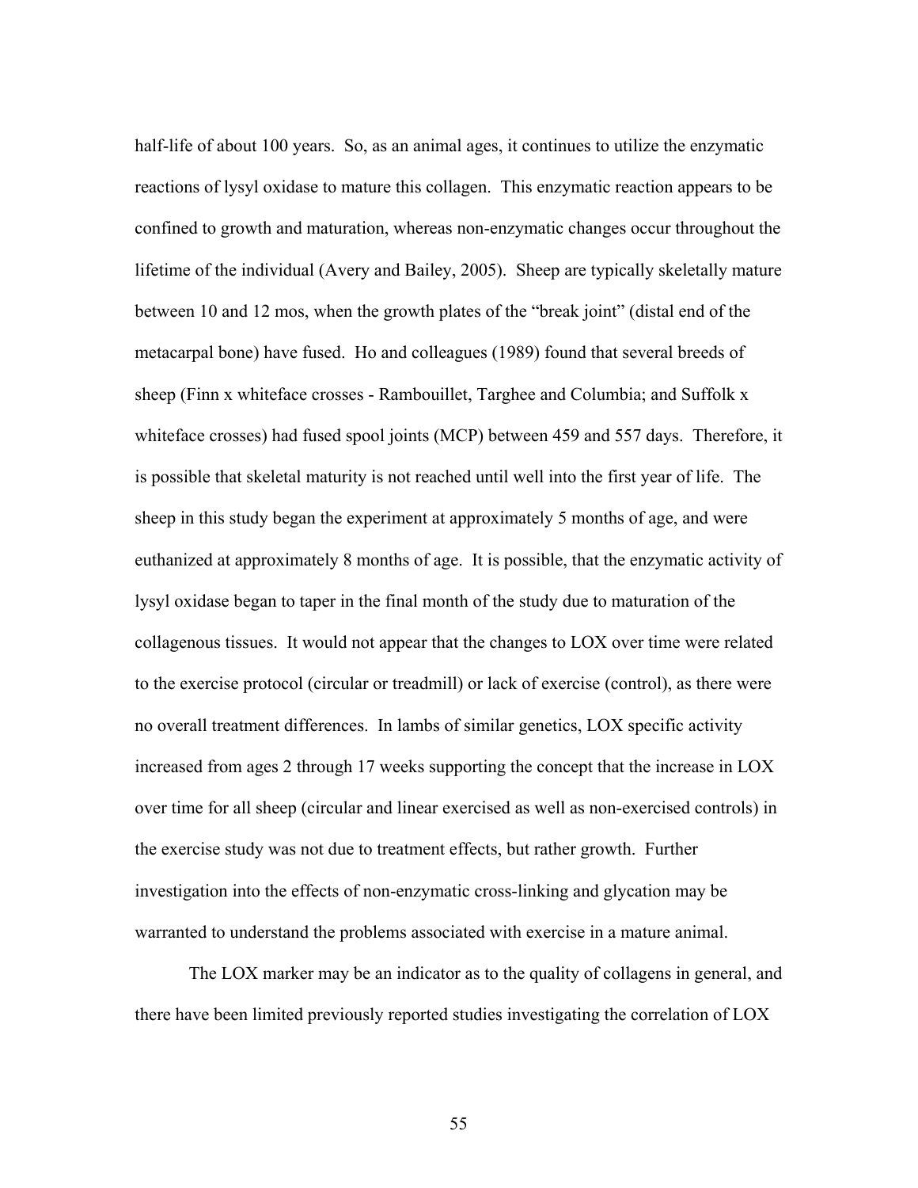half-life of about 100 years. So, as an animal ages, it continues to utilize the enzymatic reactions of lysyl oxidase to mature this collagen. This enzymatic reaction appears to be confined to growth and maturation, whereas non-enzymatic changes occur throughout the lifetime of the individual (Avery and Bailey, 2005). Sheep are typically skeletally mature between 10 and 12 mos, when the growth plates of the "break joint" (distal end of the metacarpal bone) have fused. Ho and colleagues (1989) found that several breeds of sheep (Finn x whiteface crosses - Rambouillet, Targhee and Columbia; and Suffolk x whiteface crosses) had fused spool joints (MCP) between 459 and 557 days. Therefore, it is possible that skeletal maturity is not reached until well into the first year of life. The sheep in this study began the experiment at approximately 5 months of age, and were euthanized at approximately 8 months of age. It is possible, that the enzymatic activity of lysyl oxidase began to taper in the final month of the study due to maturation of the collagenous tissues. It would not appear that the changes to LOX over time were related to the exercise protocol (circular or treadmill) or lack of exercise (control), as there were no overall treatment differences. In lambs of similar genetics, LOX specific activity increased from ages 2 through 17 weeks supporting the concept that the increase in LOX over time for all sheep (circular and linear exercised as well as non-exercised controls) in the exercise study was not due to treatment effects, but rather growth. Further investigation into the effects of non-enzymatic cross-linking and glycation may be warranted to understand the problems associated with exercise in a mature animal.

The LOX marker may be an indicator as to the quality of collagens in general, and there have been limited previously reported studies investigating the correlation of LOX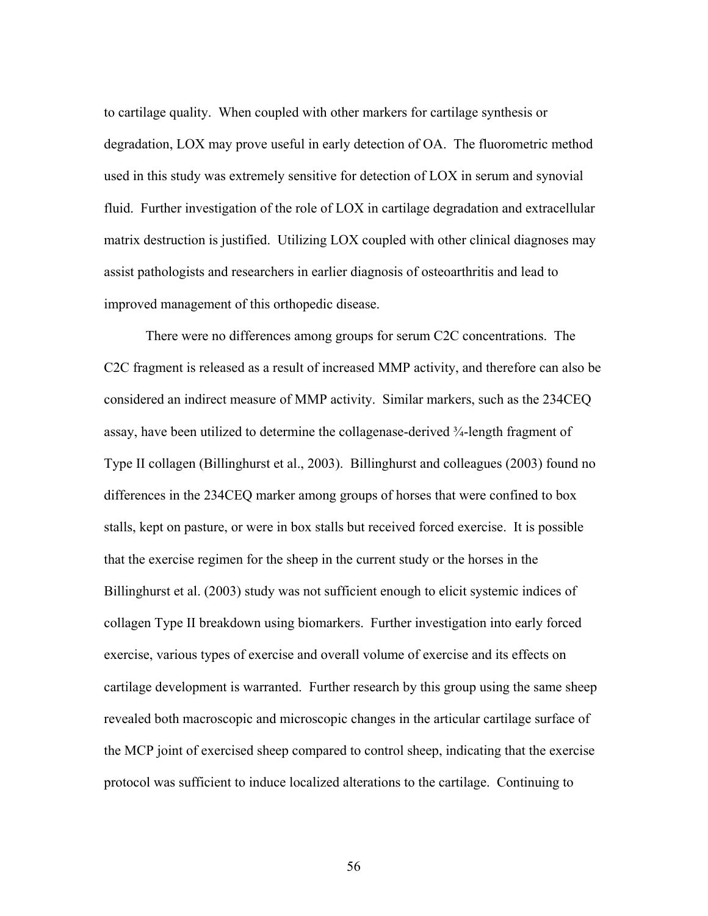to cartilage quality. When coupled with other markers for cartilage synthesis or degradation, LOX may prove useful in early detection of OA. The fluorometric method used in this study was extremely sensitive for detection of LOX in serum and synovial fluid. Further investigation of the role of LOX in cartilage degradation and extracellular matrix destruction is justified. Utilizing LOX coupled with other clinical diagnoses may assist pathologists and researchers in earlier diagnosis of osteoarthritis and lead to improved management of this orthopedic disease.

There were no differences among groups for serum C2C concentrations. The C2C fragment is released as a result of increased MMP activity, and therefore can also be considered an indirect measure of MMP activity. Similar markers, such as the 234CEQ assay, have been utilized to determine the collagenase-derived ¾-length fragment of Type II collagen (Billinghurst et al., 2003). Billinghurst and colleagues (2003) found no differences in the 234CEQ marker among groups of horses that were confined to box stalls, kept on pasture, or were in box stalls but received forced exercise. It is possible that the exercise regimen for the sheep in the current study or the horses in the Billinghurst et al. (2003) study was not sufficient enough to elicit systemic indices of collagen Type II breakdown using biomarkers. Further investigation into early forced exercise, various types of exercise and overall volume of exercise and its effects on cartilage development is warranted. Further research by this group using the same sheep revealed both macroscopic and microscopic changes in the articular cartilage surface of the MCP joint of exercised sheep compared to control sheep, indicating that the exercise protocol was sufficient to induce localized alterations to the cartilage. Continuing to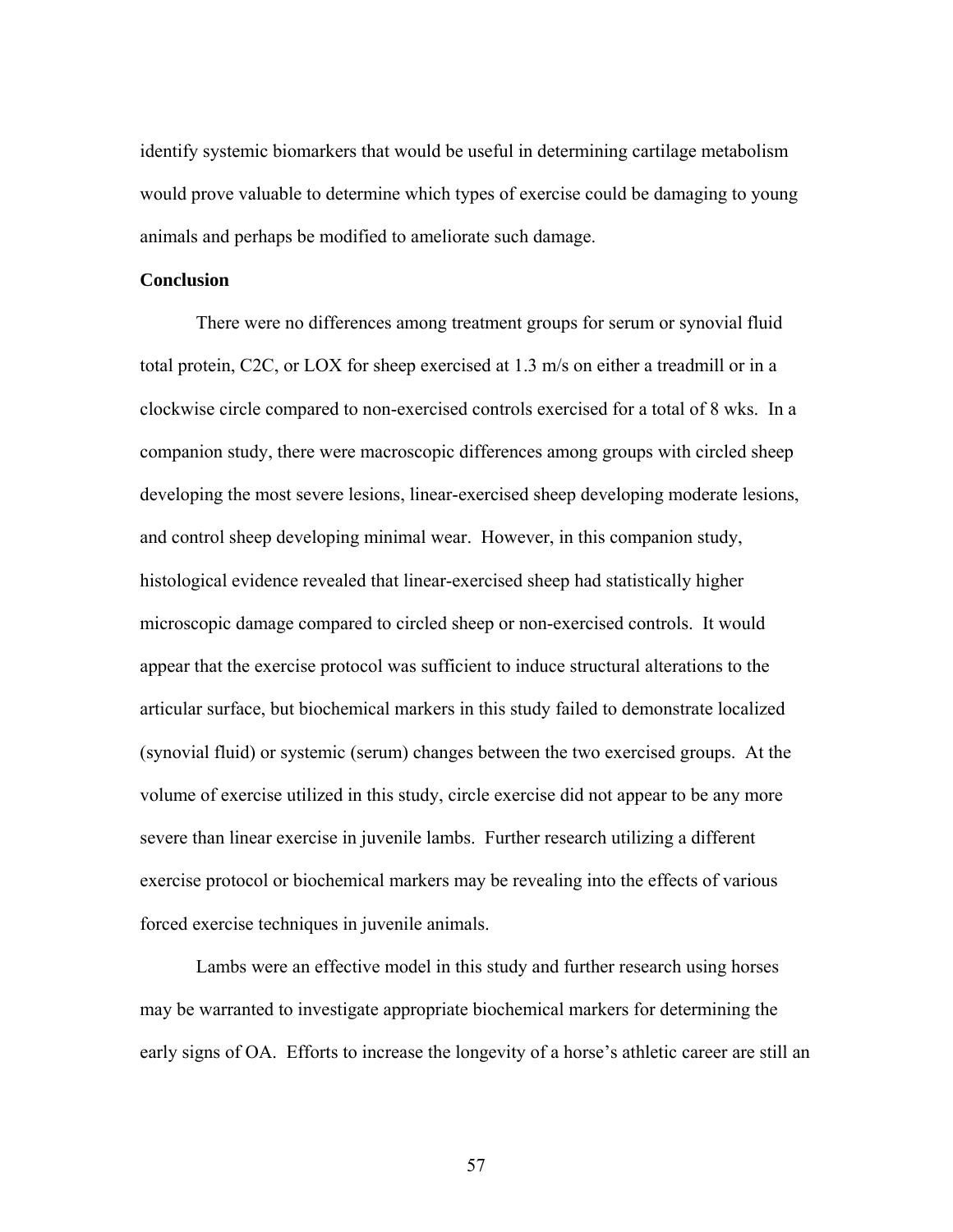identify systemic biomarkers that would be useful in determining cartilage metabolism would prove valuable to determine which types of exercise could be damaging to young animals and perhaps be modified to ameliorate such damage.

**Conclusion**

There were no differences among treatment groups for serum or synovial fluid total protein, C2C, or LOX for sheep exercised at 1.3 m/s on either a treadmill or in a clockwise circle compared to non-exercised controls exercised for a total of 8 wks. In a companion study, there were macroscopic differences among groups with circled sheep developing the most severe lesions, linear-exercised sheep developing moderate lesions, and control sheep developing minimal wear. However, in this companion study, histological evidence revealed that linear-exercised sheep had statistically higher microscopic damage compared to circled sheep or non-exercised controls. It would appear that the exercise protocol was sufficient to induce structural alterations to the articular surface, but biochemical markers in this study failed to demonstrate localized (synovial fluid) or systemic (serum) changes between the two exercised groups. At the volume of exercise utilized in this study, circle exercise did not appear to be any more severe than linear exercise in juvenile lambs. Further research utilizing a different exercise protocol or biochemical markers may be revealing into the effects of various forced exercise techniques in juvenile animals.

Lambs were an effective model in this study and further research using horses may be warranted to investigate appropriate biochemical markers for determining the early signs of OA. Efforts to increase the longevity of a horse's athletic career are still an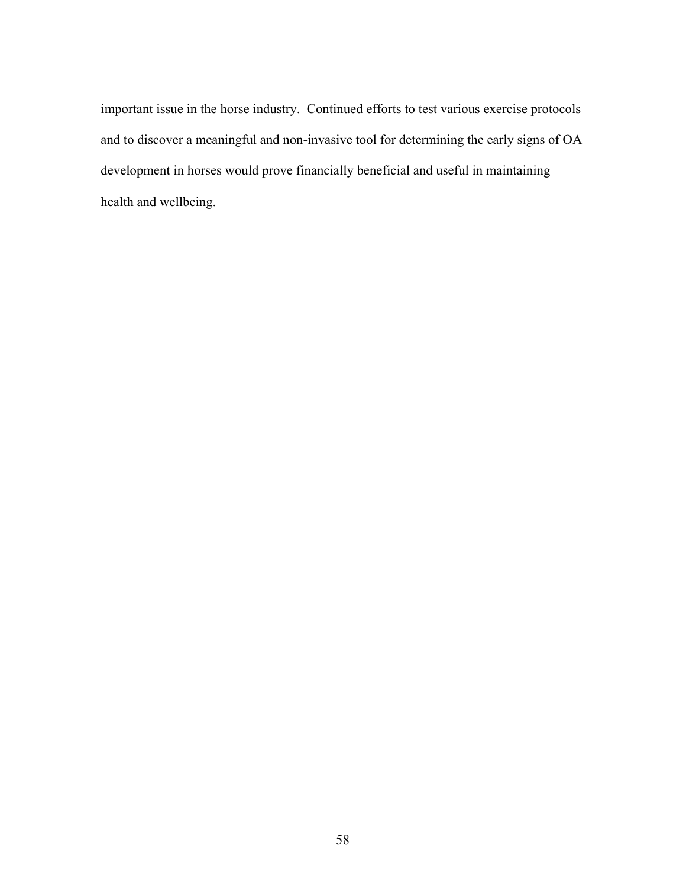important issue in the horse industry.  Continued efforts to test various exercise protocols and to discover a meaningful and non-invasive tool for determining the early signs of OA development in horses would prove financially beneficial and useful in maintaining health and wellbeing.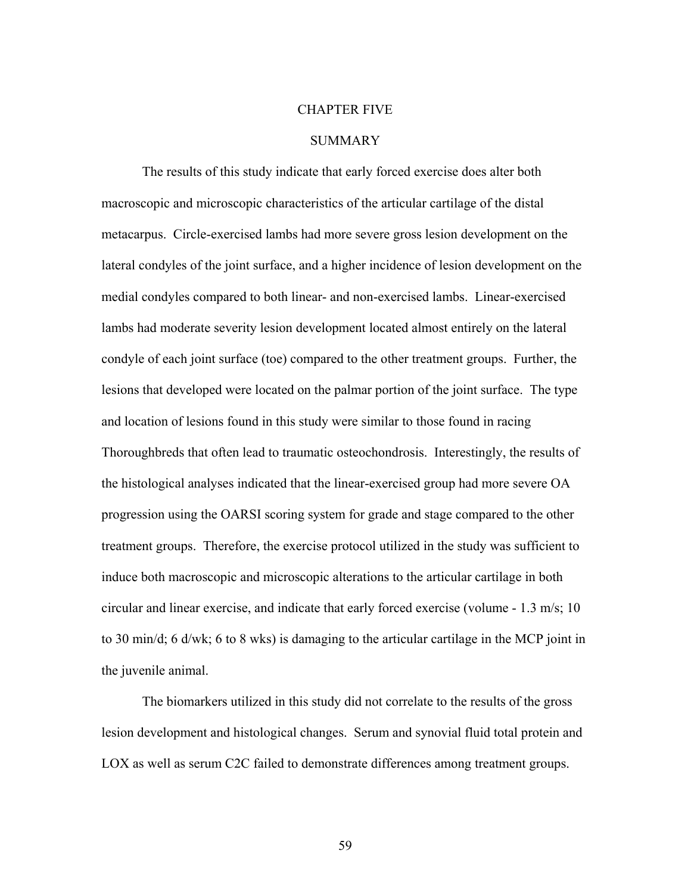# CHAPTER FIVE

## SUMMARY

The results of this study indicate that early forced exercise does alter both macroscopic and microscopic characteristics of the articular cartilage of the distal metacarpus. Circle-exercised lambs had more severe gross lesion development on the lateral condyles of the joint surface, and a higher incidence of lesion development on the medial condyles compared to both linear- and non-exercised lambs. Linear-exercised lambs had moderate severity lesion development located almost entirely on the lateral condyle of each joint surface (toe) compared to the other treatment groups. Further, the lesions that developed were located on the palmar portion of the joint surface. The type and location of lesions found in this study were similar to those found in racing Thoroughbreds that often lead to traumatic osteochondrosis. Interestingly, the results of the histological analyses indicated that the linear-exercised group had more severe OA progression using the OARSI scoring system for grade and stage compared to the other treatment groups. Therefore, the exercise protocol utilized in the study was sufficient to induce both macroscopic and microscopic alterations to the articular cartilage in both circular and linear exercise, and indicate that early forced exercise (volume - 1.3 m/s; 10 to 30 min/d; 6 d/wk; 6 to 8 wks) is damaging to the articular cartilage in the MCP joint in the juvenile animal.

The biomarkers utilized in this study did not correlate to the results of the gross lesion development and histological changes. Serum and synovial fluid total protein and LOX as well as serum C2C failed to demonstrate differences among treatment groups.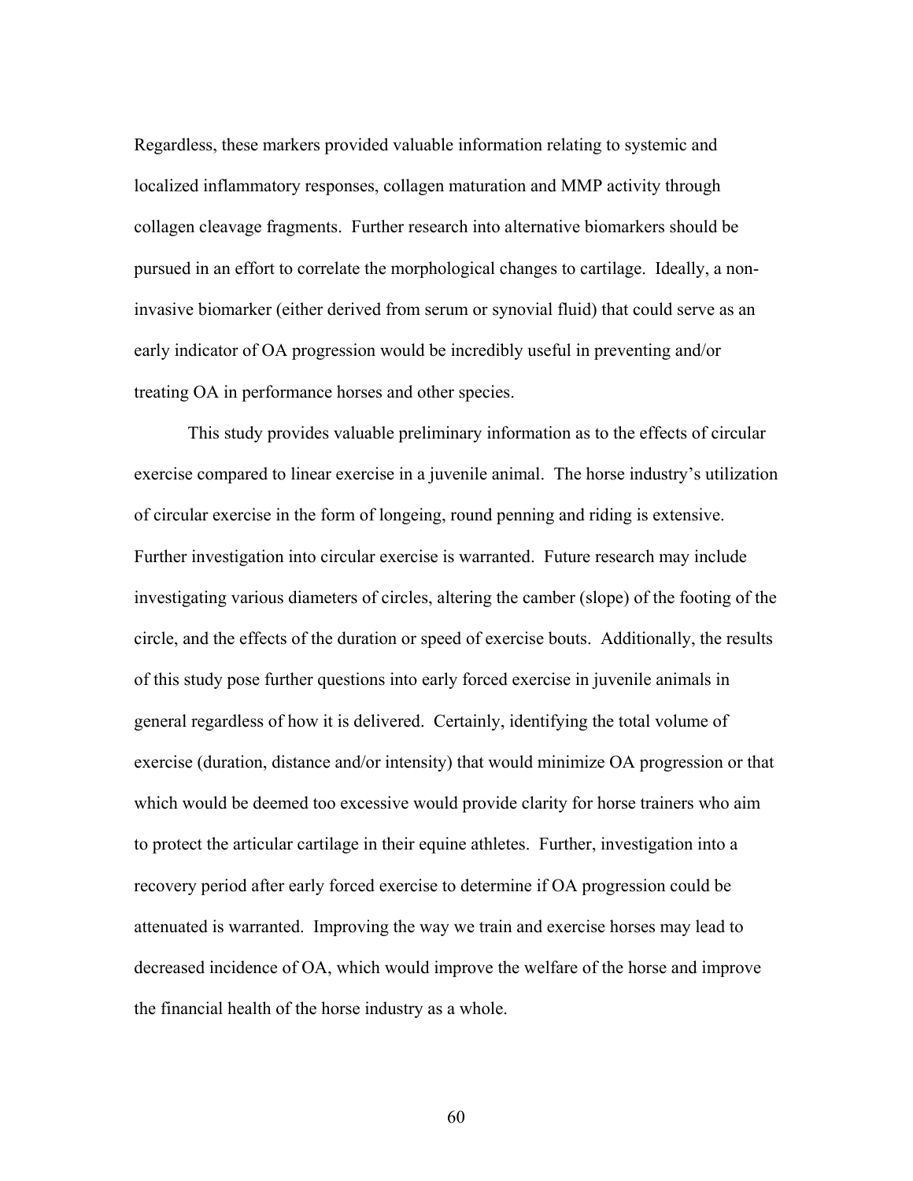Regardless, these markers provided valuable information relating to systemic and localized inflammatory responses, collagen maturation and MMP activity through collagen cleavage fragments. Further research into alternative biomarkers should be pursued in an effort to correlate the morphological changes to cartilage. Ideally, a non-invasive biomarker (either derived from serum or synovial fluid) that could serve as an early indicator of OA progression would be incredibly useful in preventing and/or treating OA in performance horses and other species.

This study provides valuable preliminary information as to the effects of circular exercise compared to linear exercise in a juvenile animal. The horse industry's utilization of circular exercise in the form of longeing, round penning and riding is extensive. Further investigation into circular exercise is warranted. Future research may include investigating various diameters of circles, altering the camber (slope) of the footing of the circle, and the effects of the duration or speed of exercise bouts. Additionally, the results of this study pose further questions into early forced exercise in juvenile animals in general regardless of how it is delivered. Certainly, identifying the total volume of exercise (duration, distance and/or intensity) that would minimize OA progression or that which would be deemed too excessive would provide clarity for horse trainers who aim to protect the articular cartilage in their equine athletes. Further, investigation into a recovery period after early forced exercise to determine if OA progression could be attenuated is warranted. Improving the way we train and exercise horses may lead to decreased incidence of OA, which would improve the welfare of the horse and improve the financial health of the horse industry as a whole.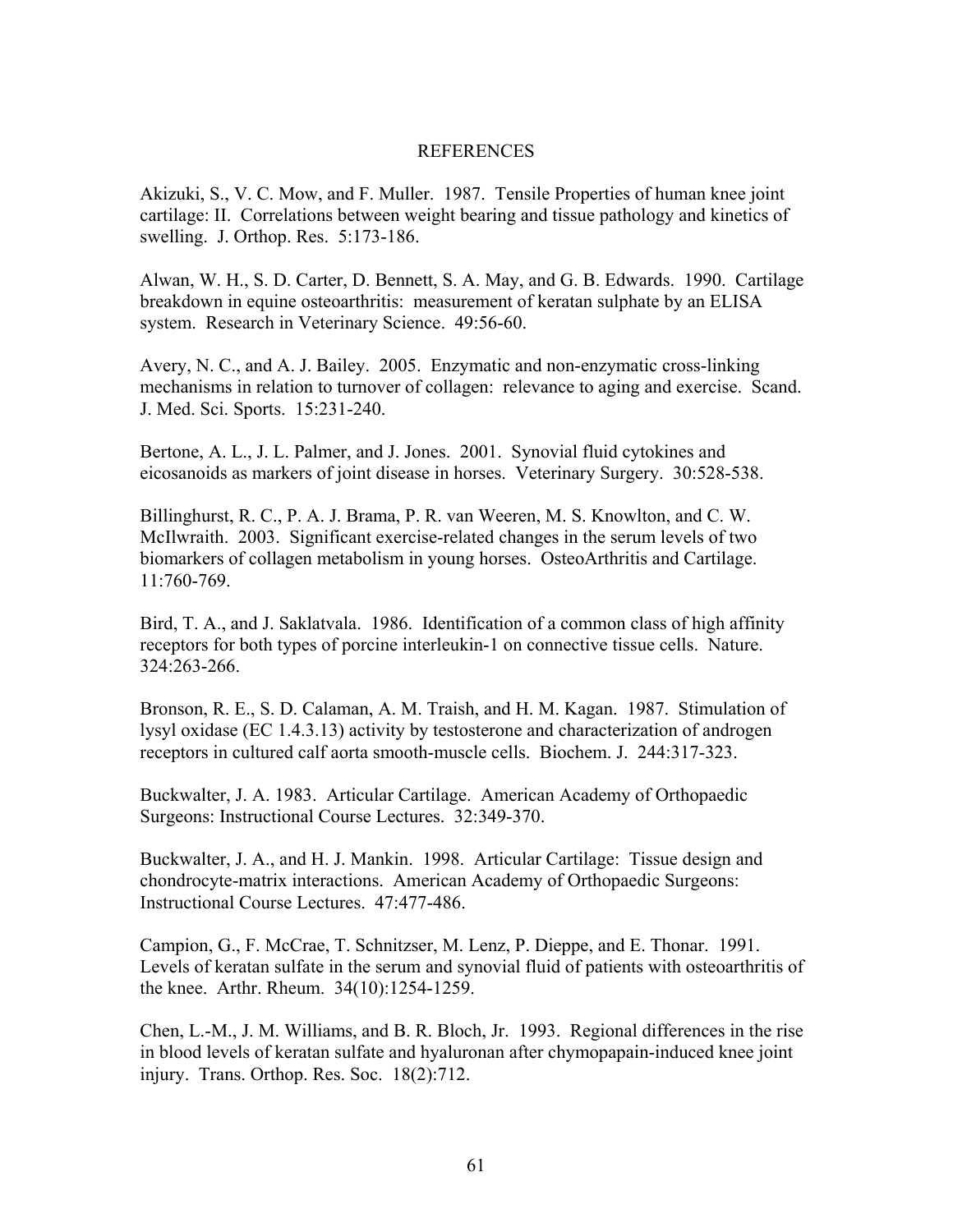# REFERENCES

Akizuki, S., V. C. Mow, and F. Muller. 1987. Tensile Properties of human knee joint cartilage: II. Correlations between weight bearing and tissue pathology and kinetics of swelling. J. Orthop. Res. 5:173-186.

Alwan, W. H., S. D. Carter, D. Bennett, S. A. May, and G. B. Edwards. 1990. Cartilage breakdown in equine osteoarthritis: measurement of keratan sulphate by an ELISA system. Research in Veterinary Science. 49:56-60.

Avery, N. C., and A. J. Bailey. 2005. Enzymatic and non-enzymatic cross-linking mechanisms in relation to turnover of collagen: relevance to aging and exercise. Scand. J. Med. Sci. Sports. 15:231-240.

Bertone, A. L., J. L. Palmer, and J. Jones. 2001. Synovial fluid cytokines and eicosanoids as markers of joint disease in horses. Veterinary Surgery. 30:528-538.

Billinghurst, R. C., P. A. J. Brama, P. R. van Weeren, M. S. Knowlton, and C. W. McIlwraith. 2003. Significant exercise-related changes in the serum levels of two biomarkers of collagen metabolism in young horses. OsteoArthritis and Cartilage. 11:760-769.

Bird, T. A., and J. Saklatvala. 1986. Identification of a common class of high affinity receptors for both types of porcine interleukin-1 on connective tissue cells. Nature. 324:263-266.

Bronson, R. E., S. D. Calaman, A. M. Traish, and H. M. Kagan. 1987. Stimulation of lysyl oxidase (EC 1.4.3.13) activity by testosterone and characterization of androgen receptors in cultured calf aorta smooth-muscle cells. Biochem. J. 244:317-323.

Buckwalter, J. A. 1983. Articular Cartilage. American Academy of Orthopaedic Surgeons: Instructional Course Lectures. 32:349-370.

Buckwalter, J. A., and H. J. Mankin. 1998. Articular Cartilage: Tissue design and chondrocyte-matrix interactions. American Academy of Orthopaedic Surgeons: Instructional Course Lectures. 47:477-486.

Campion, G., F. McCrae, T. Schnitzser, M. Lenz, P. Dieppe, and E. Thonar. 1991. Levels of keratan sulfate in the serum and synovial fluid of patients with osteoarthritis of the knee. Arthr. Rheum. 34(10):1254-1259.

Chen, L.-M., J. M. Williams, and B. R. Bloch, Jr. 1993. Regional differences in the rise in blood levels of keratan sulfate and hyaluronan after chymopapain-induced knee joint injury. Trans. Orthop. Res. Soc. 18(2):712.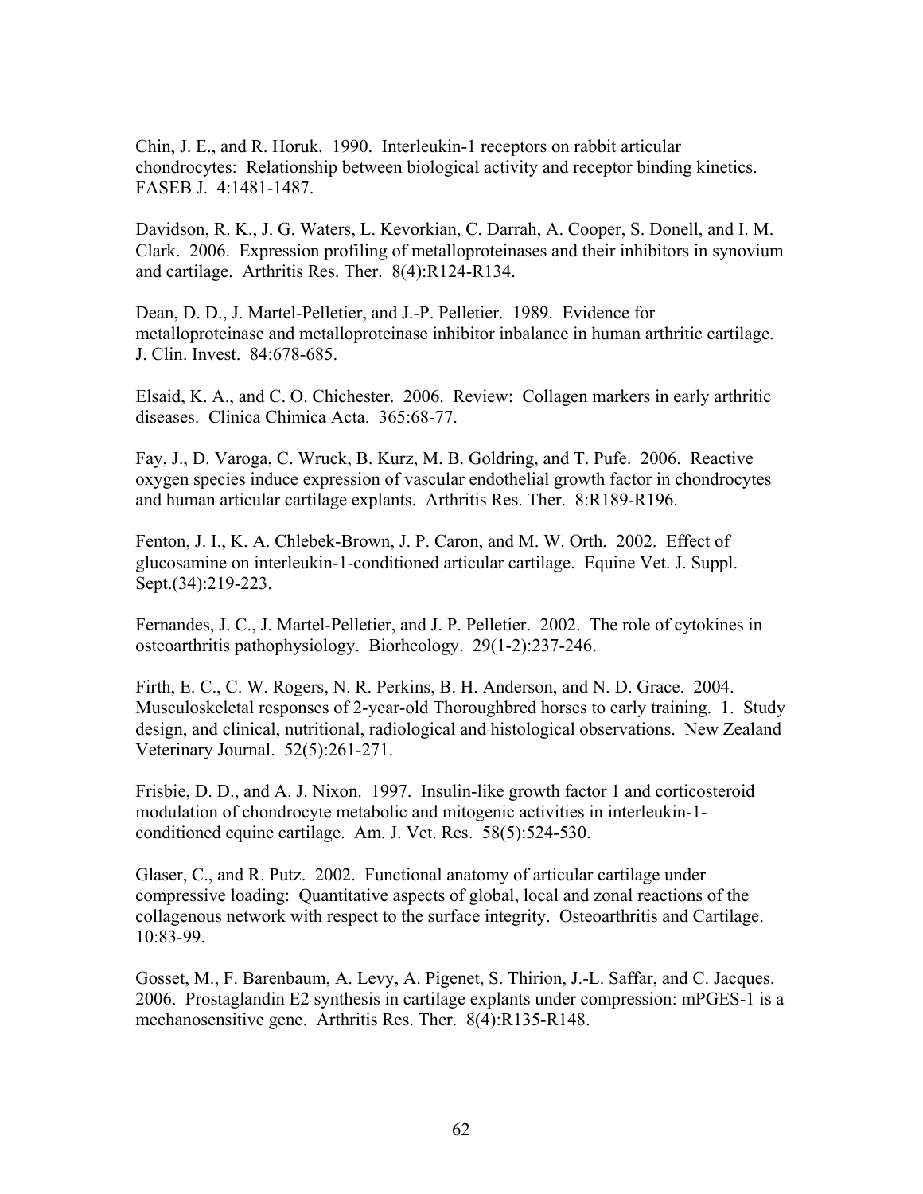Chin, J. E., and R. Horuk. 1990. Interleukin-1 receptors on rabbit articular chondrocytes: Relationship between biological activity and receptor binding kinetics. FASEB J. 4:1481-1487.

Davidson, R. K., J. G. Waters, L. Kevorkian, C. Darrah, A. Cooper, S. Donell, and I. M. Clark. 2006. Expression profiling of metalloproteinases and their inhibitors in synovium and cartilage. Arthritis Res. Ther. 8(4):R124-R134.

Dean, D. D., J. Martel-Pelletier, and J.-P. Pelletier. 1989. Evidence for metalloproteinase and metalloproteinase inhibitor inbalance in human arthritic cartilage. J. Clin. Invest. 84:678-685.

Elsaid, K. A., and C. O. Chichester. 2006. Review: Collagen markers in early arthritic diseases. Clinica Chimica Acta. 365:68-77.

Fay, J., D. Varoga, C. Wruck, B. Kurz, M. B. Goldring, and T. Pufe. 2006. Reactive oxygen species induce expression of vascular endothelial growth factor in chondrocytes and human articular cartilage explants. Arthritis Res. Ther. 8:R189-R196.

Fenton, J. I., K. A. Chlebek-Brown, J. P. Caron, and M. W. Orth. 2002. Effect of glucosamine on interleukin-1-conditioned articular cartilage. Equine Vet. J. Suppl. Sept.(34):219-223.

Fernandes, J. C., J. Martel-Pelletier, and J. P. Pelletier. 2002. The role of cytokines in osteoarthritis pathophysiology. Biorheology. 29(1-2):237-246.

Firth, E. C., C. W. Rogers, N. R. Perkins, B. H. Anderson, and N. D. Grace. 2004. Musculoskeletal responses of 2-year-old Thoroughbred horses to early training. 1. Study design, and clinical, nutritional, radiological and histological observations. New Zealand Veterinary Journal. 52(5):261-271.

Frisbie, D. D., and A. J. Nixon. 1997. Insulin-like growth factor 1 and corticosteroid modulation of chondrocyte metabolic and mitogenic activities in interleukin-1-conditioned equine cartilage. Am. J. Vet. Res. 58(5):524-530.

Glaser, C., and R. Putz. 2002. Functional anatomy of articular cartilage under compressive loading: Quantitative aspects of global, local and zonal reactions of the collagenous network with respect to the surface integrity. Osteoarthritis and Cartilage. 10:83-99.

Gosset, M., F. Barenbaum, A. Levy, A. Pigenet, S. Thirion, J.-L. Saffar, and C. Jacques. 2006. Prostaglandin E2 synthesis in cartilage explants under compression: mPGES-1 is a mechanosensitive gene. Arthritis Res. Ther. 8(4):R135-R148.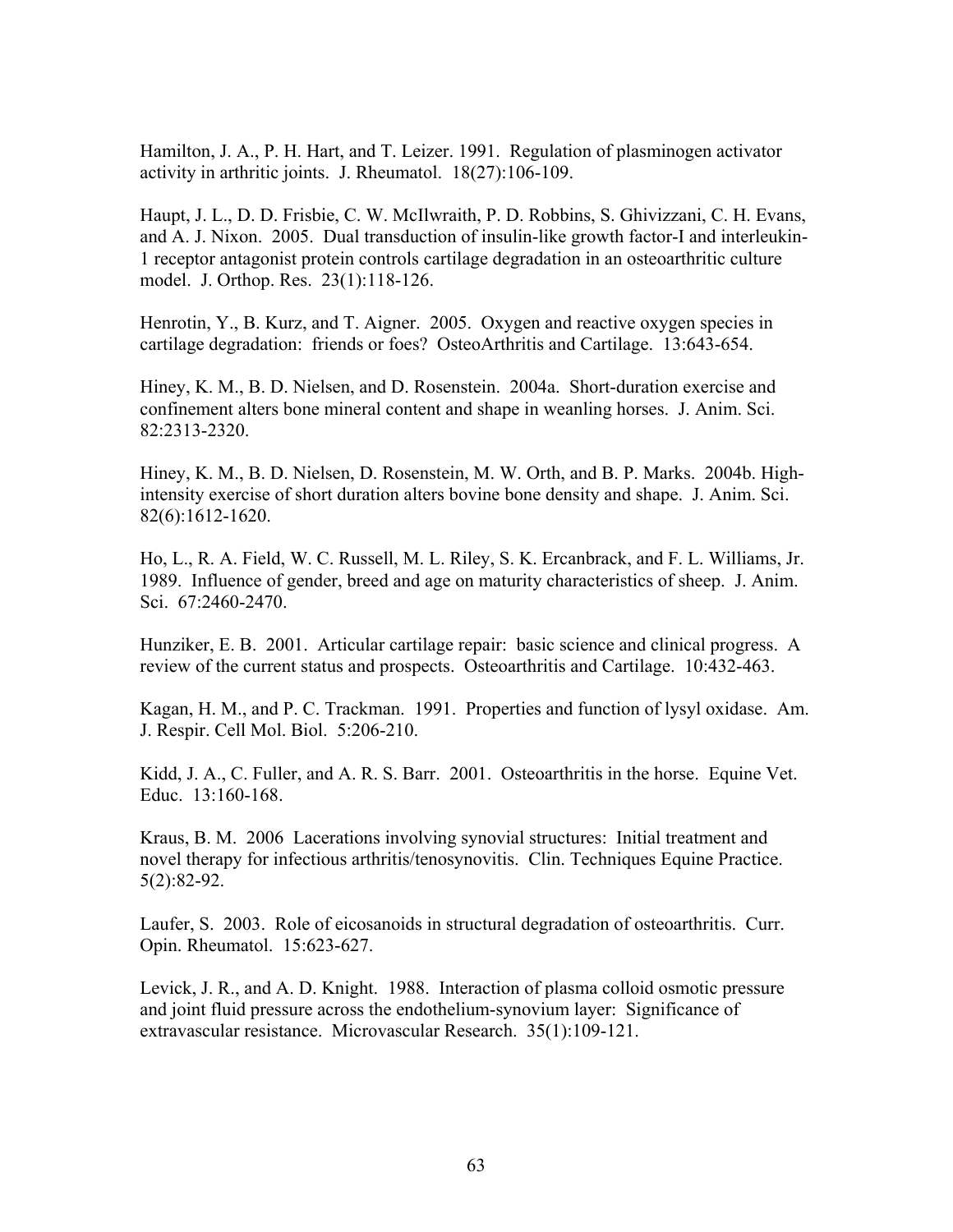Hamilton, J. A., P. H. Hart, and T. Leizer. 1991. Regulation of plasminogen activator activity in arthritic joints. J. Rheumatol. 18(27):106-109.

Haupt, J. L., D. D. Frisbie, C. W. McIlwraith, P. D. Robbins, S. Ghivizzani, C. H. Evans, and A. J. Nixon. 2005. Dual transduction of insulin-like growth factor-I and interleukin-1 receptor antagonist protein controls cartilage degradation in an osteoarthritic culture model. J. Orthop. Res. 23(1):118-126.

Henrotin, Y., B. Kurz, and T. Aigner. 2005. Oxygen and reactive oxygen species in cartilage degradation: friends or foes? OsteoArthritis and Cartilage. 13:643-654.

Hiney, K. M., B. D. Nielsen, and D. Rosenstein. 2004a. Short-duration exercise and confinement alters bone mineral content and shape in weanling horses. J. Anim. Sci. 82:2313-2320.

Hiney, K. M., B. D. Nielsen, D. Rosenstein, M. W. Orth, and B. P. Marks. 2004b. High-intensity exercise of short duration alters bovine bone density and shape. J. Anim. Sci. 82(6):1612-1620.

Ho, L., R. A. Field, W. C. Russell, M. L. Riley, S. K. Ercanbrack, and F. L. Williams, Jr. 1989. Influence of gender, breed and age on maturity characteristics of sheep. J. Anim. Sci. 67:2460-2470.

Hunziker, E. B. 2001. Articular cartilage repair: basic science and clinical progress. A review of the current status and prospects. Osteoarthritis and Cartilage. 10:432-463.

Kagan, H. M., and P. C. Trackman. 1991. Properties and function of lysyl oxidase. Am. J. Respir. Cell Mol. Biol. 5:206-210.

Kidd, J. A., C. Fuller, and A. R. S. Barr. 2001. Osteoarthritis in the horse. Equine Vet. Educ. 13:160-168.

Kraus, B. M. 2006 Lacerations involving synovial structures: Initial treatment and novel therapy for infectious arthritis/tenosynovitis. Clin. Techniques Equine Practice. 5(2):82-92.

Laufer, S. 2003. Role of eicosanoids in structural degradation of osteoarthritis. Curr. Opin. Rheumatol. 15:623-627.

Levick, J. R., and A. D. Knight. 1988. Interaction of plasma colloid osmotic pressure and joint fluid pressure across the endothelium-synovium layer: Significance of extravascular resistance. Microvascular Research. 35(1):109-121.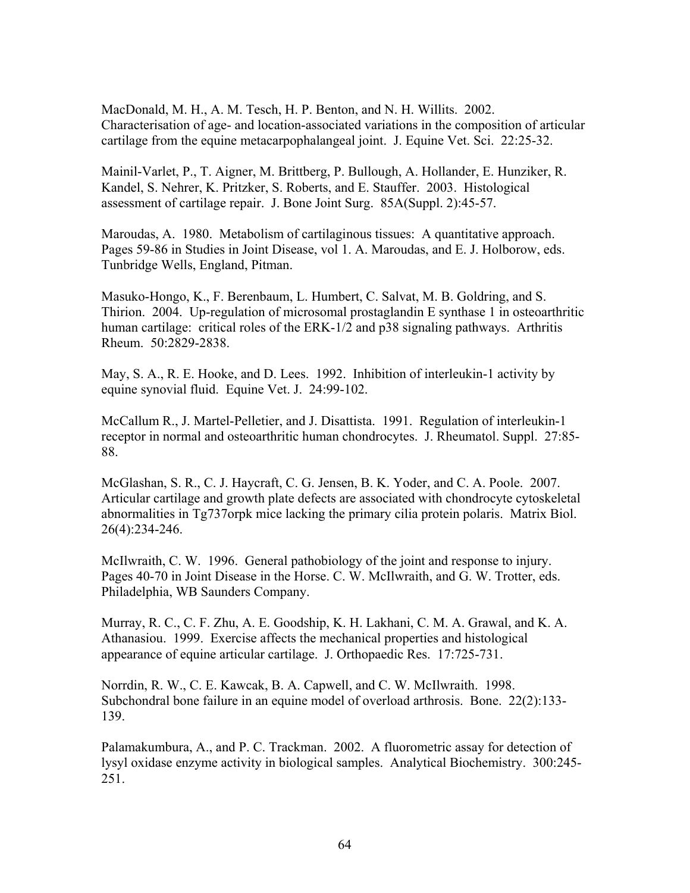MacDonald, M. H., A. M. Tesch, H. P. Benton, and N. H. Willits. 2002. Characterisation of age- and location-associated variations in the composition of articular cartilage from the equine metacarpophalangeal joint. J. Equine Vet. Sci. 22:25-32.

Mainil-Varlet, P., T. Aigner, M. Brittberg, P. Bullough, A. Hollander, E. Hunziker, R. Kandel, S. Nehrer, K. Pritzker, S. Roberts, and E. Stauffer. 2003. Histological assessment of cartilage repair. J. Bone Joint Surg. 85A(Suppl. 2):45-57.

Maroudas, A. 1980. Metabolism of cartilaginous tissues: A quantitative approach. Pages 59-86 in Studies in Joint Disease, vol 1. A. Maroudas, and E. J. Holborow, eds. Tunbridge Wells, England, Pitman.

Masuko-Hongo, K., F. Berenbaum, L. Humbert, C. Salvat, M. B. Goldring, and S. Thirion. 2004. Up-regulation of microsomal prostaglandin E synthase 1 in osteoarthritic human cartilage: critical roles of the ERK-1/2 and p38 signaling pathways. Arthritis Rheum. 50:2829-2838.

May, S. A., R. E. Hooke, and D. Lees. 1992. Inhibition of interleukin-1 activity by equine synovial fluid. Equine Vet. J. 24:99-102.

McCallum R., J. Martel-Pelletier, and J. Disattista. 1991. Regulation of interleukin-1 receptor in normal and osteoarthritic human chondrocytes. J. Rheumatol. Suppl. 27:85-88.

McGlashan, S. R., C. J. Haycraft, C. G. Jensen, B. K. Yoder, and C. A. Poole. 2007. Articular cartilage and growth plate defects are associated with chondrocyte cytoskeletal abnormalities in Tg737orpk mice lacking the primary cilia protein polaris. Matrix Biol. 26(4):234-246.

McIlwraith, C. W. 1996. General pathobiology of the joint and response to injury. Pages 40-70 in Joint Disease in the Horse. C. W. McIlwraith, and G. W. Trotter, eds. Philadelphia, WB Saunders Company.

Murray, R. C., C. F. Zhu, A. E. Goodship, K. H. Lakhani, C. M. A. Grawal, and K. A. Athanasiou. 1999. Exercise affects the mechanical properties and histological appearance of equine articular cartilage. J. Orthopaedic Res. 17:725-731.

Norrdin, R. W., C. E. Kawcak, B. A. Capwell, and C. W. McIlwraith. 1998. Subchondral bone failure in an equine model of overload arthrosis. Bone. 22(2):133-139.

Palamakumbura, A., and P. C. Trackman. 2002. A fluorometric assay for detection of lysyl oxidase enzyme activity in biological samples. Analytical Biochemistry. 300:245-251.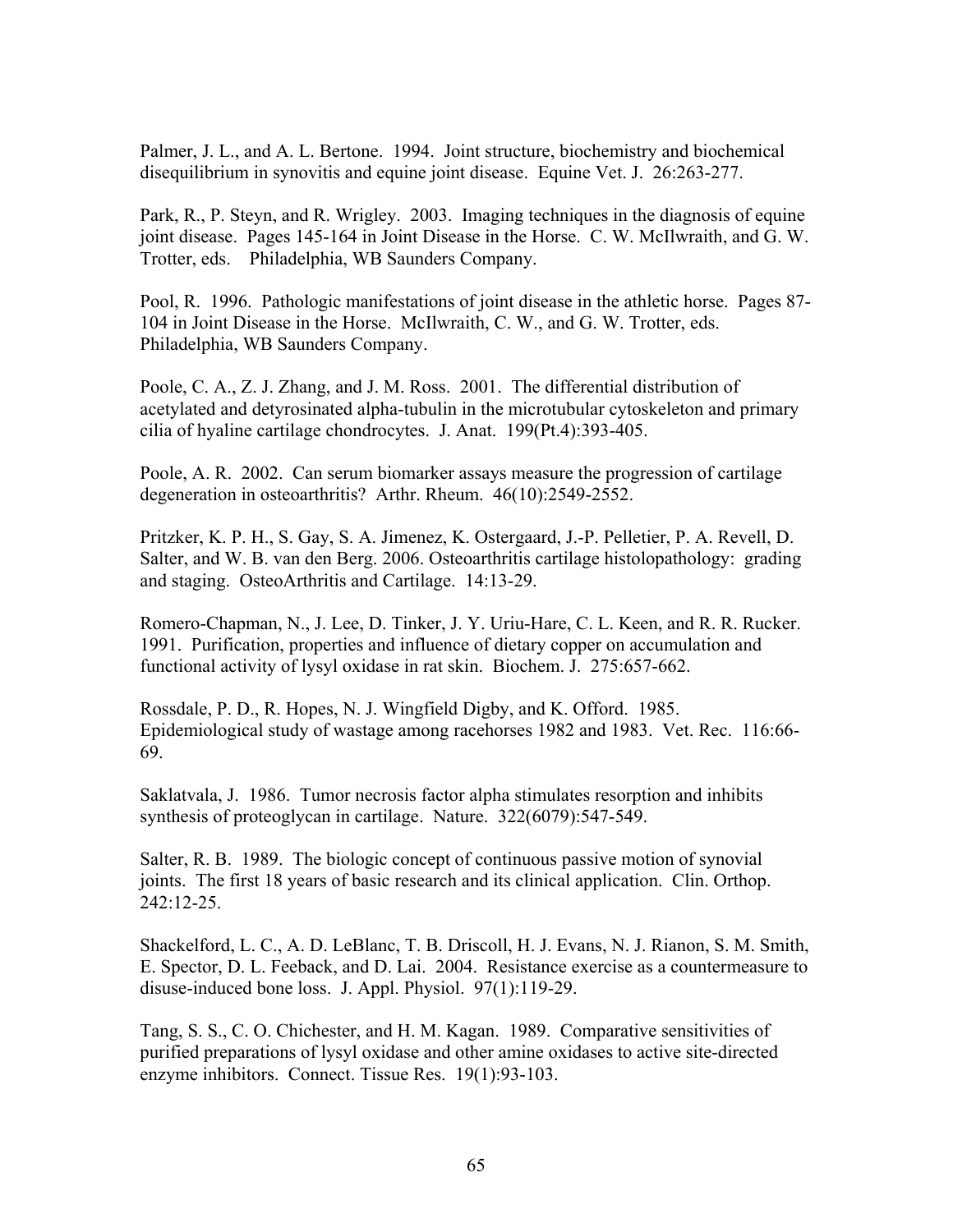Palmer, J. L., and A. L. Bertone. 1994. Joint structure, biochemistry and biochemical disequilibrium in synovitis and equine joint disease. Equine Vet. J. 26:263-277.

Park, R., P. Steyn, and R. Wrigley. 2003. Imaging techniques in the diagnosis of equine joint disease. Pages 145-164 in Joint Disease in the Horse. C. W. McIlwraith, and G. W. Trotter, eds. Philadelphia, WB Saunders Company.

Pool, R. 1996. Pathologic manifestations of joint disease in the athletic horse. Pages 87-104 in Joint Disease in the Horse. McIlwraith, C. W., and G. W. Trotter, eds. Philadelphia, WB Saunders Company.

Poole, C. A., Z. J. Zhang, and J. M. Ross. 2001. The differential distribution of acetylated and detyrosinated alpha-tubulin in the microtubular cytoskeleton and primary cilia of hyaline cartilage chondrocytes. J. Anat. 199(Pt.4):393-405.

Poole, A. R. 2002. Can serum biomarker assays measure the progression of cartilage degeneration in osteoarthritis? Arthr. Rheum. 46(10):2549-2552.

Pritzker, K. P. H., S. Gay, S. A. Jimenez, K. Ostergaard, J.-P. Pelletier, P. A. Revell, D. Salter, and W. B. van den Berg. 2006. Osteoarthritis cartilage histolopathology: grading and staging. OsteoArthritis and Cartilage. 14:13-29.

Romero-Chapman, N., J. Lee, D. Tinker, J. Y. Uriu-Hare, C. L. Keen, and R. R. Rucker. 1991. Purification, properties and influence of dietary copper on accumulation and functional activity of lysyl oxidase in rat skin. Biochem. J. 275:657-662.

Rossdale, P. D., R. Hopes, N. J. Wingfield Digby, and K. Offord. 1985. Epidemiological study of wastage among racehorses 1982 and 1983. Vet. Rec. 116:66-69.

Saklatvala, J. 1986. Tumor necrosis factor alpha stimulates resorption and inhibits synthesis of proteoglycan in cartilage. Nature. 322(6079):547-549.

Salter, R. B. 1989. The biologic concept of continuous passive motion of synovial joints. The first 18 years of basic research and its clinical application. Clin. Orthop. 242:12-25.

Shackelford, L. C., A. D. LeBlanc, T. B. Driscoll, H. J. Evans, N. J. Rianon, S. M. Smith, E. Spector, D. L. Feeback, and D. Lai. 2004. Resistance exercise as a countermeasure to disuse-induced bone loss. J. Appl. Physiol. 97(1):119-29.

Tang, S. S., C. O. Chichester, and H. M. Kagan. 1989. Comparative sensitivities of purified preparations of lysyl oxidase and other amine oxidases to active site-directed enzyme inhibitors. Connect. Tissue Res. 19(1):93-103.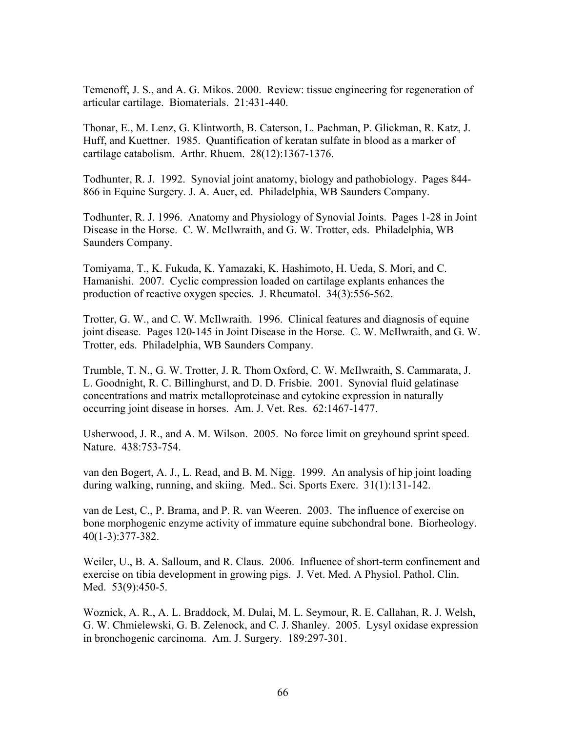Temenoff, J. S., and A. G. Mikos. 2000. Review: tissue engineering for regeneration of articular cartilage. Biomaterials. 21:431-440.

Thonar, E., M. Lenz, G. Klintworth, B. Caterson, L. Pachman, P. Glickman, R. Katz, J. Huff, and Kuettner. 1985. Quantification of keratan sulfate in blood as a marker of cartilage catabolism. Arthr. Rhuem. 28(12):1367-1376.

Todhunter, R. J. 1992. Synovial joint anatomy, biology and pathobiology. Pages 844-866 in Equine Surgery. J. A. Auer, ed. Philadelphia, WB Saunders Company.

Todhunter, R. J. 1996. Anatomy and Physiology of Synovial Joints. Pages 1-28 in Joint Disease in the Horse. C. W. McIlwraith, and G. W. Trotter, eds. Philadelphia, WB Saunders Company.

Tomiyama, T., K. Fukuda, K. Yamazaki, K. Hashimoto, H. Ueda, S. Mori, and C. Hamanishi. 2007. Cyclic compression loaded on cartilage explants enhances the production of reactive oxygen species. J. Rheumatol. 34(3):556-562.

Trotter, G. W., and C. W. McIlwraith. 1996. Clinical features and diagnosis of equine joint disease. Pages 120-145 in Joint Disease in the Horse. C. W. McIlwraith, and G. W. Trotter, eds. Philadelphia, WB Saunders Company.

Trumble, T. N., G. W. Trotter, J. R. Thom Oxford, C. W. McIlwraith, S. Cammarata, J. L. Goodnight, R. C. Billinghurst, and D. D. Frisbie. 2001. Synovial fluid gelatinase concentrations and matrix metalloproteinase and cytokine expression in naturally occurring joint disease in horses. Am. J. Vet. Res. 62:1467-1477.

Usherwood, J. R., and A. M. Wilson. 2005. No force limit on greyhound sprint speed. Nature. 438:753-754.

van den Bogert, A. J., L. Read, and B. M. Nigg. 1999. An analysis of hip joint loading during walking, running, and skiing. Med.. Sci. Sports Exerc. 31(1):131-142.

van de Lest, C., P. Brama, and P. R. van Weeren. 2003. The influence of exercise on bone morphogenic enzyme activity of immature equine subchondral bone. Biorheology. 40(1-3):377-382.

Weiler, U., B. A. Salloum, and R. Claus. 2006. Influence of short-term confinement and exercise on tibia development in growing pigs. J. Vet. Med. A Physiol. Pathol. Clin. Med. 53(9):450-5.

Woznick, A. R., A. L. Braddock, M. Dulai, M. L. Seymour, R. E. Callahan, R. J. Welsh, G. W. Chmielewski, G. B. Zelenock, and C. J. Shanley. 2005. Lysyl oxidase expression in bronchogenic carcinoma. Am. J. Surgery. 189:297-301.